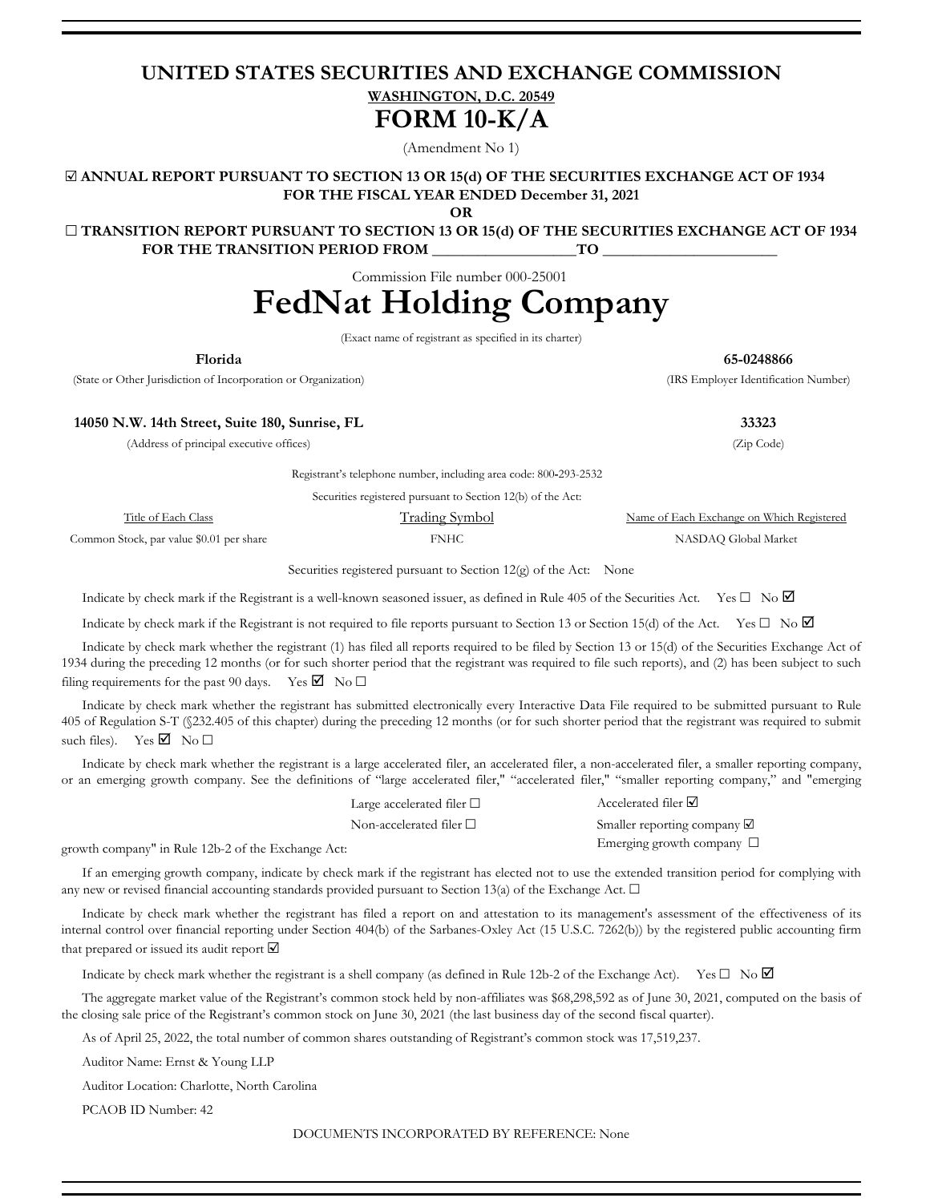# UNITED STATES SECURITIES AND EXCHANGE COMMISSION

**WASHINGTON, D.C. 20549**

# FORM 10-K/A

(Amendment No 1)

☑ **ANNUAL REPORT PURSUANT TO SECTION 13 OR 15(d) OF THE SECURITIES EXCHANGE ACT OF 1934**
**FOR THE FISCAL YEAR ENDED December 31, 2021**

**OR**

☐ **TRANSITION REPORT PURSUANT TO SECTION 13 OR 15(d) OF THE SECURITIES EXCHANGE ACT OF 1934**
**FOR THE TRANSITION PERIOD FROM \_\_\_\_\_\_\_\_\_\_\_\_\_\_\_\_\_\_\_TO \_\_\_\_\_\_\_\_\_\_\_\_\_\_\_\_\_\_\_\_\_\_**

Commission File number 000-25001

# FedNat Holding Company

(Exact name of registrant as specified in its charter)

| **Florida** | **65-0248866** |
|---|---|
| (State or Other Jurisdiction of Incorporation or Organization) | (IRS Employer Identification Number) |
| **14050 N.W. 14th Street, Suite 180, Sunrise, FL** | **33323** |
| (Address of principal executive offices) | (Zip Code) |

Registrant's telephone number, including area code: 800-293-2532

Securities registered pursuant to Section 12(b) of the Act:

| Title of Each Class | Trading Symbol | Name of Each Exchange on Which Registered |
|---|---|---|
| Common Stock, par value $0.01 per share | FNHC | NASDAQ Global Market |

Securities registered pursuant to Section 12(g) of the Act: None

Indicate by check mark if the Registrant is a well-known seasoned issuer, as defined in Rule 405 of the Securities Act. Yes ☐ No ☑

Indicate by check mark if the Registrant is not required to file reports pursuant to Section 13 or Section 15(d) of the Act. Yes ☐ No ☑

Indicate by check mark whether the registrant (1) has filed all reports required to be filed by Section 13 or 15(d) of the Securities Exchange Act of 1934 during the preceding 12 months (or for such shorter period that the registrant was required to file such reports), and (2) has been subject to such filing requirements for the past 90 days. Yes ☑ No ☐

Indicate by check mark whether the registrant has submitted electronically every Interactive Data File required to be submitted pursuant to Rule 405 of Regulation S-T (§232.405 of this chapter) during the preceding 12 months (or for such shorter period that the registrant was required to submit such files). Yes ☑ No ☐

Indicate by check mark whether the registrant is a large accelerated filer, an accelerated filer, a non-accelerated filer, a smaller reporting company, or an emerging growth company. See the definitions of "large accelerated filer," "accelerated filer," "smaller reporting company," and "emerging growth company" in Rule 12b-2 of the Exchange Act:

| | |
|---|---|
| Large accelerated filer ☐ | Accelerated filer ☑ |
| Non-accelerated filer ☐ | Smaller reporting company ☑ |
| | Emerging growth company ☐ |

If an emerging growth company, indicate by check mark if the registrant has elected not to use the extended transition period for complying with any new or revised financial accounting standards provided pursuant to Section 13(a) of the Exchange Act. ☐

Indicate by check mark whether the registrant has filed a report on and attestation to its management's assessment of the effectiveness of its internal control over financial reporting under Section 404(b) of the Sarbanes-Oxley Act (15 U.S.C. 7262(b)) by the registered public accounting firm that prepared or issued its audit report ☑

Indicate by check mark whether the registrant is a shell company (as defined in Rule 12b-2 of the Exchange Act). Yes ☐ No ☑

The aggregate market value of the Registrant's common stock held by non-affiliates was $68,298,592 as of June 30, 2021, computed on the basis of the closing sale price of the Registrant's common stock on June 30, 2021 (the last business day of the second fiscal quarter).

As of April 25, 2022, the total number of common shares outstanding of Registrant's common stock was 17,519,237.

Auditor Name: Ernst & Young LLP

Auditor Location: Charlotte, North Carolina

PCAOB ID Number: 42

DOCUMENTS INCORPORATED BY REFERENCE: None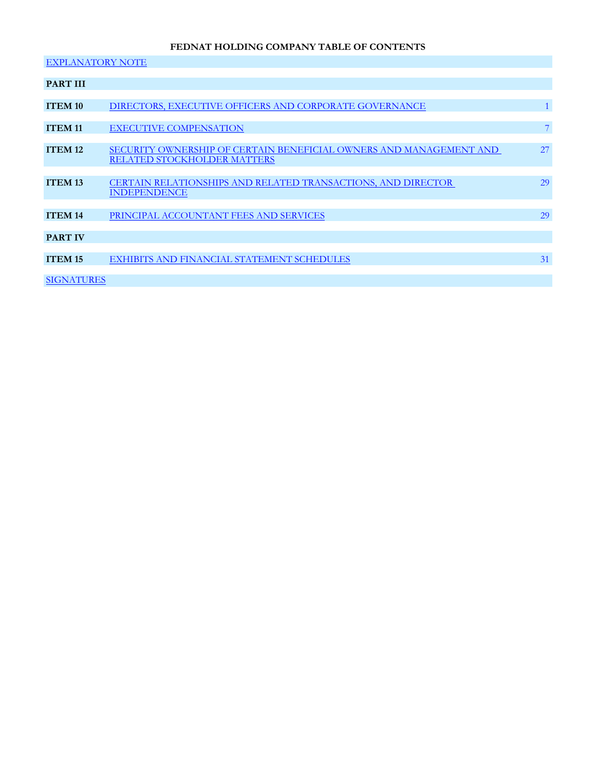# FEDNAT HOLDING COMPANY TABLE OF CONTENTS

| | | |
|---|---|---|
| EXPLANATORY NOTE | | |
| **PART III** | | |
| **ITEM 10** | DIRECTORS, EXECUTIVE OFFICERS AND CORPORATE GOVERNANCE | 1 |
| **ITEM 11** | EXECUTIVE COMPENSATION | 7 |
| **ITEM 12** | SECURITY OWNERSHIP OF CERTAIN BENEFICIAL OWNERS AND MANAGEMENT AND RELATED STOCKHOLDER MATTERS | 27 |
| **ITEM 13** | CERTAIN RELATIONSHIPS AND RELATED TRANSACTIONS, AND DIRECTOR INDEPENDENCE | 29 |
| **ITEM 14** | PRINCIPAL ACCOUNTANT FEES AND SERVICES | 29 |
| **PART IV** | | |
| **ITEM 15** | EXHIBITS AND FINANCIAL STATEMENT SCHEDULES | 31 |
| SIGNATURES | | |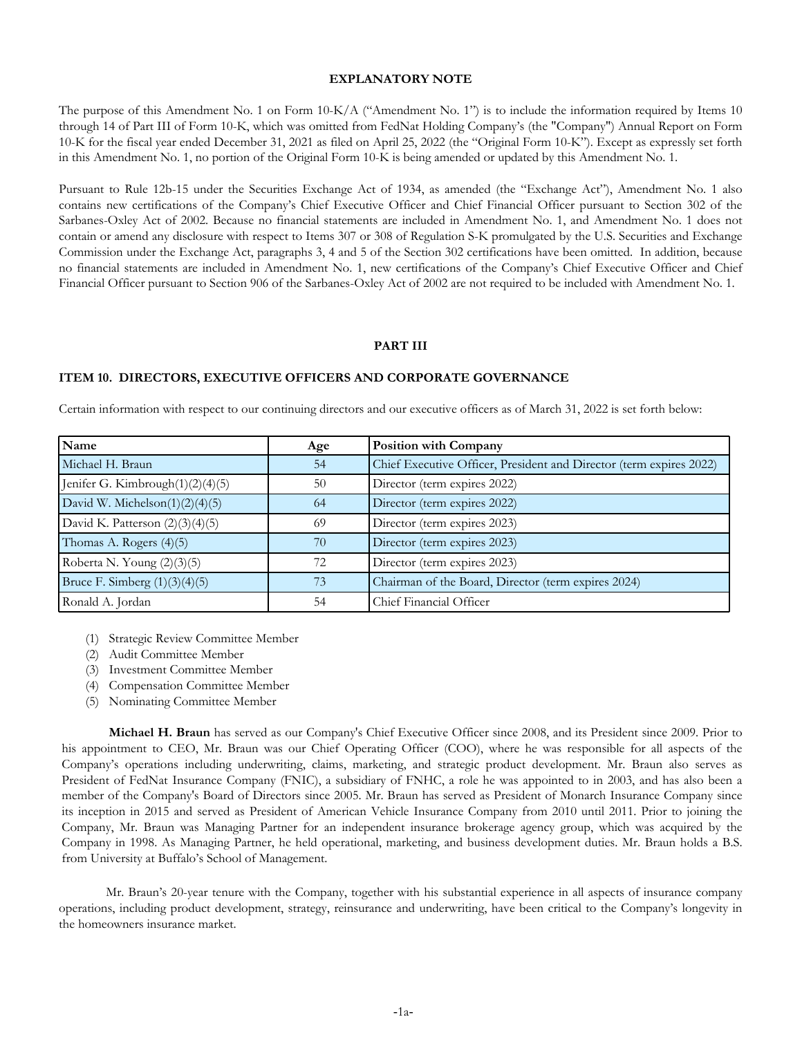## EXPLANATORY NOTE

The purpose of this Amendment No. 1 on Form 10-K/A ("Amendment No. 1") is to include the information required by Items 10 through 14 of Part III of Form 10-K, which was omitted from FedNat Holding Company's (the "Company") Annual Report on Form 10-K for the fiscal year ended December 31, 2021 as filed on April 25, 2022 (the "Original Form 10-K"). Except as expressly set forth in this Amendment No. 1, no portion of the Original Form 10-K is being amended or updated by this Amendment No. 1.

Pursuant to Rule 12b-15 under the Securities Exchange Act of 1934, as amended (the "Exchange Act"), Amendment No. 1 also contains new certifications of the Company's Chief Executive Officer and Chief Financial Officer pursuant to Section 302 of the Sarbanes-Oxley Act of 2002. Because no financial statements are included in Amendment No. 1, and Amendment No. 1 does not contain or amend any disclosure with respect to Items 307 or 308 of Regulation S-K promulgated by the U.S. Securities and Exchange Commission under the Exchange Act, paragraphs 3, 4 and 5 of the Section 302 certifications have been omitted. In addition, because no financial statements are included in Amendment No. 1, new certifications of the Company's Chief Executive Officer and Chief Financial Officer pursuant to Section 906 of the Sarbanes-Oxley Act of 2002 are not required to be included with Amendment No. 1.

## PART III

### ITEM 10. DIRECTORS, EXECUTIVE OFFICERS AND CORPORATE GOVERNANCE

Certain information with respect to our continuing directors and our executive officers as of March 31, 2022 is set forth below:

| Name | Age | Position with Company |
|---|---|---|
| Michael H. Braun | 54 | Chief Executive Officer, President and Director (term expires 2022) |
| Jenifer G. Kimbrough(1)(2)(4)(5) | 50 | Director (term expires 2022) |
| David W. Michelson(1)(2)(4)(5) | 64 | Director (term expires 2022) |
| David K. Patterson (2)(3)(4)(5) | 69 | Director (term expires 2023) |
| Thomas A. Rogers (4)(5) | 70 | Director (term expires 2023) |
| Roberta N. Young (2)(3)(5) | 72 | Director (term expires 2023) |
| Bruce F. Simberg (1)(3)(4)(5) | 73 | Chairman of the Board, Director (term expires 2024) |
| Ronald A. Jordan | 54 | Chief Financial Officer |

(1) Strategic Review Committee Member
(2) Audit Committee Member
(3) Investment Committee Member
(4) Compensation Committee Member
(5) Nominating Committee Member

**Michael H. Braun** has served as our Company's Chief Executive Officer since 2008, and its President since 2009. Prior to his appointment to CEO, Mr. Braun was our Chief Operating Officer (COO), where he was responsible for all aspects of the Company's operations including underwriting, claims, marketing, and strategic product development. Mr. Braun also serves as President of FedNat Insurance Company (FNIC), a subsidiary of FNHC, a role he was appointed to in 2003, and has also been a member of the Company's Board of Directors since 2005. Mr. Braun has served as President of Monarch Insurance Company since its inception in 2015 and served as President of American Vehicle Insurance Company from 2010 until 2011. Prior to joining the Company, Mr. Braun was Managing Partner for an independent insurance brokerage agency group, which was acquired by the Company in 1998. As Managing Partner, he held operational, marketing, and business development duties. Mr. Braun holds a B.S. from University at Buffalo's School of Management.

Mr. Braun's 20-year tenure with the Company, together with his substantial experience in all aspects of insurance company operations, including product development, strategy, reinsurance and underwriting, have been critical to the Company's longevity in the homeowners insurance market.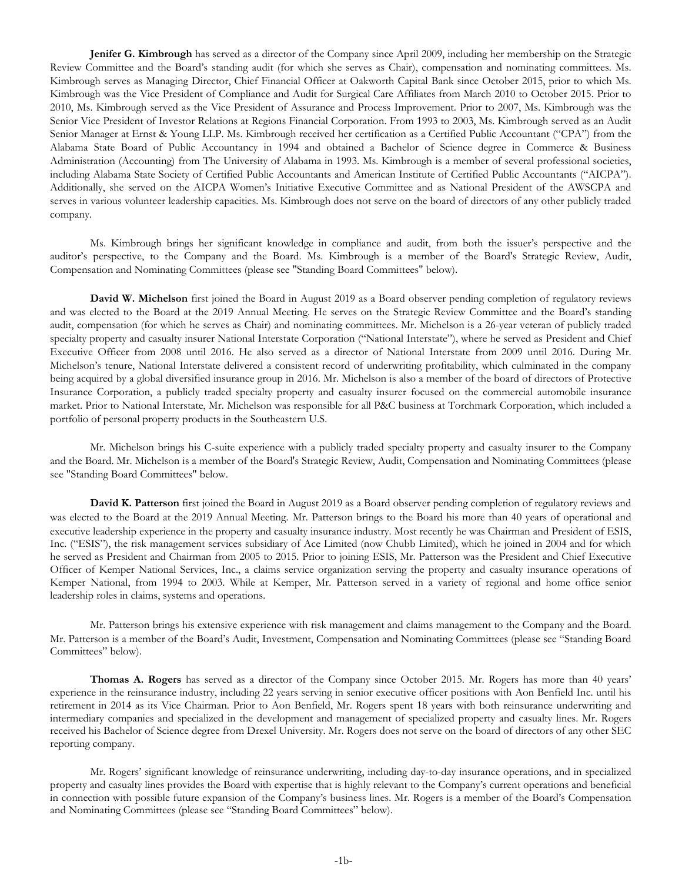**Jenifer G. Kimbrough** has served as a director of the Company since April 2009, including her membership on the Strategic Review Committee and the Board's standing audit (for which she serves as Chair), compensation and nominating committees. Ms. Kimbrough serves as Managing Director, Chief Financial Officer at Oakworth Capital Bank since October 2015, prior to which Ms. Kimbrough was the Vice President of Compliance and Audit for Surgical Care Affiliates from March 2010 to October 2015. Prior to 2010, Ms. Kimbrough served as the Vice President of Assurance and Process Improvement. Prior to 2007, Ms. Kimbrough was the Senior Vice President of Investor Relations at Regions Financial Corporation. From 1993 to 2003, Ms. Kimbrough served as an Audit Senior Manager at Ernst & Young LLP. Ms. Kimbrough received her certification as a Certified Public Accountant ("CPA") from the Alabama State Board of Public Accountancy in 1994 and obtained a Bachelor of Science degree in Commerce & Business Administration (Accounting) from The University of Alabama in 1993. Ms. Kimbrough is a member of several professional societies, including Alabama State Society of Certified Public Accountants and American Institute of Certified Public Accountants ("AICPA"). Additionally, she served on the AICPA Women's Initiative Executive Committee and as National President of the AWSCPA and serves in various volunteer leadership capacities. Ms. Kimbrough does not serve on the board of directors of any other publicly traded company.

Ms. Kimbrough brings her significant knowledge in compliance and audit, from both the issuer's perspective and the auditor's perspective, to the Company and the Board. Ms. Kimbrough is a member of the Board's Strategic Review, Audit, Compensation and Nominating Committees (please see "Standing Board Committees" below).

**David W. Michelson** first joined the Board in August 2019 as a Board observer pending completion of regulatory reviews and was elected to the Board at the 2019 Annual Meeting. He serves on the Strategic Review Committee and the Board's standing audit, compensation (for which he serves as Chair) and nominating committees. Mr. Michelson is a 26-year veteran of publicly traded specialty property and casualty insurer National Interstate Corporation ("National Interstate"), where he served as President and Chief Executive Officer from 2008 until 2016. He also served as a director of National Interstate from 2009 until 2016. During Mr. Michelson's tenure, National Interstate delivered a consistent record of underwriting profitability, which culminated in the company being acquired by a global diversified insurance group in 2016. Mr. Michelson is also a member of the board of directors of Protective Insurance Corporation, a publicly traded specialty property and casualty insurer focused on the commercial automobile insurance market. Prior to National Interstate, Mr. Michelson was responsible for all P&C business at Torchmark Corporation, which included a portfolio of personal property products in the Southeastern U.S.

Mr. Michelson brings his C-suite experience with a publicly traded specialty property and casualty insurer to the Company and the Board. Mr. Michelson is a member of the Board's Strategic Review, Audit, Compensation and Nominating Committees (please see "Standing Board Committees" below.

**David K. Patterson** first joined the Board in August 2019 as a Board observer pending completion of regulatory reviews and was elected to the Board at the 2019 Annual Meeting. Mr. Patterson brings to the Board his more than 40 years of operational and executive leadership experience in the property and casualty insurance industry. Most recently he was Chairman and President of ESIS, Inc. ("ESIS"), the risk management services subsidiary of Ace Limited (now Chubb Limited), which he joined in 2004 and for which he served as President and Chairman from 2005 to 2015. Prior to joining ESIS, Mr. Patterson was the President and Chief Executive Officer of Kemper National Services, Inc., a claims service organization serving the property and casualty insurance operations of Kemper National, from 1994 to 2003. While at Kemper, Mr. Patterson served in a variety of regional and home office senior leadership roles in claims, systems and operations.

Mr. Patterson brings his extensive experience with risk management and claims management to the Company and the Board. Mr. Patterson is a member of the Board's Audit, Investment, Compensation and Nominating Committees (please see "Standing Board Committees" below).

**Thomas A. Rogers** has served as a director of the Company since October 2015. Mr. Rogers has more than 40 years' experience in the reinsurance industry, including 22 years serving in senior executive officer positions with Aon Benfield Inc. until his retirement in 2014 as its Vice Chairman. Prior to Aon Benfield, Mr. Rogers spent 18 years with both reinsurance underwriting and intermediary companies and specialized in the development and management of specialized property and casualty lines. Mr. Rogers received his Bachelor of Science degree from Drexel University. Mr. Rogers does not serve on the board of directors of any other SEC reporting company.

Mr. Rogers' significant knowledge of reinsurance underwriting, including day-to-day insurance operations, and in specialized property and casualty lines provides the Board with expertise that is highly relevant to the Company's current operations and beneficial in connection with possible future expansion of the Company's business lines. Mr. Rogers is a member of the Board's Compensation and Nominating Committees (please see "Standing Board Committees" below).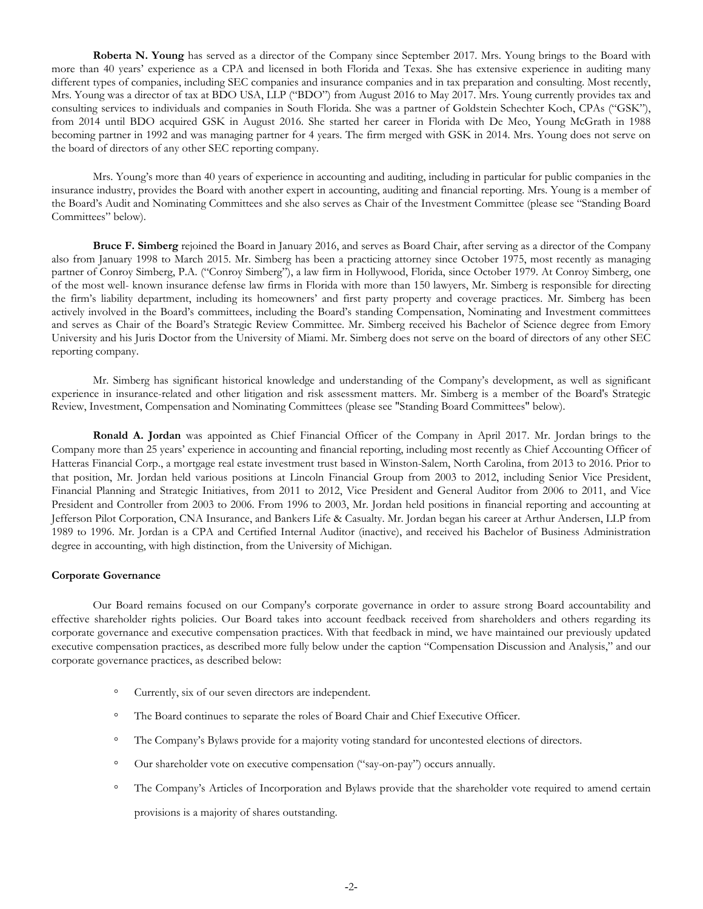**Roberta N. Young** has served as a director of the Company since September 2017. Mrs. Young brings to the Board with more than 40 years' experience as a CPA and licensed in both Florida and Texas. She has extensive experience in auditing many different types of companies, including SEC companies and insurance companies and in tax preparation and consulting. Most recently, Mrs. Young was a director of tax at BDO USA, LLP ("BDO") from August 2016 to May 2017. Mrs. Young currently provides tax and consulting services to individuals and companies in South Florida. She was a partner of Goldstein Schechter Koch, CPAs ("GSK"), from 2014 until BDO acquired GSK in August 2016. She started her career in Florida with De Meo, Young McGrath in 1988 becoming partner in 1992 and was managing partner for 4 years. The firm merged with GSK in 2014. Mrs. Young does not serve on the board of directors of any other SEC reporting company.

Mrs. Young's more than 40 years of experience in accounting and auditing, including in particular for public companies in the insurance industry, provides the Board with another expert in accounting, auditing and financial reporting. Mrs. Young is a member of the Board's Audit and Nominating Committees and she also serves as Chair of the Investment Committee (please see "Standing Board Committees" below).

**Bruce F. Simberg** rejoined the Board in January 2016, and serves as Board Chair, after serving as a director of the Company also from January 1998 to March 2015. Mr. Simberg has been a practicing attorney since October 1975, most recently as managing partner of Conroy Simberg, P.A. ("Conroy Simberg"), a law firm in Hollywood, Florida, since October 1979. At Conroy Simberg, one of the most well- known insurance defense law firms in Florida with more than 150 lawyers, Mr. Simberg is responsible for directing the firm's liability department, including its homeowners' and first party property and coverage practices. Mr. Simberg has been actively involved in the Board's committees, including the Board's standing Compensation, Nominating and Investment committees and serves as Chair of the Board's Strategic Review Committee. Mr. Simberg received his Bachelor of Science degree from Emory University and his Juris Doctor from the University of Miami. Mr. Simberg does not serve on the board of directors of any other SEC reporting company.

Mr. Simberg has significant historical knowledge and understanding of the Company's development, as well as significant experience in insurance-related and other litigation and risk assessment matters. Mr. Simberg is a member of the Board's Strategic Review, Investment, Compensation and Nominating Committees (please see "Standing Board Committees" below).

**Ronald A. Jordan** was appointed as Chief Financial Officer of the Company in April 2017. Mr. Jordan brings to the Company more than 25 years' experience in accounting and financial reporting, including most recently as Chief Accounting Officer of Hatteras Financial Corp., a mortgage real estate investment trust based in Winston-Salem, North Carolina, from 2013 to 2016. Prior to that position, Mr. Jordan held various positions at Lincoln Financial Group from 2003 to 2012, including Senior Vice President, Financial Planning and Strategic Initiatives, from 2011 to 2012, Vice President and General Auditor from 2006 to 2011, and Vice President and Controller from 2003 to 2006. From 1996 to 2003, Mr. Jordan held positions in financial reporting and accounting at Jefferson Pilot Corporation, CNA Insurance, and Bankers Life & Casualty. Mr. Jordan began his career at Arthur Andersen, LLP from 1989 to 1996. Mr. Jordan is a CPA and Certified Internal Auditor (inactive), and received his Bachelor of Business Administration degree in accounting, with high distinction, from the University of Michigan.

**Corporate Governance**

Our Board remains focused on our Company's corporate governance in order to assure strong Board accountability and effective shareholder rights policies. Our Board takes into account feedback received from shareholders and others regarding its corporate governance and executive compensation practices. With that feedback in mind, we have maintained our previously updated executive compensation practices, as described more fully below under the caption "Compensation Discussion and Analysis," and our corporate governance practices, as described below:

- Currently, six of our seven directors are independent.
- The Board continues to separate the roles of Board Chair and Chief Executive Officer.
- The Company's Bylaws provide for a majority voting standard for uncontested elections of directors.
- Our shareholder vote on executive compensation ("say-on-pay") occurs annually.
- The Company's Articles of Incorporation and Bylaws provide that the shareholder vote required to amend certain provisions is a majority of shares outstanding.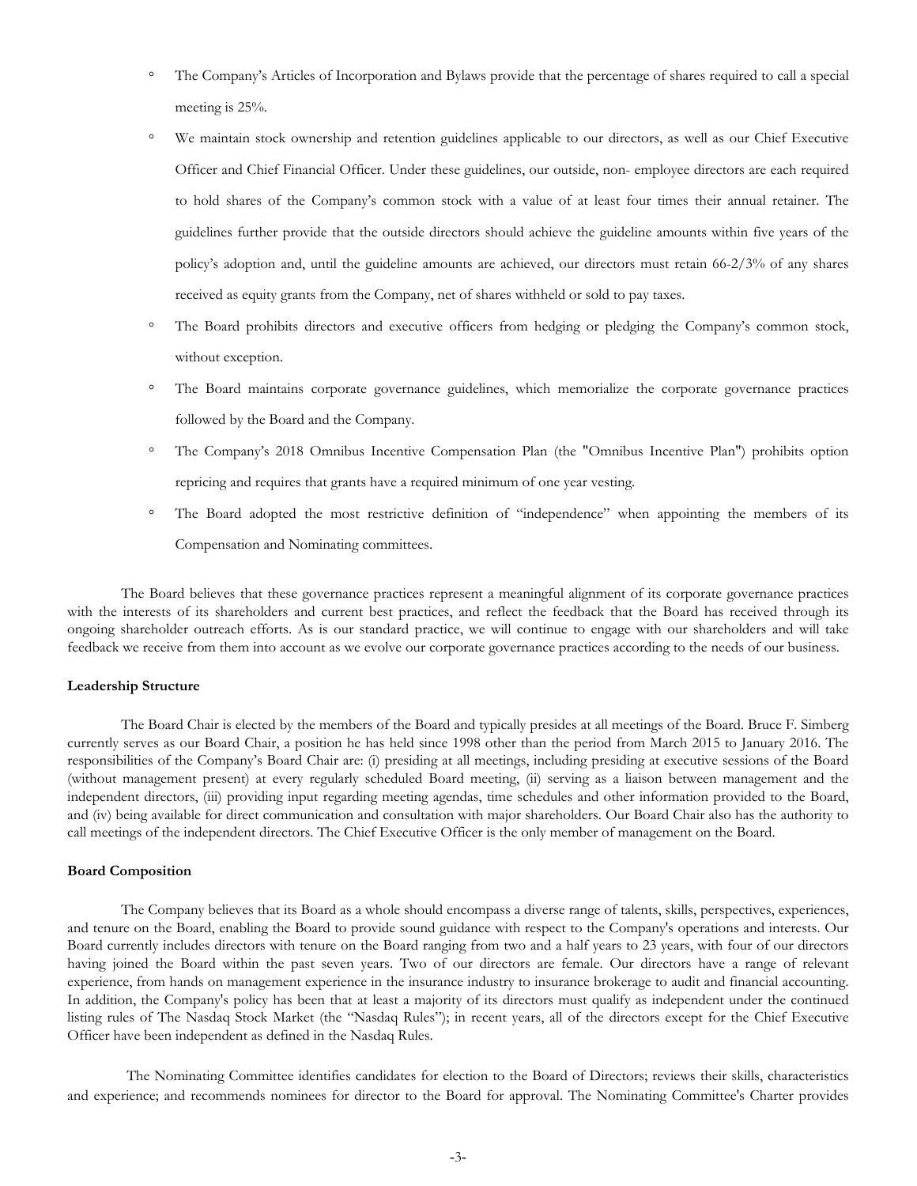- The Company's Articles of Incorporation and Bylaws provide that the percentage of shares required to call a special meeting is 25%.
- We maintain stock ownership and retention guidelines applicable to our directors, as well as our Chief Executive Officer and Chief Financial Officer. Under these guidelines, our outside, non- employee directors are each required to hold shares of the Company's common stock with a value of at least four times their annual retainer. The guidelines further provide that the outside directors should achieve the guideline amounts within five years of the policy's adoption and, until the guideline amounts are achieved, our directors must retain 66-2/3% of any shares received as equity grants from the Company, net of shares withheld or sold to pay taxes.
- The Board prohibits directors and executive officers from hedging or pledging the Company's common stock, without exception.
- The Board maintains corporate governance guidelines, which memorialize the corporate governance practices followed by the Board and the Company.
- The Company's 2018 Omnibus Incentive Compensation Plan (the "Omnibus Incentive Plan") prohibits option repricing and requires that grants have a required minimum of one year vesting.
- The Board adopted the most restrictive definition of "independence" when appointing the members of its Compensation and Nominating committees.

The Board believes that these governance practices represent a meaningful alignment of its corporate governance practices with the interests of its shareholders and current best practices, and reflect the feedback that the Board has received through its ongoing shareholder outreach efforts. As is our standard practice, we will continue to engage with our shareholders and will take feedback we receive from them into account as we evolve our corporate governance practices according to the needs of our business.

**Leadership Structure**

The Board Chair is elected by the members of the Board and typically presides at all meetings of the Board. Bruce F. Simberg currently serves as our Board Chair, a position he has held since 1998 other than the period from March 2015 to January 2016. The responsibilities of the Company's Board Chair are: (i) presiding at all meetings, including presiding at executive sessions of the Board (without management present) at every regularly scheduled Board meeting, (ii) serving as a liaison between management and the independent directors, (iii) providing input regarding meeting agendas, time schedules and other information provided to the Board, and (iv) being available for direct communication and consultation with major shareholders. Our Board Chair also has the authority to call meetings of the independent directors. The Chief Executive Officer is the only member of management on the Board.

**Board Composition**

The Company believes that its Board as a whole should encompass a diverse range of talents, skills, perspectives, experiences, and tenure on the Board, enabling the Board to provide sound guidance with respect to the Company's operations and interests. Our Board currently includes directors with tenure on the Board ranging from two and a half years to 23 years, with four of our directors having joined the Board within the past seven years. Two of our directors are female. Our directors have a range of relevant experience, from hands on management experience in the insurance industry to insurance brokerage to audit and financial accounting. In addition, the Company's policy has been that at least a majority of its directors must qualify as independent under the continued listing rules of The Nasdaq Stock Market (the "Nasdaq Rules"); in recent years, all of the directors except for the Chief Executive Officer have been independent as defined in the Nasdaq Rules.

The Nominating Committee identifies candidates for election to the Board of Directors; reviews their skills, characteristics and experience; and recommends nominees for director to the Board for approval. The Nominating Committee's Charter provides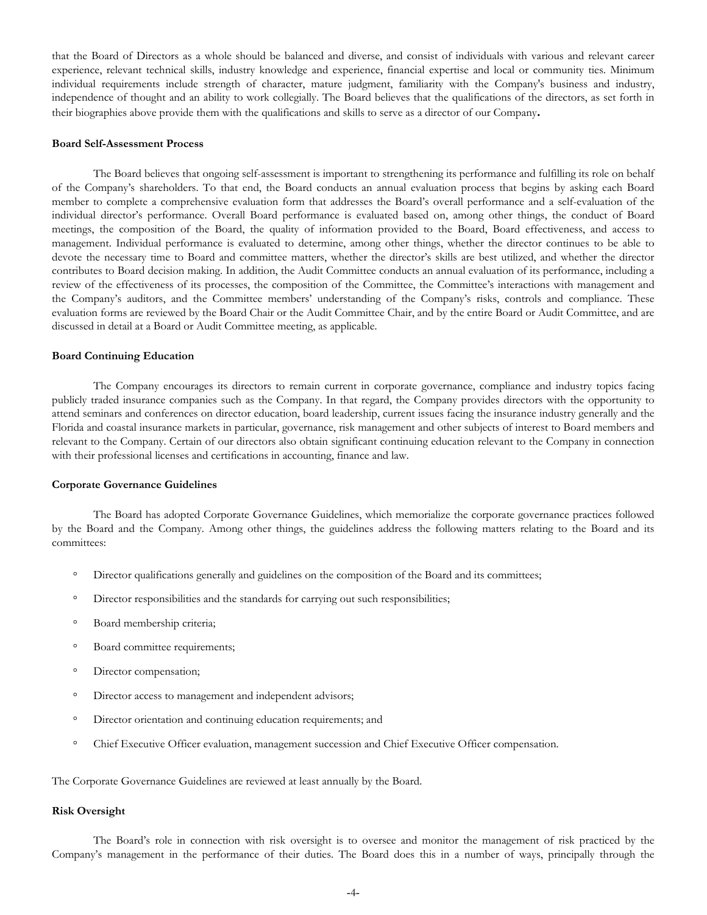that the Board of Directors as a whole should be balanced and diverse, and consist of individuals with various and relevant career experience, relevant technical skills, industry knowledge and experience, financial expertise and local or community ties. Minimum individual requirements include strength of character, mature judgment, familiarity with the Company's business and industry, independence of thought and an ability to work collegially. The Board believes that the qualifications of the directors, as set forth in their biographies above provide them with the qualifications and skills to serve as a director of our Company**.**

**Board Self-Assessment Process**

The Board believes that ongoing self-assessment is important to strengthening its performance and fulfilling its role on behalf of the Company's shareholders. To that end, the Board conducts an annual evaluation process that begins by asking each Board member to complete a comprehensive evaluation form that addresses the Board's overall performance and a self-evaluation of the individual director's performance. Overall Board performance is evaluated based on, among other things, the conduct of Board meetings, the composition of the Board, the quality of information provided to the Board, Board effectiveness, and access to management. Individual performance is evaluated to determine, among other things, whether the director continues to be able to devote the necessary time to Board and committee matters, whether the director's skills are best utilized, and whether the director contributes to Board decision making. In addition, the Audit Committee conducts an annual evaluation of its performance, including a review of the effectiveness of its processes, the composition of the Committee, the Committee's interactions with management and the Company's auditors, and the Committee members' understanding of the Company's risks, controls and compliance. These evaluation forms are reviewed by the Board Chair or the Audit Committee Chair, and by the entire Board or Audit Committee, and are discussed in detail at a Board or Audit Committee meeting, as applicable.

**Board Continuing Education**

The Company encourages its directors to remain current in corporate governance, compliance and industry topics facing publicly traded insurance companies such as the Company. In that regard, the Company provides directors with the opportunity to attend seminars and conferences on director education, board leadership, current issues facing the insurance industry generally and the Florida and coastal insurance markets in particular, governance, risk management and other subjects of interest to Board members and relevant to the Company. Certain of our directors also obtain significant continuing education relevant to the Company in connection with their professional licenses and certifications in accounting, finance and law.

**Corporate Governance Guidelines**

The Board has adopted Corporate Governance Guidelines, which memorialize the corporate governance practices followed by the Board and the Company. Among other things, the guidelines address the following matters relating to the Board and its committees:

- Director qualifications generally and guidelines on the composition of the Board and its committees;
- Director responsibilities and the standards for carrying out such responsibilities;
- Board membership criteria;
- Board committee requirements;
- Director compensation;
- Director access to management and independent advisors;
- Director orientation and continuing education requirements; and
- Chief Executive Officer evaluation, management succession and Chief Executive Officer compensation.

The Corporate Governance Guidelines are reviewed at least annually by the Board.

**Risk Oversight**

The Board's role in connection with risk oversight is to oversee and monitor the management of risk practiced by the Company's management in the performance of their duties. The Board does this in a number of ways, principally through the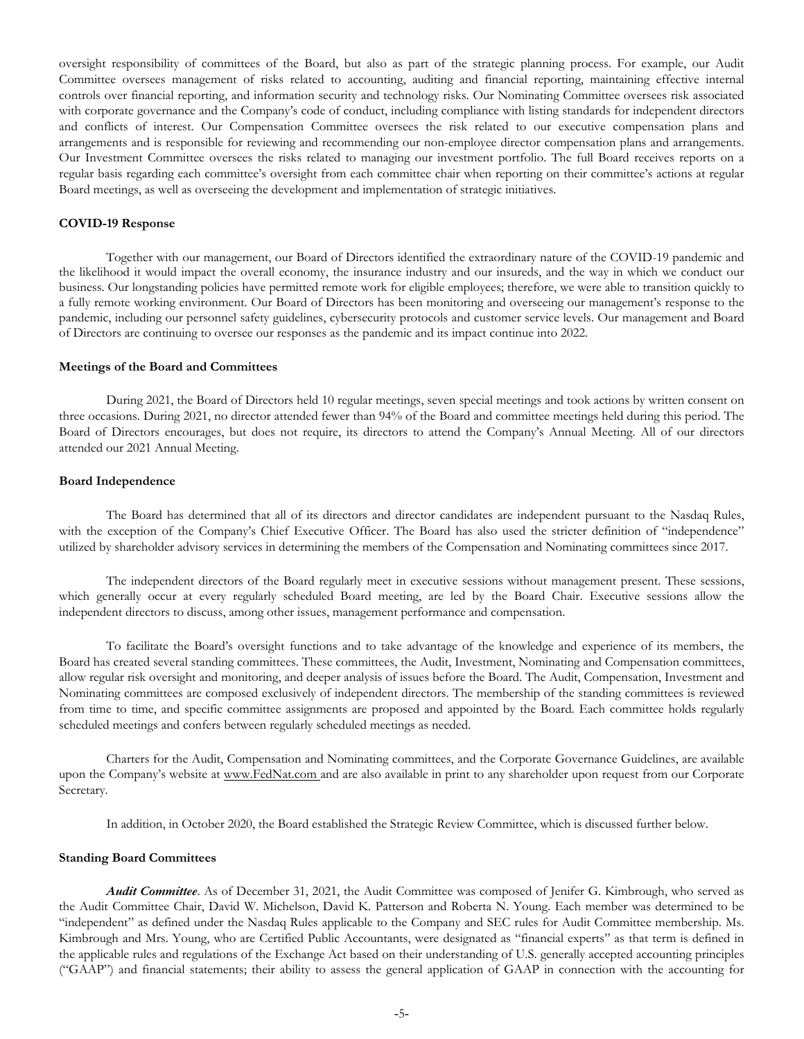oversight responsibility of committees of the Board, but also as part of the strategic planning process. For example, our Audit Committee oversees management of risks related to accounting, auditing and financial reporting, maintaining effective internal controls over financial reporting, and information security and technology risks. Our Nominating Committee oversees risk associated with corporate governance and the Company's code of conduct, including compliance with listing standards for independent directors and conflicts of interest. Our Compensation Committee oversees the risk related to our executive compensation plans and arrangements and is responsible for reviewing and recommending our non-employee director compensation plans and arrangements. Our Investment Committee oversees the risks related to managing our investment portfolio. The full Board receives reports on a regular basis regarding each committee's oversight from each committee chair when reporting on their committee's actions at regular Board meetings, as well as overseeing the development and implementation of strategic initiatives.

**COVID-19 Response**

Together with our management, our Board of Directors identified the extraordinary nature of the COVID-19 pandemic and the likelihood it would impact the overall economy, the insurance industry and our insureds, and the way in which we conduct our business. Our longstanding policies have permitted remote work for eligible employees; therefore, we were able to transition quickly to a fully remote working environment. Our Board of Directors has been monitoring and overseeing our management's response to the pandemic, including our personnel safety guidelines, cybersecurity protocols and customer service levels. Our management and Board of Directors are continuing to oversee our responses as the pandemic and its impact continue into 2022.

**Meetings of the Board and Committees**

During 2021, the Board of Directors held 10 regular meetings, seven special meetings and took actions by written consent on three occasions. During 2021, no director attended fewer than 94% of the Board and committee meetings held during this period. The Board of Directors encourages, but does not require, its directors to attend the Company's Annual Meeting. All of our directors attended our 2021 Annual Meeting.

**Board Independence**

The Board has determined that all of its directors and director candidates are independent pursuant to the Nasdaq Rules, with the exception of the Company's Chief Executive Officer. The Board has also used the stricter definition of "independence" utilized by shareholder advisory services in determining the members of the Compensation and Nominating committees since 2017.

The independent directors of the Board regularly meet in executive sessions without management present. These sessions, which generally occur at every regularly scheduled Board meeting, are led by the Board Chair. Executive sessions allow the independent directors to discuss, among other issues, management performance and compensation.

To facilitate the Board's oversight functions and to take advantage of the knowledge and experience of its members, the Board has created several standing committees. These committees, the Audit, Investment, Nominating and Compensation committees, allow regular risk oversight and monitoring, and deeper analysis of issues before the Board. The Audit, Compensation, Investment and Nominating committees are composed exclusively of independent directors. The membership of the standing committees is reviewed from time to time, and specific committee assignments are proposed and appointed by the Board. Each committee holds regularly scheduled meetings and confers between regularly scheduled meetings as needed.

Charters for the Audit, Compensation and Nominating committees, and the Corporate Governance Guidelines, are available upon the Company's website at www.FedNat.com and are also available in print to any shareholder upon request from our Corporate Secretary.

In addition, in October 2020, the Board established the Strategic Review Committee, which is discussed further below.

**Standing Board Committees**

***Audit Committee***. As of December 31, 2021, the Audit Committee was composed of Jenifer G. Kimbrough, who served as the Audit Committee Chair, David W. Michelson, David K. Patterson and Roberta N. Young. Each member was determined to be "independent" as defined under the Nasdaq Rules applicable to the Company and SEC rules for Audit Committee membership. Ms. Kimbrough and Mrs. Young, who are Certified Public Accountants, were designated as "financial experts" as that term is defined in the applicable rules and regulations of the Exchange Act based on their understanding of U.S. generally accepted accounting principles ("GAAP") and financial statements; their ability to assess the general application of GAAP in connection with the accounting for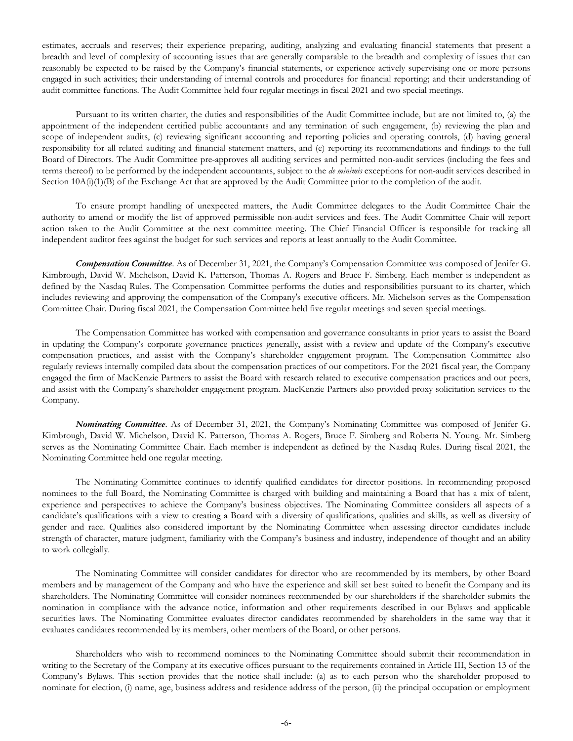estimates, accruals and reserves; their experience preparing, auditing, analyzing and evaluating financial statements that present a breadth and level of complexity of accounting issues that are generally comparable to the breadth and complexity of issues that can reasonably be expected to be raised by the Company's financial statements, or experience actively supervising one or more persons engaged in such activities; their understanding of internal controls and procedures for financial reporting; and their understanding of audit committee functions. The Audit Committee held four regular meetings in fiscal 2021 and two special meetings.

Pursuant to its written charter, the duties and responsibilities of the Audit Committee include, but are not limited to, (a) the appointment of the independent certified public accountants and any termination of such engagement, (b) reviewing the plan and scope of independent audits, (c) reviewing significant accounting and reporting policies and operating controls, (d) having general responsibility for all related auditing and financial statement matters, and (e) reporting its recommendations and findings to the full Board of Directors. The Audit Committee pre-approves all auditing services and permitted non-audit services (including the fees and terms thereof) to be performed by the independent accountants, subject to the *de minimis* exceptions for non-audit services described in Section 10A(i)(1)(B) of the Exchange Act that are approved by the Audit Committee prior to the completion of the audit.

To ensure prompt handling of unexpected matters, the Audit Committee delegates to the Audit Committee Chair the authority to amend or modify the list of approved permissible non-audit services and fees. The Audit Committee Chair will report action taken to the Audit Committee at the next committee meeting. The Chief Financial Officer is responsible for tracking all independent auditor fees against the budget for such services and reports at least annually to the Audit Committee.

***Compensation Committee***. As of December 31, 2021, the Company's Compensation Committee was composed of Jenifer G. Kimbrough, David W. Michelson, David K. Patterson, Thomas A. Rogers and Bruce F. Simberg. Each member is independent as defined by the Nasdaq Rules. The Compensation Committee performs the duties and responsibilities pursuant to its charter, which includes reviewing and approving the compensation of the Company's executive officers. Mr. Michelson serves as the Compensation Committee Chair. During fiscal 2021, the Compensation Committee held five regular meetings and seven special meetings.

The Compensation Committee has worked with compensation and governance consultants in prior years to assist the Board in updating the Company's corporate governance practices generally, assist with a review and update of the Company's executive compensation practices, and assist with the Company's shareholder engagement program. The Compensation Committee also regularly reviews internally compiled data about the compensation practices of our competitors. For the 2021 fiscal year, the Company engaged the firm of MacKenzie Partners to assist the Board with research related to executive compensation practices and our peers, and assist with the Company's shareholder engagement program. MacKenzie Partners also provided proxy solicitation services to the Company.

***Nominating Committee***. As of December 31, 2021, the Company's Nominating Committee was composed of Jenifer G. Kimbrough, David W. Michelson, David K. Patterson, Thomas A. Rogers, Bruce F. Simberg and Roberta N. Young. Mr. Simberg serves as the Nominating Committee Chair. Each member is independent as defined by the Nasdaq Rules. During fiscal 2021, the Nominating Committee held one regular meeting.

The Nominating Committee continues to identify qualified candidates for director positions. In recommending proposed nominees to the full Board, the Nominating Committee is charged with building and maintaining a Board that has a mix of talent, experience and perspectives to achieve the Company's business objectives. The Nominating Committee considers all aspects of a candidate's qualifications with a view to creating a Board with a diversity of qualifications, qualities and skills, as well as diversity of gender and race. Qualities also considered important by the Nominating Committee when assessing director candidates include strength of character, mature judgment, familiarity with the Company's business and industry, independence of thought and an ability to work collegially.

The Nominating Committee will consider candidates for director who are recommended by its members, by other Board members and by management of the Company and who have the experience and skill set best suited to benefit the Company and its shareholders. The Nominating Committee will consider nominees recommended by our shareholders if the shareholder submits the nomination in compliance with the advance notice, information and other requirements described in our Bylaws and applicable securities laws. The Nominating Committee evaluates director candidates recommended by shareholders in the same way that it evaluates candidates recommended by its members, other members of the Board, or other persons.

Shareholders who wish to recommend nominees to the Nominating Committee should submit their recommendation in writing to the Secretary of the Company at its executive offices pursuant to the requirements contained in Article III, Section 13 of the Company's Bylaws. This section provides that the notice shall include: (a) as to each person who the shareholder proposed to nominate for election, (i) name, age, business address and residence address of the person, (ii) the principal occupation or employment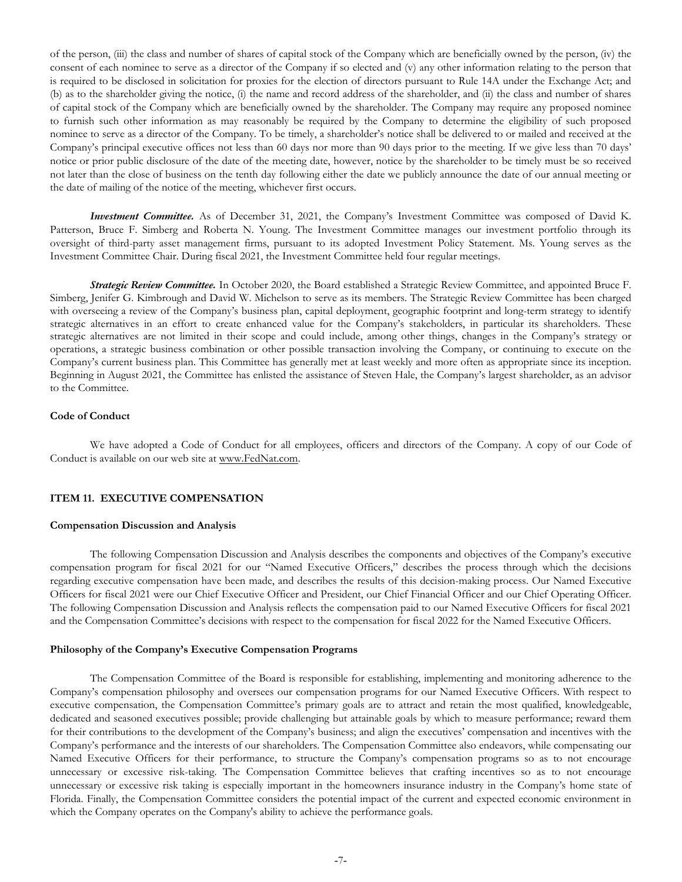of the person, (iii) the class and number of shares of capital stock of the Company which are beneficially owned by the person, (iv) the consent of each nominee to serve as a director of the Company if so elected and (v) any other information relating to the person that is required to be disclosed in solicitation for proxies for the election of directors pursuant to Rule 14A under the Exchange Act; and (b) as to the shareholder giving the notice, (i) the name and record address of the shareholder, and (ii) the class and number of shares of capital stock of the Company which are beneficially owned by the shareholder. The Company may require any proposed nominee to furnish such other information as may reasonably be required by the Company to determine the eligibility of such proposed nominee to serve as a director of the Company. To be timely, a shareholder's notice shall be delivered to or mailed and received at the Company's principal executive offices not less than 60 days nor more than 90 days prior to the meeting. If we give less than 70 days' notice or prior public disclosure of the date of the meeting date, however, notice by the shareholder to be timely must be so received not later than the close of business on the tenth day following either the date we publicly announce the date of our annual meeting or the date of mailing of the notice of the meeting, whichever first occurs.

***Investment Committee.*** As of December 31, 2021, the Company's Investment Committee was composed of David K. Patterson, Bruce F. Simberg and Roberta N. Young. The Investment Committee manages our investment portfolio through its oversight of third-party asset management firms, pursuant to its adopted Investment Policy Statement. Ms. Young serves as the Investment Committee Chair. During fiscal 2021, the Investment Committee held four regular meetings.

***Strategic Review Committee.*** In October 2020, the Board established a Strategic Review Committee, and appointed Bruce F. Simberg, Jenifer G. Kimbrough and David W. Michelson to serve as its members. The Strategic Review Committee has been charged with overseeing a review of the Company's business plan, capital deployment, geographic footprint and long-term strategy to identify strategic alternatives in an effort to create enhanced value for the Company's stakeholders, in particular its shareholders. These strategic alternatives are not limited in their scope and could include, among other things, changes in the Company's strategy or operations, a strategic business combination or other possible transaction involving the Company, or continuing to execute on the Company's current business plan. This Committee has generally met at least weekly and more often as appropriate since its inception. Beginning in August 2021, the Committee has enlisted the assistance of Steven Hale, the Company's largest shareholder, as an advisor to the Committee.

**Code of Conduct**

We have adopted a Code of Conduct for all employees, officers and directors of the Company. A copy of our Code of Conduct is available on our web site at www.FedNat.com.

## ITEM 11. EXECUTIVE COMPENSATION

**Compensation Discussion and Analysis**

The following Compensation Discussion and Analysis describes the components and objectives of the Company's executive compensation program for fiscal 2021 for our "Named Executive Officers," describes the process through which the decisions regarding executive compensation have been made, and describes the results of this decision-making process. Our Named Executive Officers for fiscal 2021 were our Chief Executive Officer and President, our Chief Financial Officer and our Chief Operating Officer. The following Compensation Discussion and Analysis reflects the compensation paid to our Named Executive Officers for fiscal 2021 and the Compensation Committee's decisions with respect to the compensation for fiscal 2022 for the Named Executive Officers.

**Philosophy of the Company's Executive Compensation Programs**

The Compensation Committee of the Board is responsible for establishing, implementing and monitoring adherence to the Company's compensation philosophy and oversees our compensation programs for our Named Executive Officers. With respect to executive compensation, the Compensation Committee's primary goals are to attract and retain the most qualified, knowledgeable, dedicated and seasoned executives possible; provide challenging but attainable goals by which to measure performance; reward them for their contributions to the development of the Company's business; and align the executives' compensation and incentives with the Company's performance and the interests of our shareholders. The Compensation Committee also endeavors, while compensating our Named Executive Officers for their performance, to structure the Company's compensation programs so as to not encourage unnecessary or excessive risk-taking. The Compensation Committee believes that crafting incentives so as to not encourage unnecessary or excessive risk taking is especially important in the homeowners insurance industry in the Company's home state of Florida. Finally, the Compensation Committee considers the potential impact of the current and expected economic environment in which the Company operates on the Company's ability to achieve the performance goals.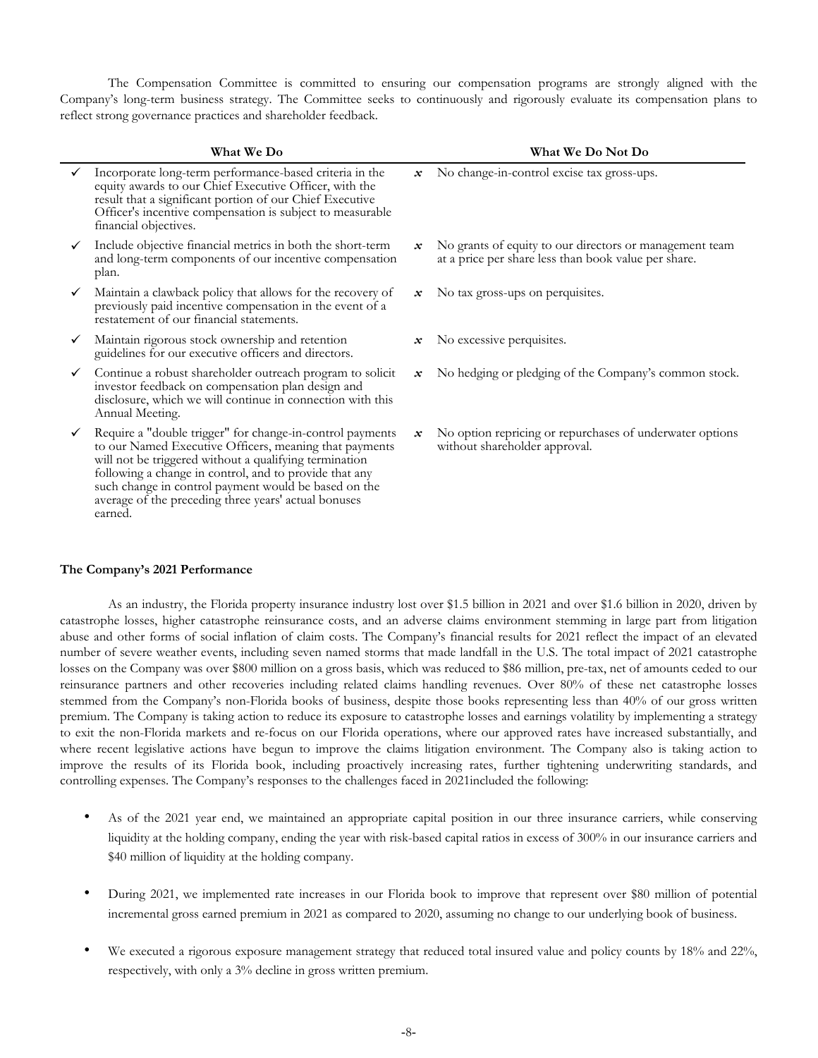The Compensation Committee is committed to ensuring our compensation programs are strongly aligned with the Company's long-term business strategy. The Committee seeks to continuously and rigorously evaluate its compensation plans to reflect strong governance practices and shareholder feedback.

| What We Do | What We Do Not Do |
|---|---|
| ✓ Incorporate long-term performance-based criteria in the equity awards to our Chief Executive Officer, with the result that a significant portion of our Chief Executive Officer's incentive compensation is subject to measurable financial objectives. | ✗ No change-in-control excise tax gross-ups. |
| ✓ Include objective financial metrics in both the short-term and long-term components of our incentive compensation plan. | ✗ No grants of equity to our directors or management team at a price per share less than book value per share. |
| ✓ Maintain a clawback policy that allows for the recovery of previously paid incentive compensation in the event of a restatement of our financial statements. | ✗ No tax gross-ups on perquisites. |
| ✓ Maintain rigorous stock ownership and retention guidelines for our executive officers and directors. | ✗ No excessive perquisites. |
| ✓ Continue a robust shareholder outreach program to solicit investor feedback on compensation plan design and disclosure, which we will continue in connection with this Annual Meeting. | ✗ No hedging or pledging of the Company's common stock. |
| ✓ Require a "double trigger" for change-in-control payments to our Named Executive Officers, meaning that payments will not be triggered without a qualifying termination following a change in control, and to provide that any such change in control payment would be based on the average of the preceding three years' actual bonuses earned. | ✗ No option repricing or repurchases of underwater options without shareholder approval. |

**The Company's 2021 Performance**

As an industry, the Florida property insurance industry lost over $1.5 billion in 2021 and over $1.6 billion in 2020, driven by catastrophe losses, higher catastrophe reinsurance costs, and an adverse claims environment stemming in large part from litigation abuse and other forms of social inflation of claim costs. The Company's financial results for 2021 reflect the impact of an elevated number of severe weather events, including seven named storms that made landfall in the U.S. The total impact of 2021 catastrophe losses on the Company was over $800 million on a gross basis, which was reduced to $86 million, pre-tax, net of amounts ceded to our reinsurance partners and other recoveries including related claims handling revenues. Over 80% of these net catastrophe losses stemmed from the Company's non-Florida books of business, despite those books representing less than 40% of our gross written premium. The Company is taking action to reduce its exposure to catastrophe losses and earnings volatility by implementing a strategy to exit the non-Florida markets and re-focus on our Florida operations, where our approved rates have increased substantially, and where recent legislative actions have begun to improve the claims litigation environment. The Company also is taking action to improve the results of its Florida book, including proactively increasing rates, further tightening underwriting standards, and controlling expenses. The Company's responses to the challenges faced in 2021included the following:

- As of the 2021 year end, we maintained an appropriate capital position in our three insurance carriers, while conserving liquidity at the holding company, ending the year with risk-based capital ratios in excess of 300% in our insurance carriers and $40 million of liquidity at the holding company.
- During 2021, we implemented rate increases in our Florida book to improve that represent over $80 million of potential incremental gross earned premium in 2021 as compared to 2020, assuming no change to our underlying book of business.
- We executed a rigorous exposure management strategy that reduced total insured value and policy counts by 18% and 22%, respectively, with only a 3% decline in gross written premium.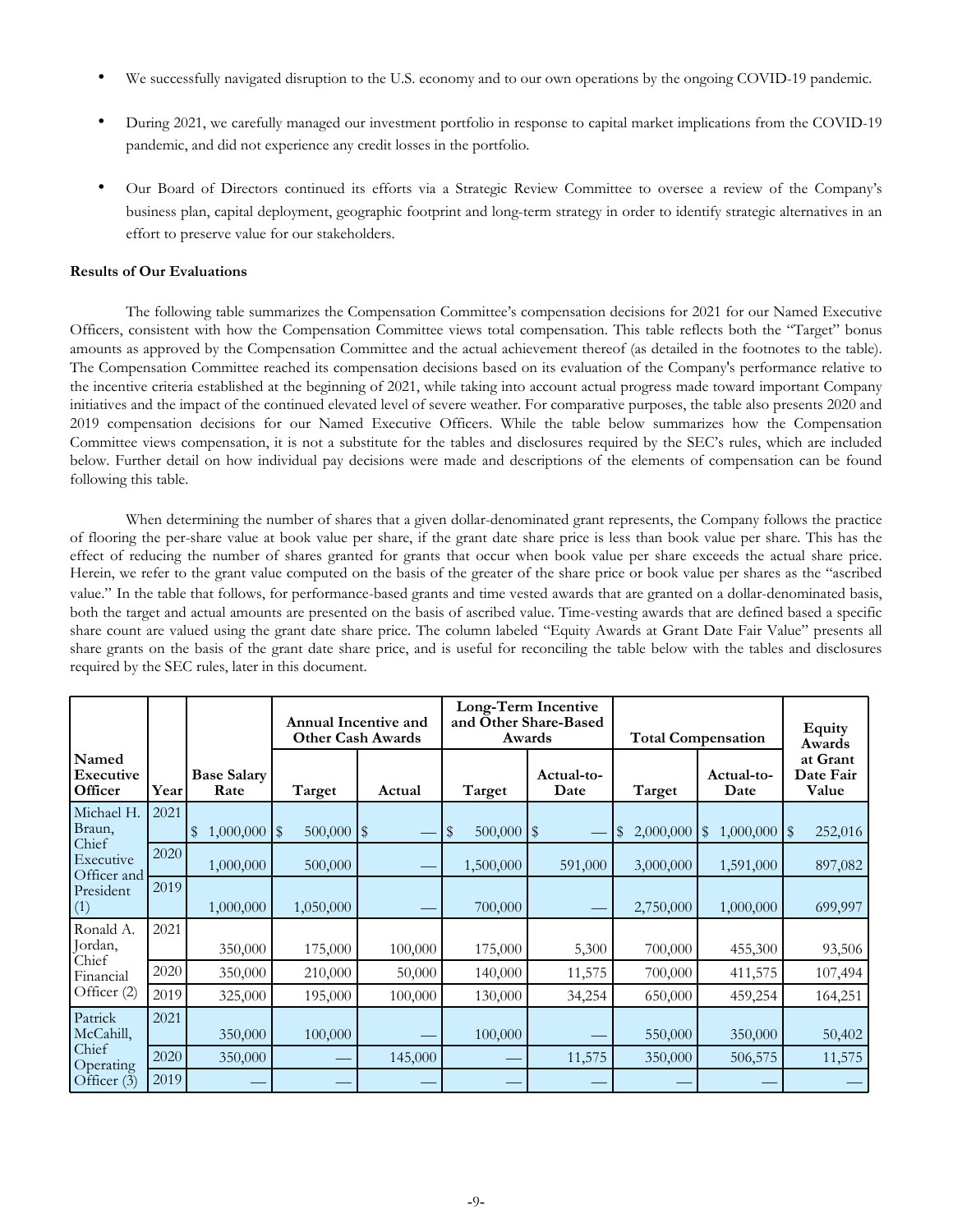- We successfully navigated disruption to the U.S. economy and to our own operations by the ongoing COVID-19 pandemic.

- During 2021, we carefully managed our investment portfolio in response to capital market implications from the COVID-19 pandemic, and did not experience any credit losses in the portfolio.

- Our Board of Directors continued its efforts via a Strategic Review Committee to oversee a review of the Company's business plan, capital deployment, geographic footprint and long-term strategy in order to identify strategic alternatives in an effort to preserve value for our stakeholders.

**Results of Our Evaluations**

The following table summarizes the Compensation Committee's compensation decisions for 2021 for our Named Executive Officers, consistent with how the Compensation Committee views total compensation. This table reflects both the "Target" bonus amounts as approved by the Compensation Committee and the actual achievement thereof (as detailed in the footnotes to the table). The Compensation Committee reached its compensation decisions based on its evaluation of the Company's performance relative to the incentive criteria established at the beginning of 2021, while taking into account actual progress made toward important Company initiatives and the impact of the continued elevated level of severe weather. For comparative purposes, the table also presents 2020 and 2019 compensation decisions for our Named Executive Officers. While the table below summarizes how the Compensation Committee views compensation, it is not a substitute for the tables and disclosures required by the SEC's rules, which are included below. Further detail on how individual pay decisions were made and descriptions of the elements of compensation can be found following this table.

When determining the number of shares that a given dollar-denominated grant represents, the Company follows the practice of flooring the per-share value at book value per share, if the grant date share price is less than book value per share. This has the effect of reducing the number of shares granted for grants that occur when book value per share exceeds the actual share price. Herein, we refer to the grant value computed on the basis of the greater of the share price or book value per shares as the "ascribed value." In the table that follows, for performance-based grants and time vested awards that are granted on a dollar-denominated basis, both the target and actual amounts are presented on the basis of ascribed value. Time-vesting awards that are defined based a specific share count are valued using the grant date share price. The column labeled "Equity Awards at Grant Date Fair Value" presents all share grants on the basis of the grant date share price, and is useful for reconciling the table below with the tables and disclosures required by the SEC rules, later in this document.

| | | | Annual Incentive and Other Cash Awards | | Long-Term Incentive and Other Share-Based Awards | | Total Compensation | | Equity Awards |
|---|---|---|---|---|---|---|---|---|---|
| **Named Executive Officer** | **Year** | **Base Salary Rate** | **Target** | **Actual** | **Target** | **Actual-to-Date** | **Target** | **Actual-to-Date** | **at Grant Date Fair Value** |
| Michael H. Braun, Chief Executive Officer and President (1) | 2021 | $ 1,000,000 | $ 500,000 | $ — | $ 500,000 | $ — | $ 2,000,000 | $ 1,000,000 | $ 252,016 |
| | 2020 | 1,000,000 | 500,000 | — | 1,500,000 | 591,000 | 3,000,000 | 1,591,000 | 897,082 |
| | 2019 | 1,000,000 | 1,050,000 | — | 700,000 | — | 2,750,000 | 1,000,000 | 699,997 |
| Ronald A. Jordan, Chief Financial Officer (2) | 2021 | 350,000 | 175,000 | 100,000 | 175,000 | 5,300 | 700,000 | 455,300 | 93,506 |
| | 2020 | 350,000 | 210,000 | 50,000 | 140,000 | 11,575 | 700,000 | 411,575 | 107,494 |
| | 2019 | 325,000 | 195,000 | 100,000 | 130,000 | 34,254 | 650,000 | 459,254 | 164,251 |
| Patrick McCahill, Chief Operating Officer (3) | 2021 | 350,000 | 100,000 | — | 100,000 | — | 550,000 | 350,000 | 50,402 |
| | 2020 | 350,000 | — | 145,000 | — | 11,575 | 350,000 | 506,575 | 11,575 |
| | 2019 | — | — | — | — | — | — | — | — |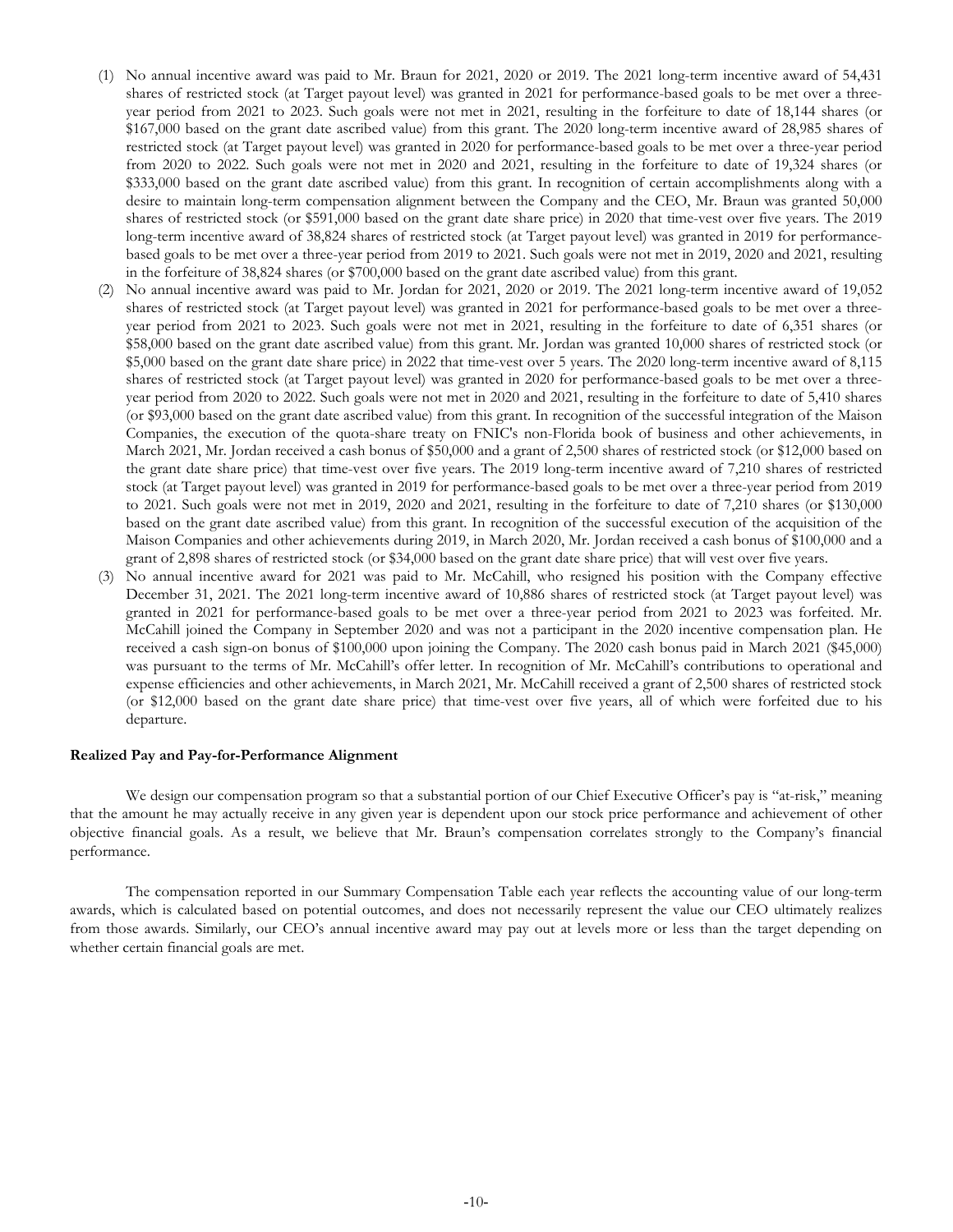(1) No annual incentive award was paid to Mr. Braun for 2021, 2020 or 2019. The 2021 long-term incentive award of 54,431 shares of restricted stock (at Target payout level) was granted in 2021 for performance-based goals to be met over a three-year period from 2021 to 2023. Such goals were not met in 2021, resulting in the forfeiture to date of 18,144 shares (or $167,000 based on the grant date ascribed value) from this grant. The 2020 long-term incentive award of 28,985 shares of restricted stock (at Target payout level) was granted in 2020 for performance-based goals to be met over a three-year period from 2020 to 2022. Such goals were not met in 2020 and 2021, resulting in the forfeiture to date of 19,324 shares (or $333,000 based on the grant date ascribed value) from this grant. In recognition of certain accomplishments along with a desire to maintain long-term compensation alignment between the Company and the CEO, Mr. Braun was granted 50,000 shares of restricted stock (or $591,000 based on the grant date share price) in 2020 that time-vest over five years. The 2019 long-term incentive award of 38,824 shares of restricted stock (at Target payout level) was granted in 2019 for performance-based goals to be met over a three-year period from 2019 to 2021. Such goals were not met in 2019, 2020 and 2021, resulting in the forfeiture of 38,824 shares (or $700,000 based on the grant date ascribed value) from this grant.

(2) No annual incentive award was paid to Mr. Jordan for 2021, 2020 or 2019. The 2021 long-term incentive award of 19,052 shares of restricted stock (at Target payout level) was granted in 2021 for performance-based goals to be met over a three-year period from 2021 to 2023. Such goals were not met in 2021, resulting in the forfeiture to date of 6,351 shares (or $58,000 based on the grant date ascribed value) from this grant. Mr. Jordan was granted 10,000 shares of restricted stock (or $5,000 based on the grant date share price) in 2022 that time-vest over 5 years. The 2020 long-term incentive award of 8,115 shares of restricted stock (at Target payout level) was granted in 2020 for performance-based goals to be met over a three-year period from 2020 to 2022. Such goals were not met in 2020 and 2021, resulting in the forfeiture to date of 5,410 shares (or $93,000 based on the grant date ascribed value) from this grant. In recognition of the successful integration of the Maison Companies, the execution of the quota-share treaty on FNIC's non-Florida book of business and other achievements, in March 2021, Mr. Jordan received a cash bonus of $50,000 and a grant of 2,500 shares of restricted stock (or $12,000 based on the grant date share price) that time-vest over five years. The 2019 long-term incentive award of 7,210 shares of restricted stock (at Target payout level) was granted in 2019 for performance-based goals to be met over a three-year period from 2019 to 2021. Such goals were not met in 2019, 2020 and 2021, resulting in the forfeiture to date of 7,210 shares (or $130,000 based on the grant date ascribed value) from this grant. In recognition of the successful execution of the acquisition of the Maison Companies and other achievements during 2019, in March 2020, Mr. Jordan received a cash bonus of $100,000 and a grant of 2,898 shares of restricted stock (or $34,000 based on the grant date share price) that will vest over five years.

(3) No annual incentive award for 2021 was paid to Mr. McCahill, who resigned his position with the Company effective December 31, 2021. The 2021 long-term incentive award of 10,886 shares of restricted stock (at Target payout level) was granted in 2021 for performance-based goals to be met over a three-year period from 2021 to 2023 was forfeited. Mr. McCahill joined the Company in September 2020 and was not a participant in the 2020 incentive compensation plan. He received a cash sign-on bonus of $100,000 upon joining the Company. The 2020 cash bonus paid in March 2021 ($45,000) was pursuant to the terms of Mr. McCahill's offer letter. In recognition of Mr. McCahill's contributions to operational and expense efficiencies and other achievements, in March 2021, Mr. McCahill received a grant of 2,500 shares of restricted stock (or $12,000 based on the grant date share price) that time-vest over five years, all of which were forfeited due to his departure.

**Realized Pay and Pay-for-Performance Alignment**

We design our compensation program so that a substantial portion of our Chief Executive Officer's pay is "at-risk," meaning that the amount he may actually receive in any given year is dependent upon our stock price performance and achievement of other objective financial goals. As a result, we believe that Mr. Braun's compensation correlates strongly to the Company's financial performance.

The compensation reported in our Summary Compensation Table each year reflects the accounting value of our long-term awards, which is calculated based on potential outcomes, and does not necessarily represent the value our CEO ultimately realizes from those awards. Similarly, our CEO's annual incentive award may pay out at levels more or less than the target depending on whether certain financial goals are met.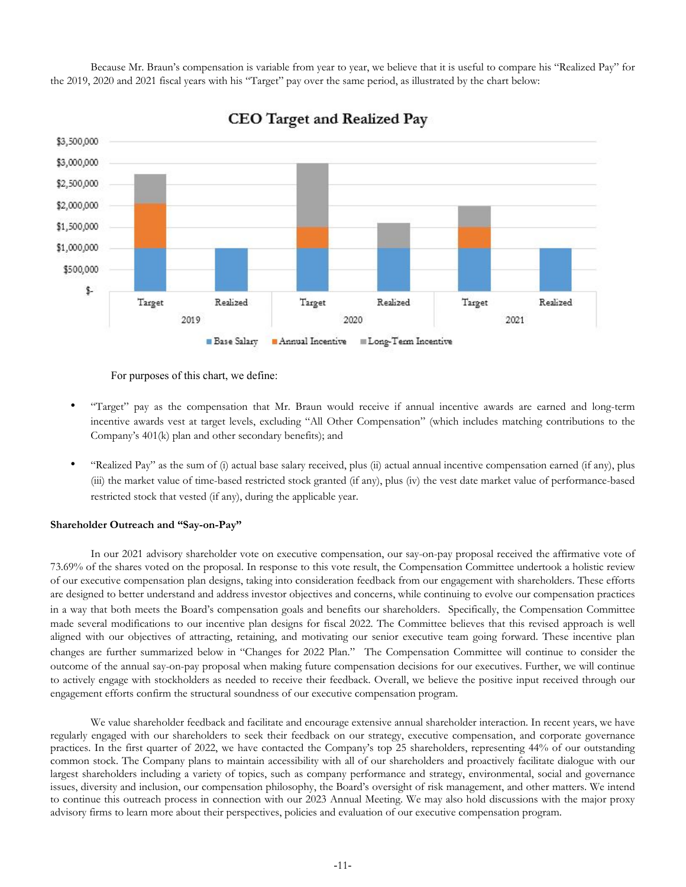Because Mr. Braun's compensation is variable from year to year, we believe that it is useful to compare his "Realized Pay" for the 2019, 2020 and 2021 fiscal years with his "Target" pay over the same period, as illustrated by the chart below:

For purposes of this chart, we define:

- "Target" pay as the compensation that Mr. Braun would receive if annual incentive awards are earned and long-term incentive awards vest at target levels, excluding "All Other Compensation" (which includes matching contributions to the Company's 401(k) plan and other secondary benefits); and
- "Realized Pay" as the sum of (i) actual base salary received, plus (ii) actual annual incentive compensation earned (if any), plus (iii) the market value of time-based restricted stock granted (if any), plus (iv) the vest date market value of performance-based restricted stock that vested (if any), during the applicable year.

**Shareholder Outreach and "Say-on-Pay"**

In our 2021 advisory shareholder vote on executive compensation, our say-on-pay proposal received the affirmative vote of 73.69% of the shares voted on the proposal. In response to this vote result, the Compensation Committee undertook a holistic review of our executive compensation plan designs, taking into consideration feedback from our engagement with shareholders. These efforts are designed to better understand and address investor objectives and concerns, while continuing to evolve our compensation practices in a way that both meets the Board's compensation goals and benefits our shareholders. Specifically, the Compensation Committee made several modifications to our incentive plan designs for fiscal 2022. The Committee believes that this revised approach is well aligned with our objectives of attracting, retaining, and motivating our senior executive team going forward. These incentive plan changes are further summarized below in "Changes for 2022 Plan." The Compensation Committee will continue to consider the outcome of the annual say-on-pay proposal when making future compensation decisions for our executives. Further, we will continue to actively engage with stockholders as needed to receive their feedback. Overall, we believe the positive input received through our engagement efforts confirm the structural soundness of our executive compensation program.

We value shareholder feedback and facilitate and encourage extensive annual shareholder interaction. In recent years, we have regularly engaged with our shareholders to seek their feedback on our strategy, executive compensation, and corporate governance practices. In the first quarter of 2022, we have contacted the Company's top 25 shareholders, representing 44% of our outstanding common stock. The Company plans to maintain accessibility with all of our shareholders and proactively facilitate dialogue with our largest shareholders including a variety of topics, such as company performance and strategy, environmental, social and governance issues, diversity and inclusion, our compensation philosophy, the Board's oversight of risk management, and other matters. We intend to continue this outreach process in connection with our 2023 Annual Meeting. We may also hold discussions with the major proxy advisory firms to learn more about their perspectives, policies and evaluation of our executive compensation program.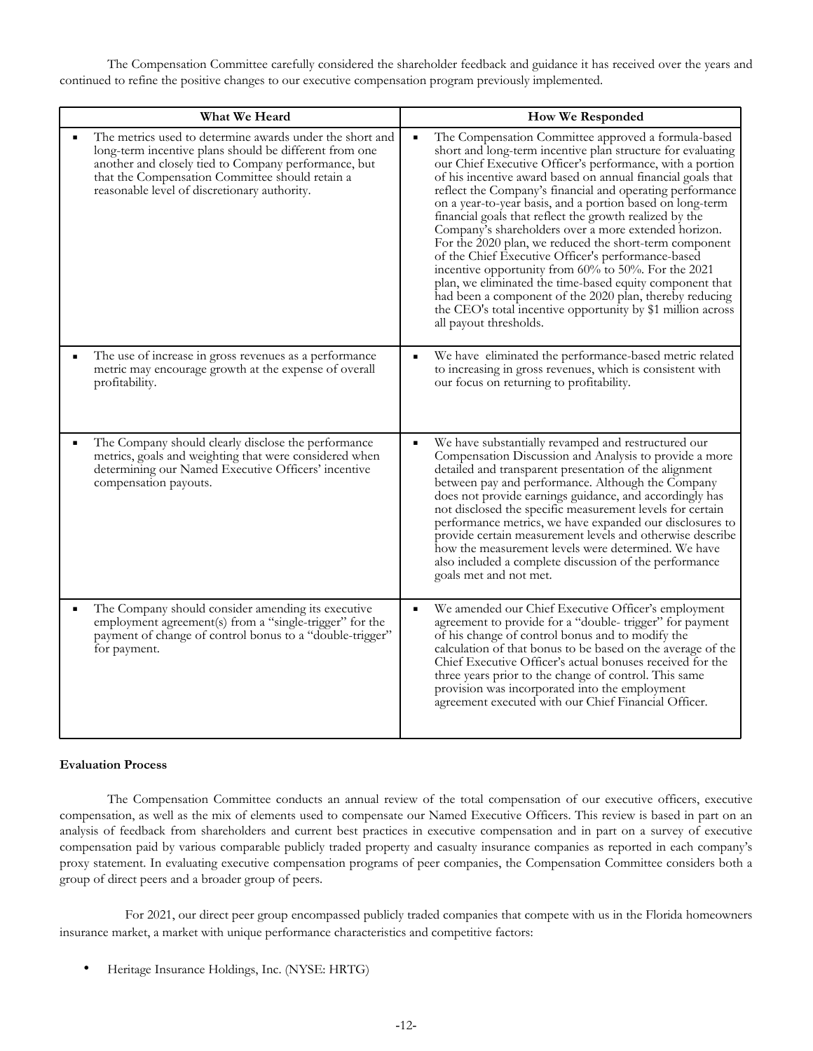The Compensation Committee carefully considered the shareholder feedback and guidance it has received over the years and continued to refine the positive changes to our executive compensation program previously implemented.

| What We Heard | How We Responded |
| --- | --- |
| ▪ The metrics used to determine awards under the short and long-term incentive plans should be different from one another and closely tied to Company performance, but that the Compensation Committee should retain a reasonable level of discretionary authority. | ▪ The Compensation Committee approved a formula-based short and long-term incentive plan structure for evaluating our Chief Executive Officer's performance, with a portion of his incentive award based on annual financial goals that reflect the Company's financial and operating performance on a year-to-year basis, and a portion based on long-term financial goals that reflect the growth realized by the Company's shareholders over a more extended horizon. For the 2020 plan, we reduced the short-term component of the Chief Executive Officer's performance-based incentive opportunity from 60% to 50%. For the 2021 plan, we eliminated the time-based equity component that had been a component of the 2020 plan, thereby reducing the CEO's total incentive opportunity by $1 million across all payout thresholds. |
| ▪ The use of increase in gross revenues as a performance metric may encourage growth at the expense of overall profitability. | ▪ We have eliminated the performance-based metric related to increasing in gross revenues, which is consistent with our focus on returning to profitability. |
| ▪ The Company should clearly disclose the performance metrics, goals and weighting that were considered when determining our Named Executive Officers' incentive compensation payouts. | ▪ We have substantially revamped and restructured our Compensation Discussion and Analysis to provide a more detailed and transparent presentation of the alignment between pay and performance. Although the Company does not provide earnings guidance, and accordingly has not disclosed the specific measurement levels for certain performance metrics, we have expanded our disclosures to provide certain measurement levels and otherwise describe how the measurement levels were determined. We have also included a complete discussion of the performance goals met and not met. |
| ▪ The Company should consider amending its executive employment agreement(s) from a "single-trigger" for the payment of change of control bonus to a "double-trigger" for payment. | ▪ We amended our Chief Executive Officer's employment agreement to provide for a "double- trigger" for payment of his change of control bonus and to modify the calculation of that bonus to be based on the average of the Chief Executive Officer's actual bonuses received for the three years prior to the change of control. This same provision was incorporated into the employment agreement executed with our Chief Financial Officer. |

**Evaluation Process**

The Compensation Committee conducts an annual review of the total compensation of our executive officers, executive compensation, as well as the mix of elements used to compensate our Named Executive Officers. This review is based in part on an analysis of feedback from shareholders and current best practices in executive compensation and in part on a survey of executive compensation paid by various comparable publicly traded property and casualty insurance companies as reported in each company's proxy statement. In evaluating executive compensation programs of peer companies, the Compensation Committee considers both a group of direct peers and a broader group of peers.

For 2021, our direct peer group encompassed publicly traded companies that compete with us in the Florida homeowners insurance market, a market with unique performance characteristics and competitive factors:

- Heritage Insurance Holdings, Inc. (NYSE: HRTG)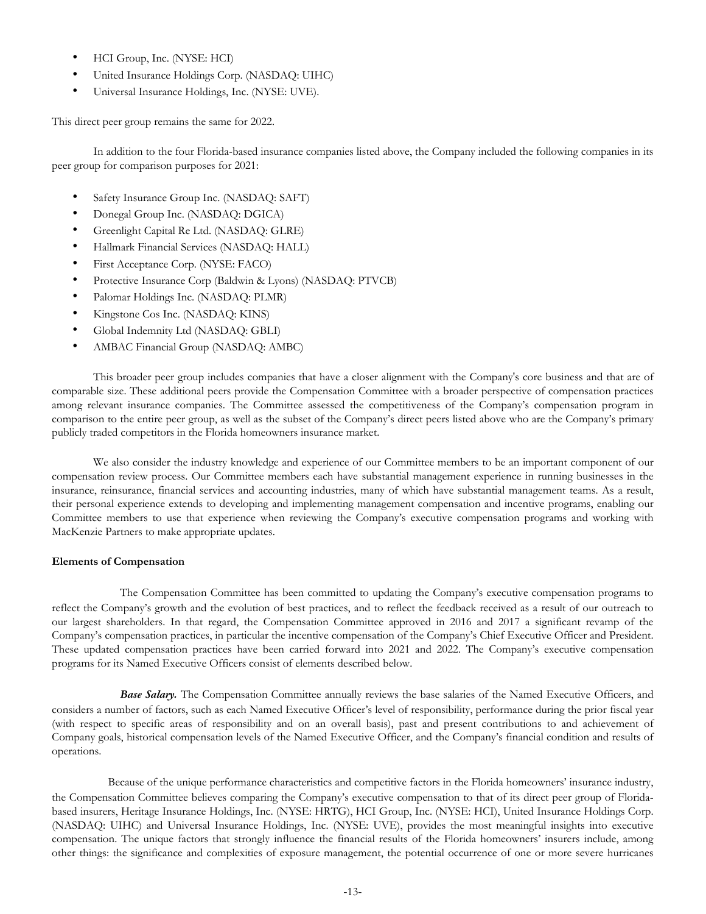- HCI Group, Inc. (NYSE: HCI)
- United Insurance Holdings Corp. (NASDAQ: UIHC)
- Universal Insurance Holdings, Inc. (NYSE: UVE).

This direct peer group remains the same for 2022.

In addition to the four Florida-based insurance companies listed above, the Company included the following companies in its peer group for comparison purposes for 2021:

- Safety Insurance Group Inc. (NASDAQ: SAFT)
- Donegal Group Inc. (NASDAQ: DGICA)
- Greenlight Capital Re Ltd. (NASDAQ: GLRE)
- Hallmark Financial Services (NASDAQ: HALL)
- First Acceptance Corp. (NYSE: FACO)
- Protective Insurance Corp (Baldwin & Lyons) (NASDAQ: PTVCB)
- Palomar Holdings Inc. (NASDAQ: PLMR)
- Kingstone Cos Inc. (NASDAQ: KINS)
- Global Indemnity Ltd (NASDAQ: GBLI)
- AMBAC Financial Group (NASDAQ: AMBC)

This broader peer group includes companies that have a closer alignment with the Company's core business and that are of comparable size. These additional peers provide the Compensation Committee with a broader perspective of compensation practices among relevant insurance companies. The Committee assessed the competitiveness of the Company's compensation program in comparison to the entire peer group, as well as the subset of the Company's direct peers listed above who are the Company's primary publicly traded competitors in the Florida homeowners insurance market.

We also consider the industry knowledge and experience of our Committee members to be an important component of our compensation review process. Our Committee members each have substantial management experience in running businesses in the insurance, reinsurance, financial services and accounting industries, many of which have substantial management teams. As a result, their personal experience extends to developing and implementing management compensation and incentive programs, enabling our Committee members to use that experience when reviewing the Company's executive compensation programs and working with MacKenzie Partners to make appropriate updates.

**Elements of Compensation**

The Compensation Committee has been committed to updating the Company's executive compensation programs to reflect the Company's growth and the evolution of best practices, and to reflect the feedback received as a result of our outreach to our largest shareholders. In that regard, the Compensation Committee approved in 2016 and 2017 a significant revamp of the Company's compensation practices, in particular the incentive compensation of the Company's Chief Executive Officer and President. These updated compensation practices have been carried forward into 2021 and 2022. The Company's executive compensation programs for its Named Executive Officers consist of elements described below.

***Base Salary.*** The Compensation Committee annually reviews the base salaries of the Named Executive Officers, and considers a number of factors, such as each Named Executive Officer's level of responsibility, performance during the prior fiscal year (with respect to specific areas of responsibility and on an overall basis), past and present contributions to and achievement of Company goals, historical compensation levels of the Named Executive Officer, and the Company's financial condition and results of operations.

Because of the unique performance characteristics and competitive factors in the Florida homeowners' insurance industry, the Compensation Committee believes comparing the Company's executive compensation to that of its direct peer group of Florida-based insurers, Heritage Insurance Holdings, Inc. (NYSE: HRTG), HCI Group, Inc. (NYSE: HCI), United Insurance Holdings Corp. (NASDAQ: UIHC) and Universal Insurance Holdings, Inc. (NYSE: UVE), provides the most meaningful insights into executive compensation. The unique factors that strongly influence the financial results of the Florida homeowners' insurers include, among other things: the significance and complexities of exposure management, the potential occurrence of one or more severe hurricanes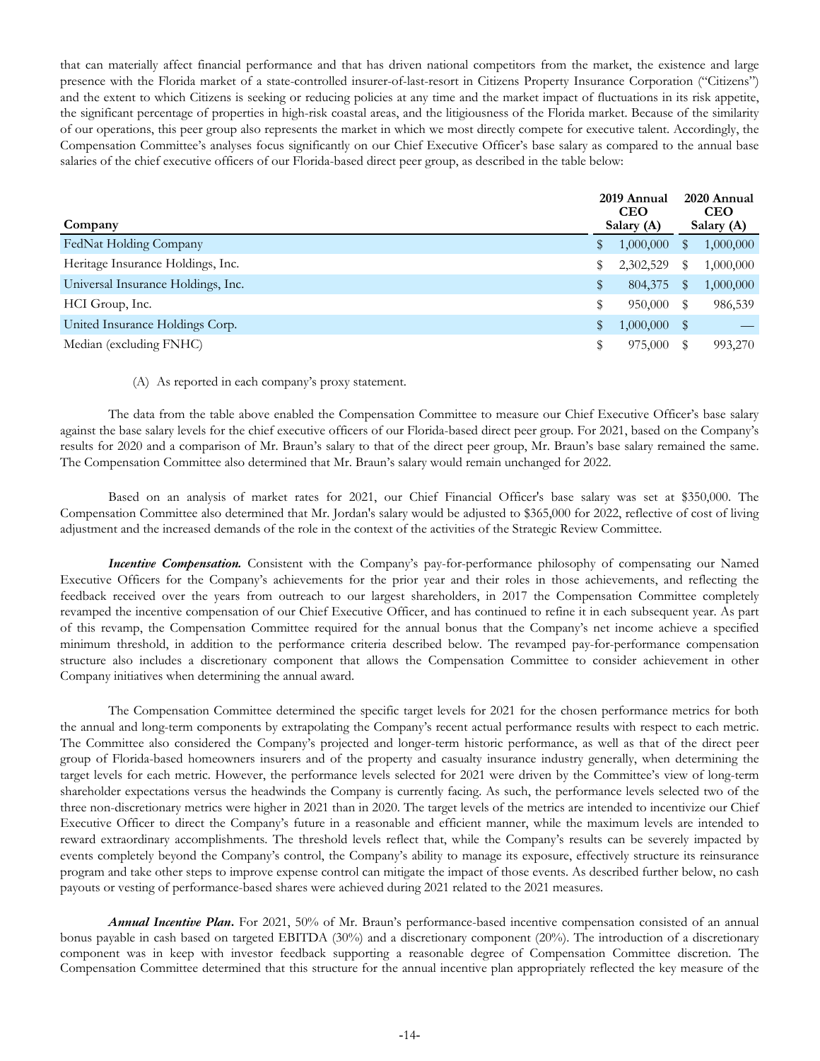that can materially affect financial performance and that has driven national competitors from the market, the existence and large presence with the Florida market of a state-controlled insurer-of-last-resort in Citizens Property Insurance Corporation ("Citizens") and the extent to which Citizens is seeking or reducing policies at any time and the market impact of fluctuations in its risk appetite, the significant percentage of properties in high-risk coastal areas, and the litigiousness of the Florida market. Because of the similarity of our operations, this peer group also represents the market in which we most directly compete for executive talent. Accordingly, the Compensation Committee's analyses focus significantly on our Chief Executive Officer's base salary as compared to the annual base salaries of the chief executive officers of our Florida-based direct peer group, as described in the table below:

| Company | 2019 Annual CEO Salary (A) | 2020 Annual CEO Salary (A) |
|---|---|---|
| FedNat Holding Company | $ 1,000,000 | $ 1,000,000 |
| Heritage Insurance Holdings, Inc. | $ 2,302,529 | $ 1,000,000 |
| Universal Insurance Holdings, Inc. | $ 804,375 | $ 1,000,000 |
| HCI Group, Inc. | $ 950,000 | $ 986,539 |
| United Insurance Holdings Corp. | $ 1,000,000 | $ — |
| Median (excluding FNHC) | $ 975,000 | $ 993,270 |

(A) As reported in each company's proxy statement.

The data from the table above enabled the Compensation Committee to measure our Chief Executive Officer's base salary against the base salary levels for the chief executive officers of our Florida-based direct peer group. For 2021, based on the Company's results for 2020 and a comparison of Mr. Braun's salary to that of the direct peer group, Mr. Braun's base salary remained the same. The Compensation Committee also determined that Mr. Braun's salary would remain unchanged for 2022.

Based on an analysis of market rates for 2021, our Chief Financial Officer's base salary was set at $350,000. The Compensation Committee also determined that Mr. Jordan's salary would be adjusted to $365,000 for 2022, reflective of cost of living adjustment and the increased demands of the role in the context of the activities of the Strategic Review Committee.

***Incentive Compensation.*** Consistent with the Company's pay-for-performance philosophy of compensating our Named Executive Officers for the Company's achievements for the prior year and their roles in those achievements, and reflecting the feedback received over the years from outreach to our largest shareholders, in 2017 the Compensation Committee completely revamped the incentive compensation of our Chief Executive Officer, and has continued to refine it in each subsequent year. As part of this revamp, the Compensation Committee required for the annual bonus that the Company's net income achieve a specified minimum threshold, in addition to the performance criteria described below. The revamped pay-for-performance compensation structure also includes a discretionary component that allows the Compensation Committee to consider achievement in other Company initiatives when determining the annual award.

The Compensation Committee determined the specific target levels for 2021 for the chosen performance metrics for both the annual and long-term components by extrapolating the Company's recent actual performance results with respect to each metric. The Committee also considered the Company's projected and longer-term historic performance, as well as that of the direct peer group of Florida-based homeowners insurers and of the property and casualty insurance industry generally, when determining the target levels for each metric. However, the performance levels selected for 2021 were driven by the Committee's view of long-term shareholder expectations versus the headwinds the Company is currently facing. As such, the performance levels selected two of the three non-discretionary metrics were higher in 2021 than in 2020. The target levels of the metrics are intended to incentivize our Chief Executive Officer to direct the Company's future in a reasonable and efficient manner, while the maximum levels are intended to reward extraordinary accomplishments. The threshold levels reflect that, while the Company's results can be severely impacted by events completely beyond the Company's control, the Company's ability to manage its exposure, effectively structure its reinsurance program and take other steps to improve expense control can mitigate the impact of those events. As described further below, no cash payouts or vesting of performance-based shares were achieved during 2021 related to the 2021 measures.

***Annual Incentive Plan*.** For 2021, 50% of Mr. Braun's performance-based incentive compensation consisted of an annual bonus payable in cash based on targeted EBITDA (30%) and a discretionary component (20%). The introduction of a discretionary component was in keep with investor feedback supporting a reasonable degree of Compensation Committee discretion. The Compensation Committee determined that this structure for the annual incentive plan appropriately reflected the key measure of the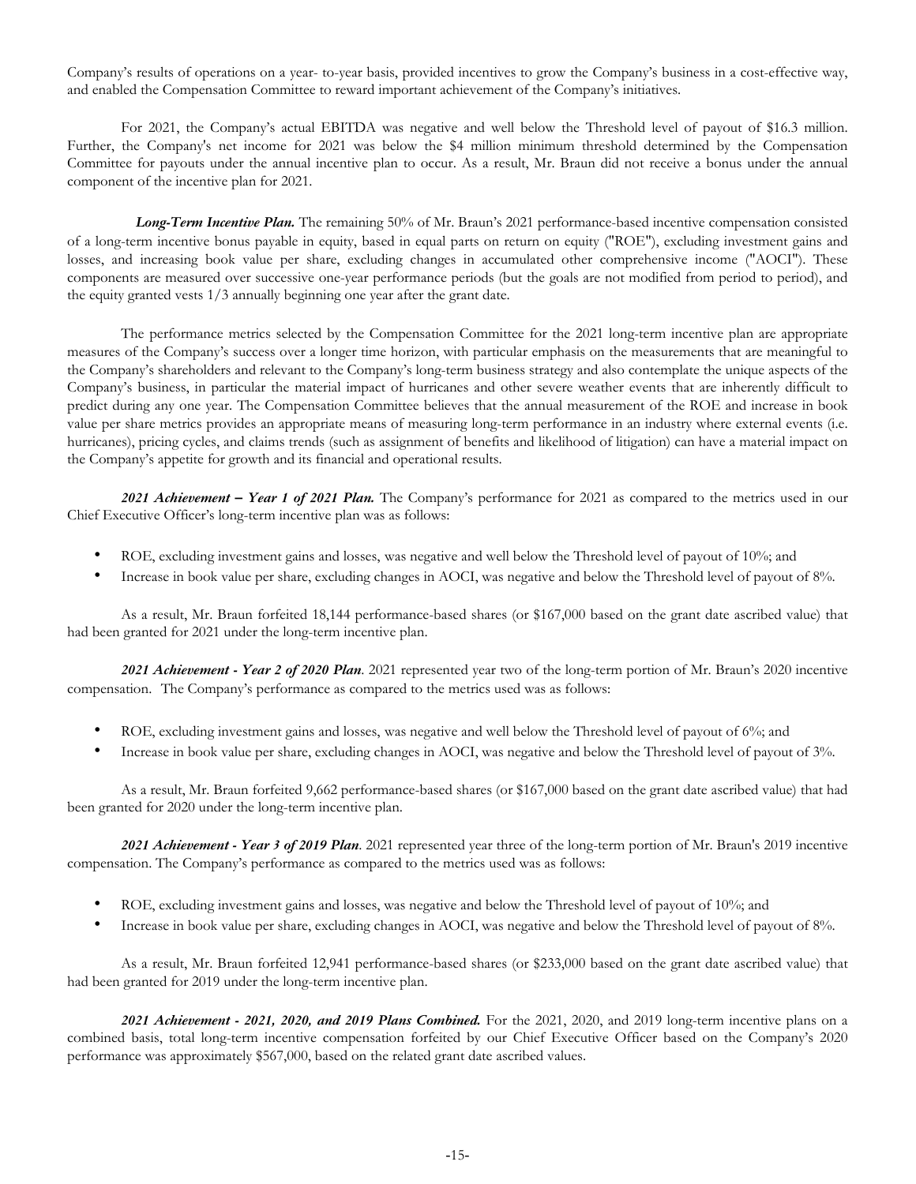Company's results of operations on a year- to-year basis, provided incentives to grow the Company's business in a cost-effective way, and enabled the Compensation Committee to reward important achievement of the Company's initiatives.

For 2021, the Company's actual EBITDA was negative and well below the Threshold level of payout of $16.3 million. Further, the Company's net income for 2021 was below the $4 million minimum threshold determined by the Compensation Committee for payouts under the annual incentive plan to occur. As a result, Mr. Braun did not receive a bonus under the annual component of the incentive plan for 2021.

***Long-Term Incentive Plan.*** The remaining 50% of Mr. Braun's 2021 performance-based incentive compensation consisted of a long-term incentive bonus payable in equity, based in equal parts on return on equity ("ROE"), excluding investment gains and losses, and increasing book value per share, excluding changes in accumulated other comprehensive income ("AOCI"). These components are measured over successive one-year performance periods (but the goals are not modified from period to period), and the equity granted vests 1/3 annually beginning one year after the grant date.

The performance metrics selected by the Compensation Committee for the 2021 long-term incentive plan are appropriate measures of the Company's success over a longer time horizon, with particular emphasis on the measurements that are meaningful to the Company's shareholders and relevant to the Company's long-term business strategy and also contemplate the unique aspects of the Company's business, in particular the material impact of hurricanes and other severe weather events that are inherently difficult to predict during any one year. The Compensation Committee believes that the annual measurement of the ROE and increase in book value per share metrics provides an appropriate means of measuring long-term performance in an industry where external events (i.e. hurricanes), pricing cycles, and claims trends (such as assignment of benefits and likelihood of litigation) can have a material impact on the Company's appetite for growth and its financial and operational results.

***2021 Achievement – Year 1 of 2021 Plan.*** The Company's performance for 2021 as compared to the metrics used in our Chief Executive Officer's long-term incentive plan was as follows:

- ROE, excluding investment gains and losses, was negative and well below the Threshold level of payout of 10%; and
- Increase in book value per share, excluding changes in AOCI, was negative and below the Threshold level of payout of 8%.

As a result, Mr. Braun forfeited 18,144 performance-based shares (or $167,000 based on the grant date ascribed value) that had been granted for 2021 under the long-term incentive plan.

***2021 Achievement - Year 2 of 2020 Plan***. 2021 represented year two of the long-term portion of Mr. Braun's 2020 incentive compensation. The Company's performance as compared to the metrics used was as follows:

- ROE, excluding investment gains and losses, was negative and well below the Threshold level of payout of 6%; and
- Increase in book value per share, excluding changes in AOCI, was negative and below the Threshold level of payout of 3%.

As a result, Mr. Braun forfeited 9,662 performance-based shares (or $167,000 based on the grant date ascribed value) that had been granted for 2020 under the long-term incentive plan.

***2021 Achievement - Year 3 of 2019 Plan***. 2021 represented year three of the long-term portion of Mr. Braun's 2019 incentive compensation. The Company's performance as compared to the metrics used was as follows:

- ROE, excluding investment gains and losses, was negative and below the Threshold level of payout of 10%; and
- Increase in book value per share, excluding changes in AOCI, was negative and below the Threshold level of payout of 8%.

As a result, Mr. Braun forfeited 12,941 performance-based shares (or $233,000 based on the grant date ascribed value) that had been granted for 2019 under the long-term incentive plan.

***2021 Achievement - 2021, 2020, and 2019 Plans Combined.*** For the 2021, 2020, and 2019 long-term incentive plans on a combined basis, total long-term incentive compensation forfeited by our Chief Executive Officer based on the Company's 2020 performance was approximately $567,000, based on the related grant date ascribed values.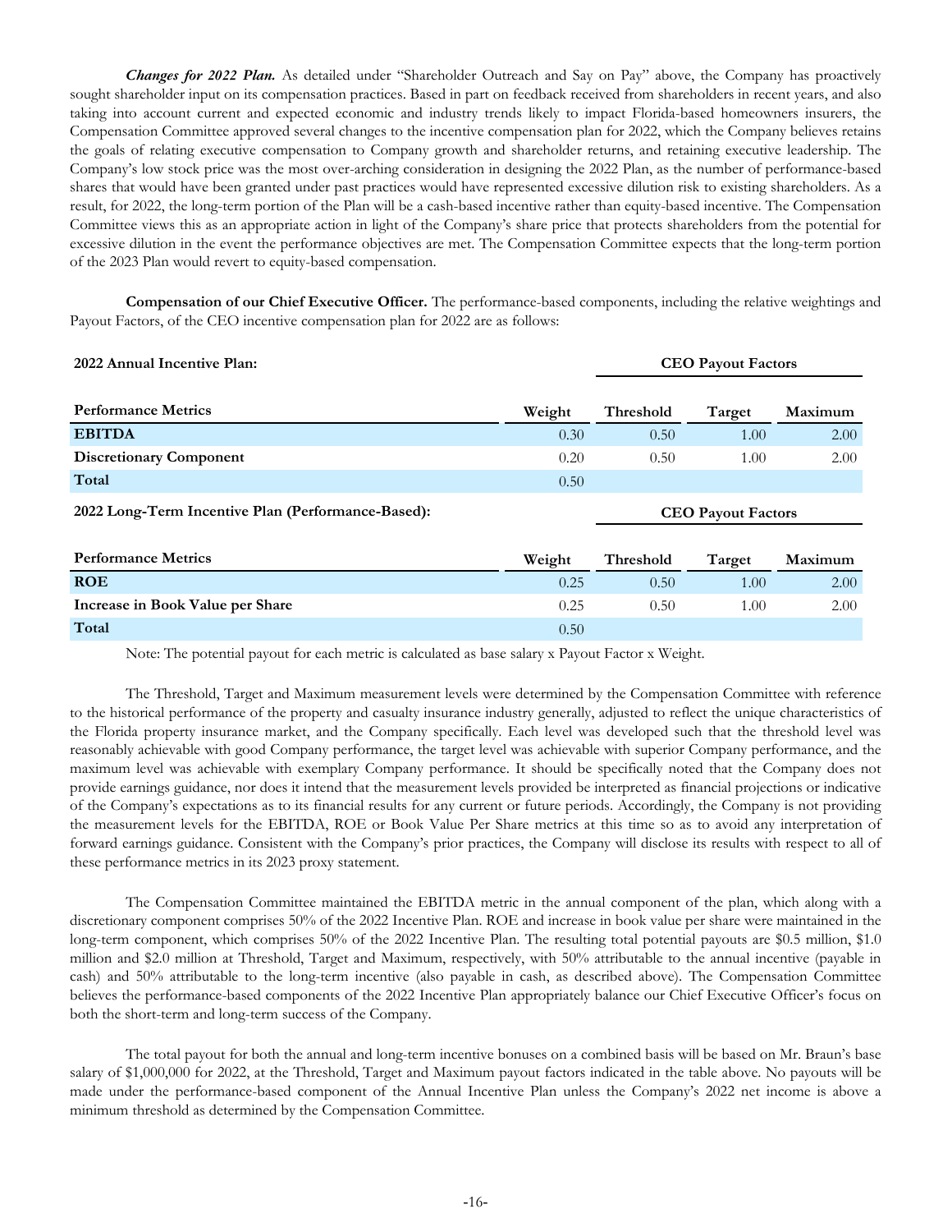***Changes for 2022 Plan.*** As detailed under "Shareholder Outreach and Say on Pay" above, the Company has proactively sought shareholder input on its compensation practices. Based in part on feedback received from shareholders in recent years, and also taking into account current and expected economic and industry trends likely to impact Florida-based homeowners insurers, the Compensation Committee approved several changes to the incentive compensation plan for 2022, which the Company believes retains the goals of relating executive compensation to Company growth and shareholder returns, and retaining executive leadership. The Company's low stock price was the most over-arching consideration in designing the 2022 Plan, as the number of performance-based shares that would have been granted under past practices would have represented excessive dilution risk to existing shareholders. As a result, for 2022, the long-term portion of the Plan will be a cash-based incentive rather than equity-based incentive. The Compensation Committee views this as an appropriate action in light of the Company's share price that protects shareholders from the potential for excessive dilution in the event the performance objectives are met. The Compensation Committee expects that the long-term portion of the 2023 Plan would revert to equity-based compensation.

**Compensation of our Chief Executive Officer.** The performance-based components, including the relative weightings and Payout Factors, of the CEO incentive compensation plan for 2022 are as follows:

**2022 Annual Incentive Plan:**

| | | CEO Payout Factors | | |
|---|---|---|---|---|
| **Performance Metrics** | **Weight** | **Threshold** | **Target** | **Maximum** |
| **EBITDA** | 0.30 | 0.50 | 1.00 | 2.00 |
| **Discretionary Component** | 0.20 | 0.50 | 1.00 | 2.00 |
| **Total** | 0.50 | | | |

**2022 Long-Term Incentive Plan (Performance-Based):**

| | | CEO Payout Factors | | |
|---|---|---|---|---|
| **Performance Metrics** | **Weight** | **Threshold** | **Target** | **Maximum** |
| **ROE** | 0.25 | 0.50 | 1.00 | 2.00 |
| **Increase in Book Value per Share** | 0.25 | 0.50 | 1.00 | 2.00 |
| **Total** | 0.50 | | | |

Note: The potential payout for each metric is calculated as base salary x Payout Factor x Weight.

The Threshold, Target and Maximum measurement levels were determined by the Compensation Committee with reference to the historical performance of the property and casualty insurance industry generally, adjusted to reflect the unique characteristics of the Florida property insurance market, and the Company specifically. Each level was developed such that the threshold level was reasonably achievable with good Company performance, the target level was achievable with superior Company performance, and the maximum level was achievable with exemplary Company performance. It should be specifically noted that the Company does not provide earnings guidance, nor does it intend that the measurement levels provided be interpreted as financial projections or indicative of the Company's expectations as to its financial results for any current or future periods. Accordingly, the Company is not providing the measurement levels for the EBITDA, ROE or Book Value Per Share metrics at this time so as to avoid any interpretation of forward earnings guidance. Consistent with the Company's prior practices, the Company will disclose its results with respect to all of these performance metrics in its 2023 proxy statement.

The Compensation Committee maintained the EBITDA metric in the annual component of the plan, which along with a discretionary component comprises 50% of the 2022 Incentive Plan. ROE and increase in book value per share were maintained in the long-term component, which comprises 50% of the 2022 Incentive Plan. The resulting total potential payouts are $0.5 million, $1.0 million and $2.0 million at Threshold, Target and Maximum, respectively, with 50% attributable to the annual incentive (payable in cash) and 50% attributable to the long-term incentive (also payable in cash, as described above). The Compensation Committee believes the performance-based components of the 2022 Incentive Plan appropriately balance our Chief Executive Officer's focus on both the short-term and long-term success of the Company.

The total payout for both the annual and long-term incentive bonuses on a combined basis will be based on Mr. Braun's base salary of $1,000,000 for 2022, at the Threshold, Target and Maximum payout factors indicated in the table above. No payouts will be made under the performance-based component of the Annual Incentive Plan unless the Company's 2022 net income is above a minimum threshold as determined by the Compensation Committee.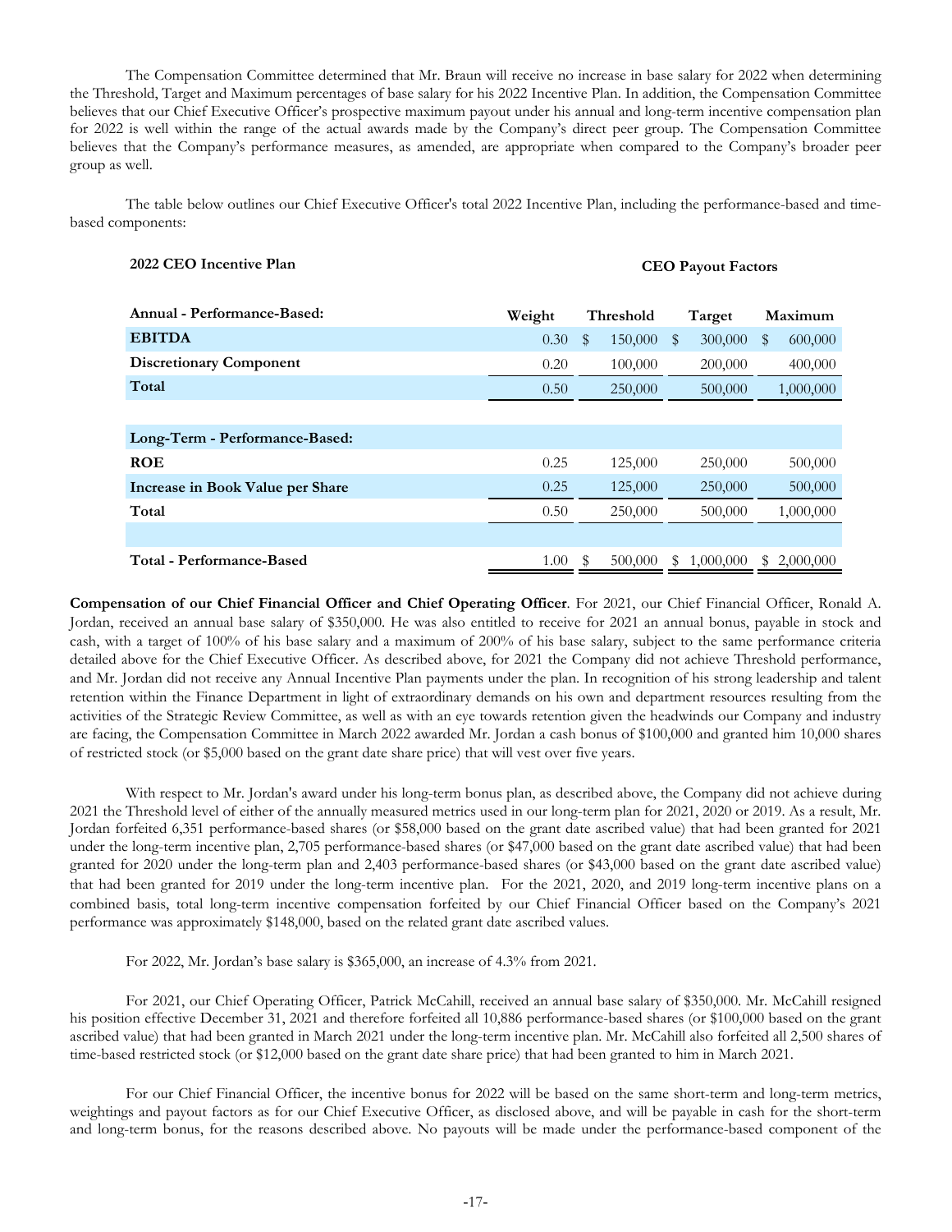The Compensation Committee determined that Mr. Braun will receive no increase in base salary for 2022 when determining the Threshold, Target and Maximum percentages of base salary for his 2022 Incentive Plan. In addition, the Compensation Committee believes that our Chief Executive Officer's prospective maximum payout under his annual and long-term incentive compensation plan for 2022 is well within the range of the actual awards made by the Company's direct peer group. The Compensation Committee believes that the Company's performance measures, as amended, are appropriate when compared to the Company's broader peer group as well.

The table below outlines our Chief Executive Officer's total 2022 Incentive Plan, including the performance-based and time-based components:

| 2022 CEO Incentive Plan | | CEO Payout Factors | | |
|---|---|---|---|---|
| **Annual - Performance-Based:** | **Weight** | **Threshold** | **Target** | **Maximum** |
| **EBITDA** | 0.30 | $ 150,000 | $ 300,000 | $ 600,000 |
| **Discretionary Component** | 0.20 | 100,000 | 200,000 | 400,000 |
| **Total** | 0.50 | 250,000 | 500,000 | 1,000,000 |
| | | | | |
| **Long-Term - Performance-Based:** | | | | |
| **ROE** | 0.25 | 125,000 | 250,000 | 500,000 |
| **Increase in Book Value per Share** | 0.25 | 125,000 | 250,000 | 500,000 |
| **Total** | 0.50 | 250,000 | 500,000 | 1,000,000 |
| | | | | |
| **Total - Performance-Based** | 1.00 | $ 500,000 | $ 1,000,000 | $ 2,000,000 |

**Compensation of our Chief Financial Officer and Chief Operating Officer**. For 2021, our Chief Financial Officer, Ronald A. Jordan, received an annual base salary of $350,000. He was also entitled to receive for 2021 an annual bonus, payable in stock and cash, with a target of 100% of his base salary and a maximum of 200% of his base salary, subject to the same performance criteria detailed above for the Chief Executive Officer. As described above, for 2021 the Company did not achieve Threshold performance, and Mr. Jordan did not receive any Annual Incentive Plan payments under the plan. In recognition of his strong leadership and talent retention within the Finance Department in light of extraordinary demands on his own and department resources resulting from the activities of the Strategic Review Committee, as well as with an eye towards retention given the headwinds our Company and industry are facing, the Compensation Committee in March 2022 awarded Mr. Jordan a cash bonus of $100,000 and granted him 10,000 shares of restricted stock (or $5,000 based on the grant date share price) that will vest over five years.

With respect to Mr. Jordan's award under his long-term bonus plan, as described above, the Company did not achieve during 2021 the Threshold level of either of the annually measured metrics used in our long-term plan for 2021, 2020 or 2019. As a result, Mr. Jordan forfeited 6,351 performance-based shares (or $58,000 based on the grant date ascribed value) that had been granted for 2021 under the long-term incentive plan, 2,705 performance-based shares (or $47,000 based on the grant date ascribed value) that had been granted for 2020 under the long-term plan and 2,403 performance-based shares (or $43,000 based on the grant date ascribed value) that had been granted for 2019 under the long-term incentive plan. For the 2021, 2020, and 2019 long-term incentive plans on a combined basis, total long-term incentive compensation forfeited by our Chief Financial Officer based on the Company's 2021 performance was approximately $148,000, based on the related grant date ascribed values.

For 2022, Mr. Jordan's base salary is $365,000, an increase of 4.3% from 2021.

For 2021, our Chief Operating Officer, Patrick McCahill, received an annual base salary of $350,000. Mr. McCahill resigned his position effective December 31, 2021 and therefore forfeited all 10,886 performance-based shares (or $100,000 based on the grant ascribed value) that had been granted in March 2021 under the long-term incentive plan. Mr. McCahill also forfeited all 2,500 shares of time-based restricted stock (or $12,000 based on the grant date share price) that had been granted to him in March 2021.

For our Chief Financial Officer, the incentive bonus for 2022 will be based on the same short-term and long-term metrics, weightings and payout factors as for our Chief Executive Officer, as disclosed above, and will be payable in cash for the short-term and long-term bonus, for the reasons described above. No payouts will be made under the performance-based component of the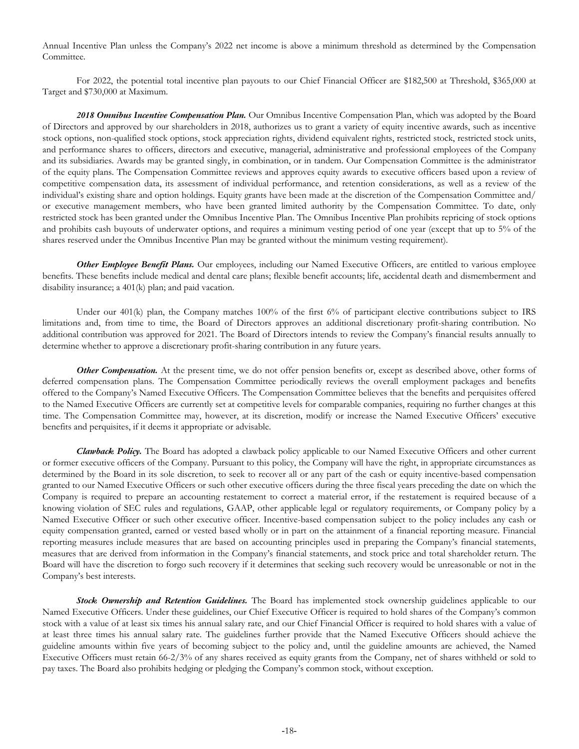Annual Incentive Plan unless the Company's 2022 net income is above a minimum threshold as determined by the Compensation Committee.

For 2022, the potential total incentive plan payouts to our Chief Financial Officer are $182,500 at Threshold, $365,000 at Target and $730,000 at Maximum.

***2018 Omnibus Incentive Compensation Plan.*** Our Omnibus Incentive Compensation Plan, which was adopted by the Board of Directors and approved by our shareholders in 2018, authorizes us to grant a variety of equity incentive awards, such as incentive stock options, non-qualified stock options, stock appreciation rights, dividend equivalent rights, restricted stock, restricted stock units, and performance shares to officers, directors and executive, managerial, administrative and professional employees of the Company and its subsidiaries. Awards may be granted singly, in combination, or in tandem. Our Compensation Committee is the administrator of the equity plans. The Compensation Committee reviews and approves equity awards to executive officers based upon a review of competitive compensation data, its assessment of individual performance, and retention considerations, as well as a review of the individual's existing share and option holdings. Equity grants have been made at the discretion of the Compensation Committee and/or executive management members, who have been granted limited authority by the Compensation Committee. To date, only restricted stock has been granted under the Omnibus Incentive Plan. The Omnibus Incentive Plan prohibits repricing of stock options and prohibits cash buyouts of underwater options, and requires a minimum vesting period of one year (except that up to 5% of the shares reserved under the Omnibus Incentive Plan may be granted without the minimum vesting requirement).

***Other Employee Benefit Plans.*** Our employees, including our Named Executive Officers, are entitled to various employee benefits. These benefits include medical and dental care plans; flexible benefit accounts; life, accidental death and dismemberment and disability insurance; a 401(k) plan; and paid vacation.

Under our 401(k) plan, the Company matches 100% of the first 6% of participant elective contributions subject to IRS limitations and, from time to time, the Board of Directors approves an additional discretionary profit-sharing contribution. No additional contribution was approved for 2021. The Board of Directors intends to review the Company's financial results annually to determine whether to approve a discretionary profit-sharing contribution in any future years.

***Other Compensation.*** At the present time, we do not offer pension benefits or, except as described above, other forms of deferred compensation plans. The Compensation Committee periodically reviews the overall employment packages and benefits offered to the Company's Named Executive Officers. The Compensation Committee believes that the benefits and perquisites offered to the Named Executive Officers are currently set at competitive levels for comparable companies, requiring no further changes at this time. The Compensation Committee may, however, at its discretion, modify or increase the Named Executive Officers' executive benefits and perquisites, if it deems it appropriate or advisable.

***Clawback Policy.*** The Board has adopted a clawback policy applicable to our Named Executive Officers and other current or former executive officers of the Company. Pursuant to this policy, the Company will have the right, in appropriate circumstances as determined by the Board in its sole discretion, to seek to recover all or any part of the cash or equity incentive-based compensation granted to our Named Executive Officers or such other executive officers during the three fiscal years preceding the date on which the Company is required to prepare an accounting restatement to correct a material error, if the restatement is required because of a knowing violation of SEC rules and regulations, GAAP, other applicable legal or regulatory requirements, or Company policy by a Named Executive Officer or such other executive officer. Incentive-based compensation subject to the policy includes any cash or equity compensation granted, earned or vested based wholly or in part on the attainment of a financial reporting measure. Financial reporting measures include measures that are based on accounting principles used in preparing the Company's financial statements, measures that are derived from information in the Company's financial statements, and stock price and total shareholder return. The Board will have the discretion to forgo such recovery if it determines that seeking such recovery would be unreasonable or not in the Company's best interests.

***Stock Ownership and Retention Guidelines.*** The Board has implemented stock ownership guidelines applicable to our Named Executive Officers. Under these guidelines, our Chief Executive Officer is required to hold shares of the Company's common stock with a value of at least six times his annual salary rate, and our Chief Financial Officer is required to hold shares with a value of at least three times his annual salary rate. The guidelines further provide that the Named Executive Officers should achieve the guideline amounts within five years of becoming subject to the policy and, until the guideline amounts are achieved, the Named Executive Officers must retain 66-2/3% of any shares received as equity grants from the Company, net of shares withheld or sold to pay taxes. The Board also prohibits hedging or pledging the Company's common stock, without exception.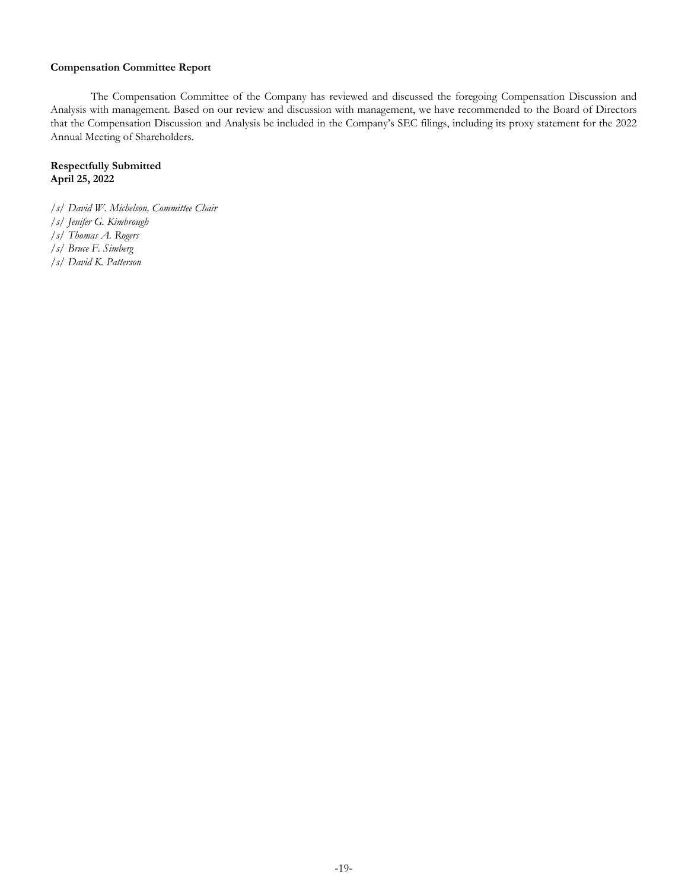**Compensation Committee Report**

The Compensation Committee of the Company has reviewed and discussed the foregoing Compensation Discussion and Analysis with management. Based on our review and discussion with management, we have recommended to the Board of Directors that the Compensation Discussion and Analysis be included in the Company's SEC filings, including its proxy statement for the 2022 Annual Meeting of Shareholders.

**Respectfully Submitted**
**April 25, 2022**

*/s/ David W. Michelson, Committee Chair*
*/s/ Jenifer G. Kimbrough*
*/s/ Thomas A. Rogers*
*/s/ Bruce F. Simberg*
*/s/ David K. Patterson*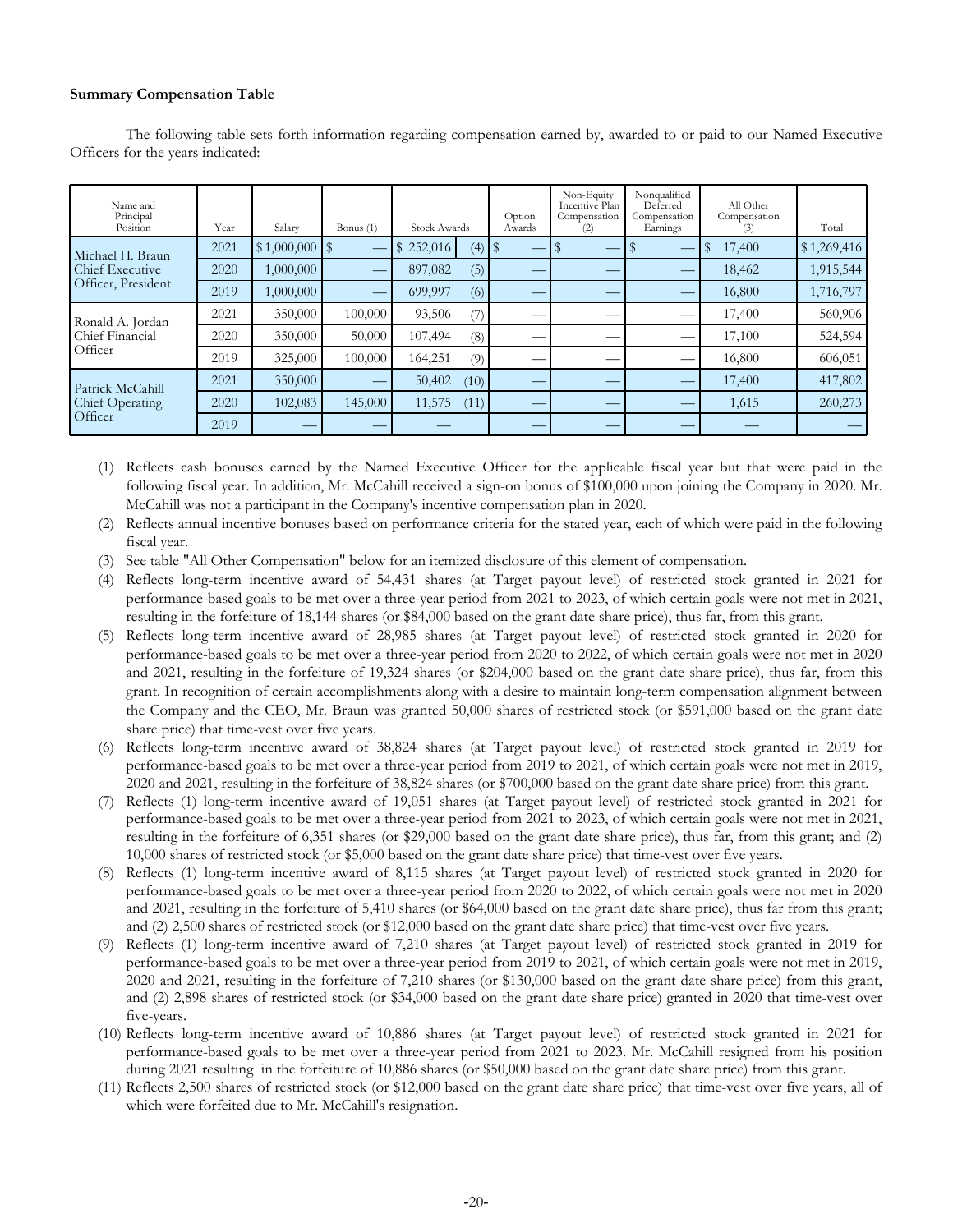**Summary Compensation Table**

The following table sets forth information regarding compensation earned by, awarded to or paid to our Named Executive Officers for the years indicated:

| Name and Principal Position | Year | Salary | Bonus (1) | Stock Awards | | Option Awards | Non-Equity Incentive Plan Compensation (2) | Nonqualified Deferred Compensation Earnings | All Other Compensation (3) | Total |
|---|---|---|---|---|---|---|---|---|---|---|
| Michael H. Braun Chief Executive Officer, President | 2021 | $ 1,000,000 | $ — | $ 252,016 | (4) | $ — | $ — | $ — | $ 17,400 | $ 1,269,416 |
| | 2020 | 1,000,000 | — | 897,082 | (5) | — | — | — | 18,462 | 1,915,544 |
| | 2019 | 1,000,000 | — | 699,997 | (6) | — | — | — | 16,800 | 1,716,797 |
| Ronald A. Jordan Chief Financial Officer | 2021 | 350,000 | 100,000 | 93,506 | (7) | — | — | — | 17,400 | 560,906 |
| | 2020 | 350,000 | 50,000 | 107,494 | (8) | — | — | — | 17,100 | 524,594 |
| | 2019 | 325,000 | 100,000 | 164,251 | (9) | — | — | — | 16,800 | 606,051 |
| Patrick McCahill Chief Operating Officer | 2021 | 350,000 | — | 50,402 | (10) | — | — | — | 17,400 | 417,802 |
| | 2020 | 102,083 | 145,000 | 11,575 | (11) | — | — | — | 1,615 | 260,273 |
| | 2019 | — | — | — | | — | — | — | — | — |

(1) Reflects cash bonuses earned by the Named Executive Officer for the applicable fiscal year but that were paid in the following fiscal year. In addition, Mr. McCahill received a sign-on bonus of $100,000 upon joining the Company in 2020. Mr. McCahill was not a participant in the Company's incentive compensation plan in 2020.

(2) Reflects annual incentive bonuses based on performance criteria for the stated year, each of which were paid in the following fiscal year.

(3) See table "All Other Compensation" below for an itemized disclosure of this element of compensation.

(4) Reflects long-term incentive award of 54,431 shares (at Target payout level) of restricted stock granted in 2021 for performance-based goals to be met over a three-year period from 2021 to 2023, of which certain goals were not met in 2021, resulting in the forfeiture of 18,144 shares (or $84,000 based on the grant date share price), thus far, from this grant.

(5) Reflects long-term incentive award of 28,985 shares (at Target payout level) of restricted stock granted in 2020 for performance-based goals to be met over a three-year period from 2020 to 2022, of which certain goals were not met in 2020 and 2021, resulting in the forfeiture of 19,324 shares (or $204,000 based on the grant date share price), thus far, from this grant. In recognition of certain accomplishments along with a desire to maintain long-term compensation alignment between the Company and the CEO, Mr. Braun was granted 50,000 shares of restricted stock (or $591,000 based on the grant date share price) that time-vest over five years.

(6) Reflects long-term incentive award of 38,824 shares (at Target payout level) of restricted stock granted in 2019 for performance-based goals to be met over a three-year period from 2019 to 2021, of which certain goals were not met in 2019, 2020 and 2021, resulting in the forfeiture of 38,824 shares (or $700,000 based on the grant date share price) from this grant.

(7) Reflects (1) long-term incentive award of 19,051 shares (at Target payout level) of restricted stock granted in 2021 for performance-based goals to be met over a three-year period from 2021 to 2023, of which certain goals were not met in 2021, resulting in the forfeiture of 6,351 shares (or $29,000 based on the grant date share price), thus far, from this grant; and (2) 10,000 shares of restricted stock (or $5,000 based on the grant date share price) that time-vest over five years.

(8) Reflects (1) long-term incentive award of 8,115 shares (at Target payout level) of restricted stock granted in 2020 for performance-based goals to be met over a three-year period from 2020 to 2022, of which certain goals were not met in 2020 and 2021, resulting in the forfeiture of 5,410 shares (or $64,000 based on the grant date share price), thus far from this grant; and (2) 2,500 shares of restricted stock (or $12,000 based on the grant date share price) that time-vest over five years.

(9) Reflects (1) long-term incentive award of 7,210 shares (at Target payout level) of restricted stock granted in 2019 for performance-based goals to be met over a three-year period from 2019 to 2021, of which certain goals were not met in 2019, 2020 and 2021, resulting in the forfeiture of 7,210 shares (or $130,000 based on the grant date share price) from this grant, and (2) 2,898 shares of restricted stock (or $34,000 based on the grant date share price) granted in 2020 that time-vest over five-years.

(10) Reflects long-term incentive award of 10,886 shares (at Target payout level) of restricted stock granted in 2021 for performance-based goals to be met over a three-year period from 2021 to 2023. Mr. McCahill resigned from his position during 2021 resulting in the forfeiture of 10,886 shares (or $50,000 based on the grant date share price) from this grant.

(11) Reflects 2,500 shares of restricted stock (or $12,000 based on the grant date share price) that time-vest over five years, all of which were forfeited due to Mr. McCahill's resignation.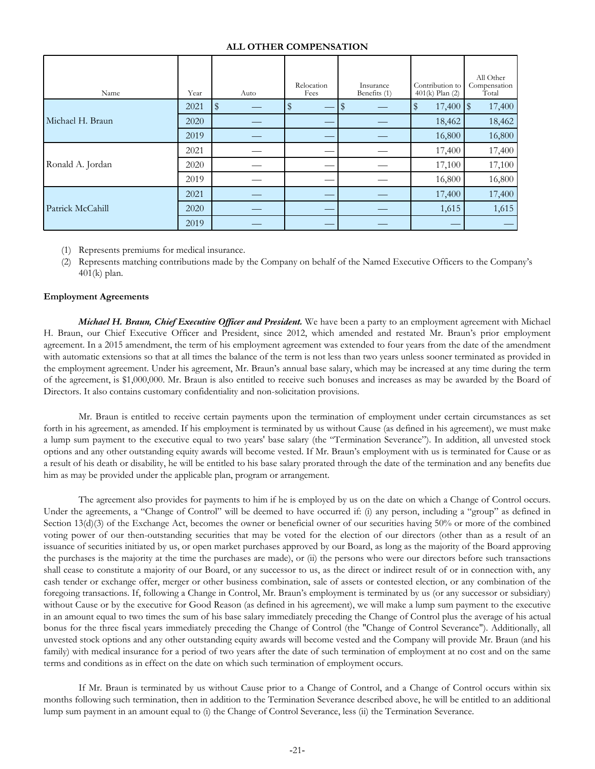**ALL OTHER COMPENSATION**

| Name | Year | Auto | Relocation Fees | Insurance Benefits (1) | Contribution to 401(k) Plan (2) | All Other Compensation Total |
|---|---|---|---|---|---|---|
| Michael H. Braun | 2021 | $ — | $ — | $ — | $ 17,400 | $ 17,400 |
| | 2020 | — | — | — | 18,462 | 18,462 |
| | 2019 | — | — | — | 16,800 | 16,800 |
| Ronald A. Jordan | 2021 | — | — | — | 17,400 | 17,400 |
| | 2020 | — | — | — | 17,100 | 17,100 |
| | 2019 | — | — | — | 16,800 | 16,800 |
| Patrick McCahill | 2021 | — | — | — | 17,400 | 17,400 |
| | 2020 | — | — | — | 1,615 | 1,615 |
| | 2019 | — | — | — | — | — |

(1) Represents premiums for medical insurance.

(2) Represents matching contributions made by the Company on behalf of the Named Executive Officers to the Company's 401(k) plan.

**Employment Agreements**

***Michael H. Braun, Chief Executive Officer and President.*** We have been a party to an employment agreement with Michael H. Braun, our Chief Executive Officer and President, since 2012, which amended and restated Mr. Braun's prior employment agreement. In a 2015 amendment, the term of his employment agreement was extended to four years from the date of the amendment with automatic extensions so that at all times the balance of the term is not less than two years unless sooner terminated as provided in the employment agreement. Under his agreement, Mr. Braun's annual base salary, which may be increased at any time during the term of the agreement, is $1,000,000. Mr. Braun is also entitled to receive such bonuses and increases as may be awarded by the Board of Directors. It also contains customary confidentiality and non-solicitation provisions.

Mr. Braun is entitled to receive certain payments upon the termination of employment under certain circumstances as set forth in his agreement, as amended. If his employment is terminated by us without Cause (as defined in his agreement), we must make a lump sum payment to the executive equal to two years' base salary (the "Termination Severance"). In addition, all unvested stock options and any other outstanding equity awards will become vested. If Mr. Braun's employment with us is terminated for Cause or as a result of his death or disability, he will be entitled to his base salary prorated through the date of the termination and any benefits due him as may be provided under the applicable plan, program or arrangement.

The agreement also provides for payments to him if he is employed by us on the date on which a Change of Control occurs. Under the agreements, a "Change of Control" will be deemed to have occurred if: (i) any person, including a "group" as defined in Section 13(d)(3) of the Exchange Act, becomes the owner or beneficial owner of our securities having 50% or more of the combined voting power of our then-outstanding securities that may be voted for the election of our directors (other than as a result of an issuance of securities initiated by us, or open market purchases approved by our Board, as long as the majority of the Board approving the purchases is the majority at the time the purchases are made), or (ii) the persons who were our directors before such transactions shall cease to constitute a majority of our Board, or any successor to us, as the direct or indirect result of or in connection with, any cash tender or exchange offer, merger or other business combination, sale of assets or contested election, or any combination of the foregoing transactions. If, following a Change in Control, Mr. Braun's employment is terminated by us (or any successor or subsidiary) without Cause or by the executive for Good Reason (as defined in his agreement), we will make a lump sum payment to the executive in an amount equal to two times the sum of his base salary immediately preceding the Change of Control plus the average of his actual bonus for the three fiscal years immediately preceding the Change of Control (the "Change of Control Severance"). Additionally, all unvested stock options and any other outstanding equity awards will become vested and the Company will provide Mr. Braun (and his family) with medical insurance for a period of two years after the date of such termination of employment at no cost and on the same terms and conditions as in effect on the date on which such termination of employment occurs.

If Mr. Braun is terminated by us without Cause prior to a Change of Control, and a Change of Control occurs within six months following such termination, then in addition to the Termination Severance described above, he will be entitled to an additional lump sum payment in an amount equal to (i) the Change of Control Severance, less (ii) the Termination Severance.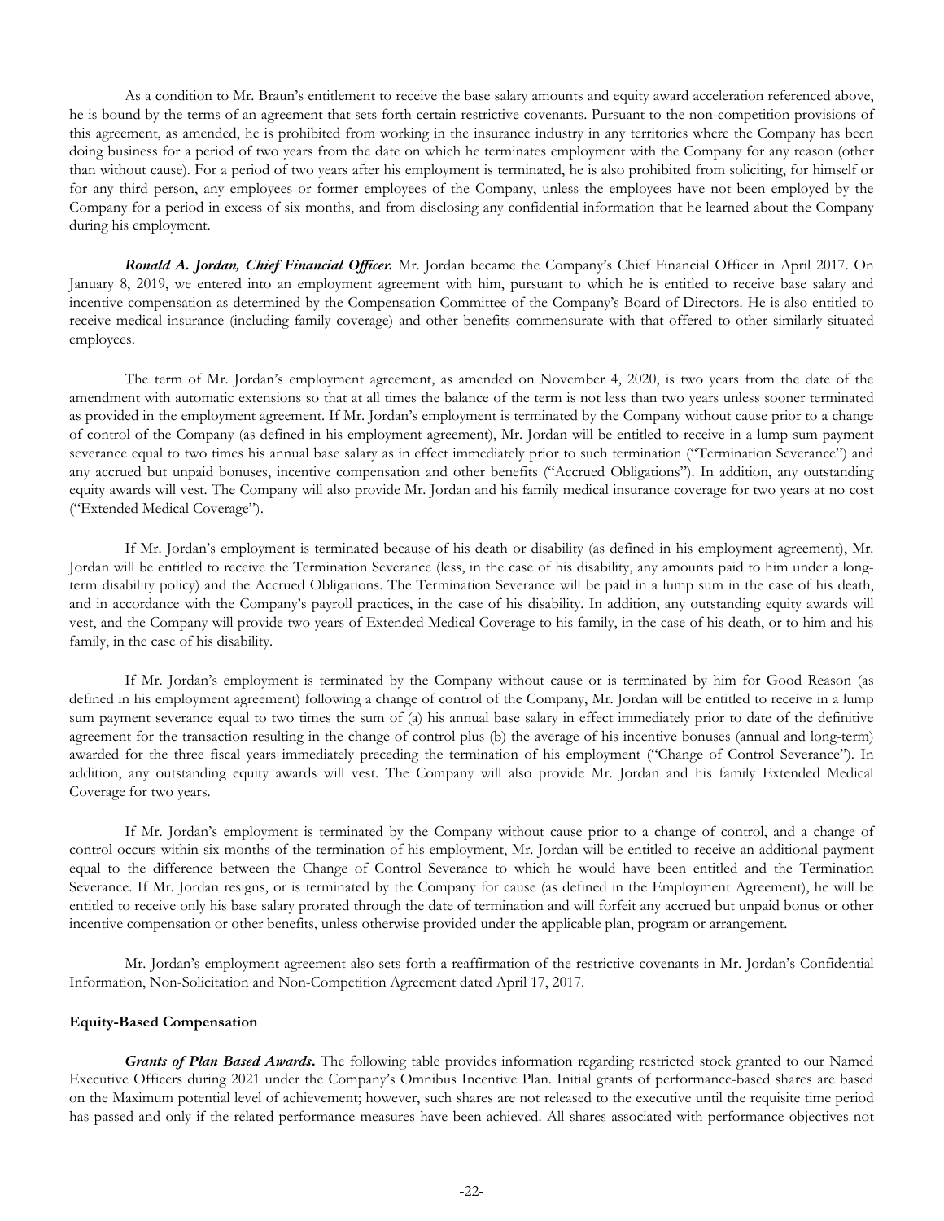As a condition to Mr. Braun's entitlement to receive the base salary amounts and equity award acceleration referenced above, he is bound by the terms of an agreement that sets forth certain restrictive covenants. Pursuant to the non-competition provisions of this agreement, as amended, he is prohibited from working in the insurance industry in any territories where the Company has been doing business for a period of two years from the date on which he terminates employment with the Company for any reason (other than without cause). For a period of two years after his employment is terminated, he is also prohibited from soliciting, for himself or for any third person, any employees or former employees of the Company, unless the employees have not been employed by the Company for a period in excess of six months, and from disclosing any confidential information that he learned about the Company during his employment.

***Ronald A. Jordan, Chief Financial Officer.*** Mr. Jordan became the Company's Chief Financial Officer in April 2017. On January 8, 2019, we entered into an employment agreement with him, pursuant to which he is entitled to receive base salary and incentive compensation as determined by the Compensation Committee of the Company's Board of Directors. He is also entitled to receive medical insurance (including family coverage) and other benefits commensurate with that offered to other similarly situated employees.

The term of Mr. Jordan's employment agreement, as amended on November 4, 2020, is two years from the date of the amendment with automatic extensions so that at all times the balance of the term is not less than two years unless sooner terminated as provided in the employment agreement. If Mr. Jordan's employment is terminated by the Company without cause prior to a change of control of the Company (as defined in his employment agreement), Mr. Jordan will be entitled to receive in a lump sum payment severance equal to two times his annual base salary as in effect immediately prior to such termination ("Termination Severance") and any accrued but unpaid bonuses, incentive compensation and other benefits ("Accrued Obligations"). In addition, any outstanding equity awards will vest. The Company will also provide Mr. Jordan and his family medical insurance coverage for two years at no cost ("Extended Medical Coverage").

If Mr. Jordan's employment is terminated because of his death or disability (as defined in his employment agreement), Mr. Jordan will be entitled to receive the Termination Severance (less, in the case of his disability, any amounts paid to him under a long-term disability policy) and the Accrued Obligations. The Termination Severance will be paid in a lump sum in the case of his death, and in accordance with the Company's payroll practices, in the case of his disability. In addition, any outstanding equity awards will vest, and the Company will provide two years of Extended Medical Coverage to his family, in the case of his death, or to him and his family, in the case of his disability.

If Mr. Jordan's employment is terminated by the Company without cause or is terminated by him for Good Reason (as defined in his employment agreement) following a change of control of the Company, Mr. Jordan will be entitled to receive in a lump sum payment severance equal to two times the sum of (a) his annual base salary in effect immediately prior to date of the definitive agreement for the transaction resulting in the change of control plus (b) the average of his incentive bonuses (annual and long-term) awarded for the three fiscal years immediately preceding the termination of his employment ("Change of Control Severance"). In addition, any outstanding equity awards will vest. The Company will also provide Mr. Jordan and his family Extended Medical Coverage for two years.

If Mr. Jordan's employment is terminated by the Company without cause prior to a change of control, and a change of control occurs within six months of the termination of his employment, Mr. Jordan will be entitled to receive an additional payment equal to the difference between the Change of Control Severance to which he would have been entitled and the Termination Severance. If Mr. Jordan resigns, or is terminated by the Company for cause (as defined in the Employment Agreement), he will be entitled to receive only his base salary prorated through the date of termination and will forfeit any accrued but unpaid bonus or other incentive compensation or other benefits, unless otherwise provided under the applicable plan, program or arrangement.

Mr. Jordan's employment agreement also sets forth a reaffirmation of the restrictive covenants in Mr. Jordan's Confidential Information, Non-Solicitation and Non-Competition Agreement dated April 17, 2017.

**Equity-Based Compensation**

***Grants of Plan Based Awards*.** The following table provides information regarding restricted stock granted to our Named Executive Officers during 2021 under the Company's Omnibus Incentive Plan. Initial grants of performance-based shares are based on the Maximum potential level of achievement; however, such shares are not released to the executive until the requisite time period has passed and only if the related performance measures have been achieved. All shares associated with performance objectives not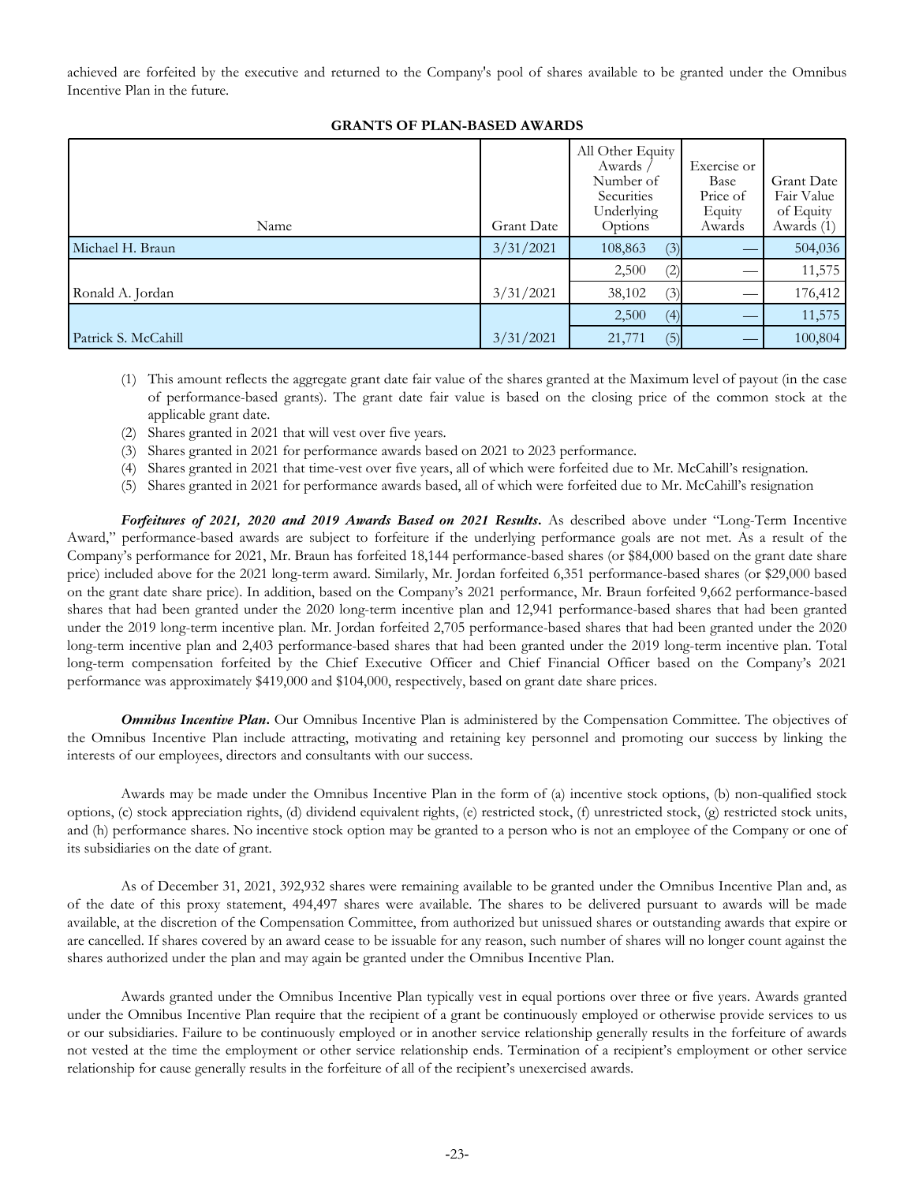achieved are forfeited by the executive and returned to the Company's pool of shares available to be granted under the Omnibus Incentive Plan in the future.

**GRANTS OF PLAN-BASED AWARDS**

| Name | Grant Date | All Other Equity Awards / Number of Securities Underlying Options | Exercise or Base Price of Equity Awards | Grant Date Fair Value of Equity Awards (1) |
|---|---|---|---|---|
| Michael H. Braun | 3/31/2021 | 108,863 (3) | — | 504,036 |
| | | 2,500 (2) | — | 11,575 |
| Ronald A. Jordan | 3/31/2021 | 38,102 (3) | — | 176,412 |
| | | 2,500 (4) | — | 11,575 |
| Patrick S. McCahill | 3/31/2021 | 21,771 (5) | — | 100,804 |

(1) This amount reflects the aggregate grant date fair value of the shares granted at the Maximum level of payout (in the case of performance-based grants). The grant date fair value is based on the closing price of the common stock at the applicable grant date.
(2) Shares granted in 2021 that will vest over five years.
(3) Shares granted in 2021 for performance awards based on 2021 to 2023 performance.
(4) Shares granted in 2021 that time-vest over five years, all of which were forfeited due to Mr. McCahill's resignation.
(5) Shares granted in 2021 for performance awards based, all of which were forfeited due to Mr. McCahill's resignation

***Forfeitures of 2021, 2020 and 2019 Awards Based on 2021 Results*.** As described above under "Long-Term Incentive Award," performance-based awards are subject to forfeiture if the underlying performance goals are not met. As a result of the Company's performance for 2021, Mr. Braun has forfeited 18,144 performance-based shares (or $84,000 based on the grant date share price) included above for the 2021 long-term award. Similarly, Mr. Jordan forfeited 6,351 performance-based shares (or $29,000 based on the grant date share price). In addition, based on the Company's 2021 performance, Mr. Braun forfeited 9,662 performance-based shares that had been granted under the 2020 long-term incentive plan and 12,941 performance-based shares that had been granted under the 2019 long-term incentive plan. Mr. Jordan forfeited 2,705 performance-based shares that had been granted under the 2020 long-term incentive plan and 2,403 performance-based shares that had been granted under the 2019 long-term incentive plan. Total long-term compensation forfeited by the Chief Executive Officer and Chief Financial Officer based on the Company's 2021 performance was approximately $419,000 and $104,000, respectively, based on grant date share prices.

***Omnibus Incentive Plan*.** Our Omnibus Incentive Plan is administered by the Compensation Committee. The objectives of the Omnibus Incentive Plan include attracting, motivating and retaining key personnel and promoting our success by linking the interests of our employees, directors and consultants with our success.

Awards may be made under the Omnibus Incentive Plan in the form of (a) incentive stock options, (b) non-qualified stock options, (c) stock appreciation rights, (d) dividend equivalent rights, (e) restricted stock, (f) unrestricted stock, (g) restricted stock units, and (h) performance shares. No incentive stock option may be granted to a person who is not an employee of the Company or one of its subsidiaries on the date of grant.

As of December 31, 2021, 392,932 shares were remaining available to be granted under the Omnibus Incentive Plan and, as of the date of this proxy statement, 494,497 shares were available. The shares to be delivered pursuant to awards will be made available, at the discretion of the Compensation Committee, from authorized but unissued shares or outstanding awards that expire or are cancelled. If shares covered by an award cease to be issuable for any reason, such number of shares will no longer count against the shares authorized under the plan and may again be granted under the Omnibus Incentive Plan.

Awards granted under the Omnibus Incentive Plan typically vest in equal portions over three or five years. Awards granted under the Omnibus Incentive Plan require that the recipient of a grant be continuously employed or otherwise provide services to us or our subsidiaries. Failure to be continuously employed or in another service relationship generally results in the forfeiture of awards not vested at the time the employment or other service relationship ends. Termination of a recipient's employment or other service relationship for cause generally results in the forfeiture of all of the recipient's unexercised awards.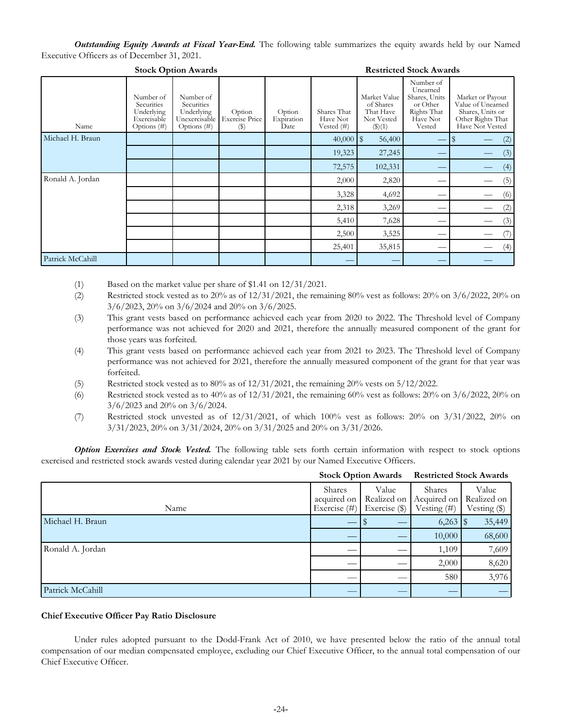***Outstanding Equity Awards at Fiscal Year-End.*** The following table summarizes the equity awards held by our Named Executive Officers as of December 31, 2021.

| | Stock Option Awards | | | | Restricted Stock Awards | | | |
|---|---|---|---|---|---|---|---|---|
| Name | Number of Securities Underlying Exercisable Options (#) | Number of Securities Underlying Unexercisable Options (#) | Option Exercise Price ($) | Option Expiration Date | Shares That Have Not Vested (#) | Market Value of Shares That Have Not Vested ($)(1) | Number of Unearned Shares, Units or Other Rights That Have Not Vested | Market or Payout Value of Unearned Shares, Units or Other Rights That Have Not Vested |
| Michael H. Braun | | | | | 40,000 | $ 56,400 | — | $ — (2) |
| | | | | | 19,323 | 27,245 | — | — (3) |
| | | | | | 72,575 | 102,331 | — | — (4) |
| Ronald A. Jordan | | | | | 2,000 | 2,820 | — | — (5) |
| | | | | | 3,328 | 4,692 | — | — (6) |
| | | | | | 2,318 | 3,269 | — | — (2) |
| | | | | | 5,410 | 7,628 | — | — (3) |
| | | | | | 2,500 | 3,525 | — | — (7) |
| | | | | | 25,401 | 35,815 | — | — (4) |
| Patrick McCahill | | | | | — | — | — | — |

(1) Based on the market value per share of $1.41 on 12/31/2021.

(2) Restricted stock vested as to 20% as of 12/31/2021, the remaining 80% vest as follows: 20% on 3/6/2022, 20% on 3/6/2023, 20% on 3/6/2024 and 20% on 3/6/2025.

(3) This grant vests based on performance achieved each year from 2020 to 2022. The Threshold level of Company performance was not achieved for 2020 and 2021, therefore the annually measured component of the grant for those years was forfeited.

(4) This grant vests based on performance achieved each year from 2021 to 2023. The Threshold level of Company performance was not achieved for 2021, therefore the annually measured component of the grant for that year was forfeited.

(5) Restricted stock vested as to 80% as of 12/31/2021, the remaining 20% vests on 5/12/2022.

(6) Restricted stock vested as to 40% as of 12/31/2021, the remaining 60% vest as follows: 20% on 3/6/2022, 20% on 3/6/2023 and 20% on 3/6/2024.

(7) Restricted stock unvested as of 12/31/2021, of which 100% vest as follows: 20% on 3/31/2022, 20% on 3/31/2023, 20% on 3/31/2024, 20% on 3/31/2025 and 20% on 3/31/2026.

***Option Exercises and Stock Vested.*** The following table sets forth certain information with respect to stock options exercised and restricted stock awards vested during calendar year 2021 by our Named Executive Officers.

| | Stock Option Awards | | Restricted Stock Awards | |
|---|---|---|---|---|
| Name | Shares acquired on Exercise (#) | Value Realized on Exercise ($) | Shares Acquired on Vesting (#) | Value Realized on Vesting ($) |
| Michael H. Braun | — | $ — | 6,263 | $ 35,449 |
| | — | — | 10,000 | 68,600 |
| Ronald A. Jordan | — | — | 1,109 | 7,609 |
| | — | — | 2,000 | 8,620 |
| | — | — | 580 | 3,976 |
| Patrick McCahill | — | — | — | — |

**Chief Executive Officer Pay Ratio Disclosure**

Under rules adopted pursuant to the Dodd-Frank Act of 2010, we have presented below the ratio of the annual total compensation of our median compensated employee, excluding our Chief Executive Officer, to the annual total compensation of our Chief Executive Officer.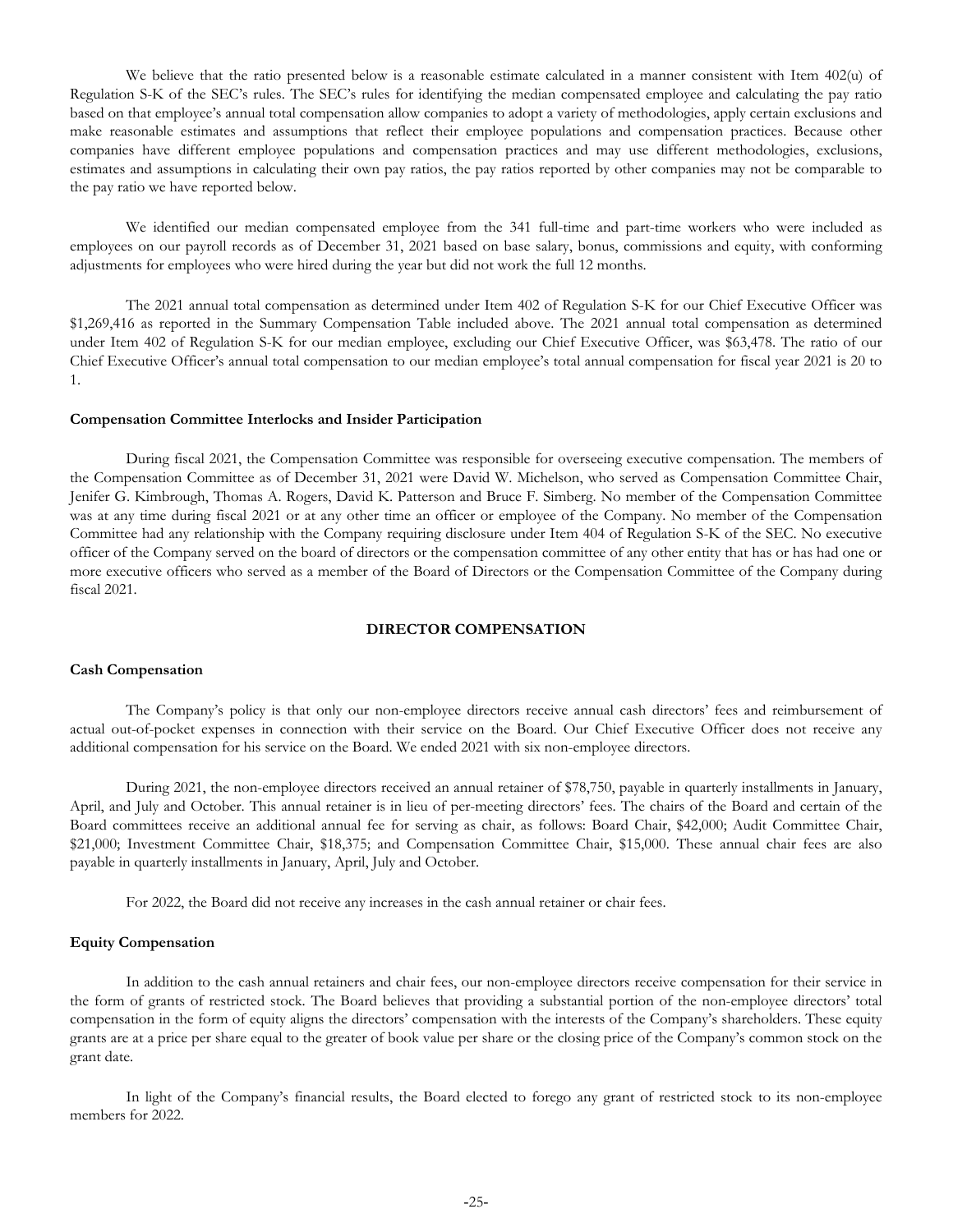We believe that the ratio presented below is a reasonable estimate calculated in a manner consistent with Item 402(u) of Regulation S-K of the SEC's rules. The SEC's rules for identifying the median compensated employee and calculating the pay ratio based on that employee's annual total compensation allow companies to adopt a variety of methodologies, apply certain exclusions and make reasonable estimates and assumptions that reflect their employee populations and compensation practices. Because other companies have different employee populations and compensation practices and may use different methodologies, exclusions, estimates and assumptions in calculating their own pay ratios, the pay ratios reported by other companies may not be comparable to the pay ratio we have reported below.

We identified our median compensated employee from the 341 full-time and part-time workers who were included as employees on our payroll records as of December 31, 2021 based on base salary, bonus, commissions and equity, with conforming adjustments for employees who were hired during the year but did not work the full 12 months.

The 2021 annual total compensation as determined under Item 402 of Regulation S-K for our Chief Executive Officer was $1,269,416 as reported in the Summary Compensation Table included above. The 2021 annual total compensation as determined under Item 402 of Regulation S-K for our median employee, excluding our Chief Executive Officer, was $63,478. The ratio of our Chief Executive Officer's annual total compensation to our median employee's total annual compensation for fiscal year 2021 is 20 to 1.

**Compensation Committee Interlocks and Insider Participation**

During fiscal 2021, the Compensation Committee was responsible for overseeing executive compensation. The members of the Compensation Committee as of December 31, 2021 were David W. Michelson, who served as Compensation Committee Chair, Jenifer G. Kimbrough, Thomas A. Rogers, David K. Patterson and Bruce F. Simberg. No member of the Compensation Committee was at any time during fiscal 2021 or at any other time an officer or employee of the Company. No member of the Compensation Committee had any relationship with the Company requiring disclosure under Item 404 of Regulation S-K of the SEC. No executive officer of the Company served on the board of directors or the compensation committee of any other entity that has or has had one or more executive officers who served as a member of the Board of Directors or the Compensation Committee of the Company during fiscal 2021.

## DIRECTOR COMPENSATION

**Cash Compensation**

The Company's policy is that only our non-employee directors receive annual cash directors' fees and reimbursement of actual out-of-pocket expenses in connection with their service on the Board. Our Chief Executive Officer does not receive any additional compensation for his service on the Board. We ended 2021 with six non-employee directors.

During 2021, the non-employee directors received an annual retainer of $78,750, payable in quarterly installments in January, April, and July and October. This annual retainer is in lieu of per-meeting directors' fees. The chairs of the Board and certain of the Board committees receive an additional annual fee for serving as chair, as follows: Board Chair, $42,000; Audit Committee Chair, $21,000; Investment Committee Chair, $18,375; and Compensation Committee Chair, $15,000. These annual chair fees are also payable in quarterly installments in January, April, July and October.

For 2022, the Board did not receive any increases in the cash annual retainer or chair fees.

**Equity Compensation**

In addition to the cash annual retainers and chair fees, our non-employee directors receive compensation for their service in the form of grants of restricted stock. The Board believes that providing a substantial portion of the non-employee directors' total compensation in the form of equity aligns the directors' compensation with the interests of the Company's shareholders. These equity grants are at a price per share equal to the greater of book value per share or the closing price of the Company's common stock on the grant date.

In light of the Company's financial results, the Board elected to forego any grant of restricted stock to its non-employee members for 2022.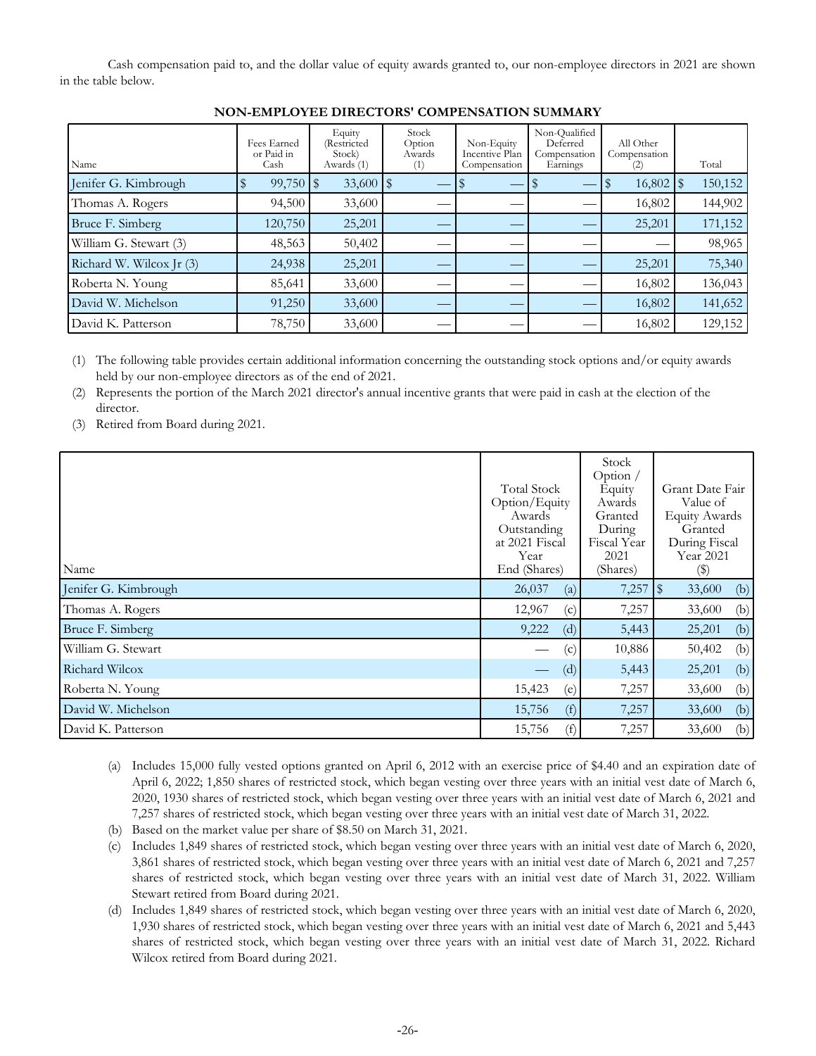Cash compensation paid to, and the dollar value of equity awards granted to, our non-employee directors in 2021 are shown in the table below.

**NON-EMPLOYEE DIRECTORS' COMPENSATION SUMMARY**

| Name | Fees Earned or Paid in Cash | Equity (Restricted Stock) Awards (1) | Stock Option Awards (1) | Non-Equity Incentive Plan Compensation | Non-Qualified Deferred Compensation Earnings | All Other Compensation (2) | Total |
|---|---|---|---|---|---|---|---|
| Jenifer G. Kimbrough | $ 99,750 | $ 33,600 | $ — | $ — | $ — | $ 16,802 | $ 150,152 |
| Thomas A. Rogers | 94,500 | 33,600 | — | — | — | 16,802 | 144,902 |
| Bruce F. Simberg | 120,750 | 25,201 | — | — | — | 25,201 | 171,152 |
| William G. Stewart (3) | 48,563 | 50,402 | — | — | — | — | 98,965 |
| Richard W. Wilcox Jr (3) | 24,938 | 25,201 | — | — | — | 25,201 | 75,340 |
| Roberta N. Young | 85,641 | 33,600 | — | — | — | 16,802 | 136,043 |
| David W. Michelson | 91,250 | 33,600 | — | — | — | 16,802 | 141,652 |
| David K. Patterson | 78,750 | 33,600 | — | — | — | 16,802 | 129,152 |

(1) The following table provides certain additional information concerning the outstanding stock options and/or equity awards held by our non-employee directors as of the end of 2021.

(2) Represents the portion of the March 2021 director's annual incentive grants that were paid in cash at the election of the director.

(3) Retired from Board during 2021.

| Name | Total Stock Option/Equity Awards Outstanding at 2021 Fiscal Year End (Shares) | | Stock Option / Equity Awards Granted During Fiscal Year 2021 (Shares) | Grant Date Fair Value of Equity Awards Granted During Fiscal Year 2021 ($) | |
|---|---|---|---|---|---|
| Jenifer G. Kimbrough | 26,037 | (a) | 7,257 | $ 33,600 | (b) |
| Thomas A. Rogers | 12,967 | (c) | 7,257 | 33,600 | (b) |
| Bruce F. Simberg | 9,222 | (d) | 5,443 | 25,201 | (b) |
| William G. Stewart | — | (c) | 10,886 | 50,402 | (b) |
| Richard Wilcox | — | (d) | 5,443 | 25,201 | (b) |
| Roberta N. Young | 15,423 | (e) | 7,257 | 33,600 | (b) |
| David W. Michelson | 15,756 | (f) | 7,257 | 33,600 | (b) |
| David K. Patterson | 15,756 | (f) | 7,257 | 33,600 | (b) |

(a) Includes 15,000 fully vested options granted on April 6, 2012 with an exercise price of $4.40 and an expiration date of April 6, 2022; 1,850 shares of restricted stock, which began vesting over three years with an initial vest date of March 6, 2020, 1930 shares of restricted stock, which began vesting over three years with an initial vest date of March 6, 2021 and 7,257 shares of restricted stock, which began vesting over three years with an initial vest date of March 31, 2022.

(b) Based on the market value per share of $8.50 on March 31, 2021.

(c) Includes 1,849 shares of restricted stock, which began vesting over three years with an initial vest date of March 6, 2020, 3,861 shares of restricted stock, which began vesting over three years with an initial vest date of March 6, 2021 and 7,257 shares of restricted stock, which began vesting over three years with an initial vest date of March 31, 2022. William Stewart retired from Board during 2021.

(d) Includes 1,849 shares of restricted stock, which began vesting over three years with an initial vest date of March 6, 2020, 1,930 shares of restricted stock, which began vesting over three years with an initial vest date of March 6, 2021 and 5,443 shares of restricted stock, which began vesting over three years with an initial vest date of March 31, 2022. Richard Wilcox retired from Board during 2021.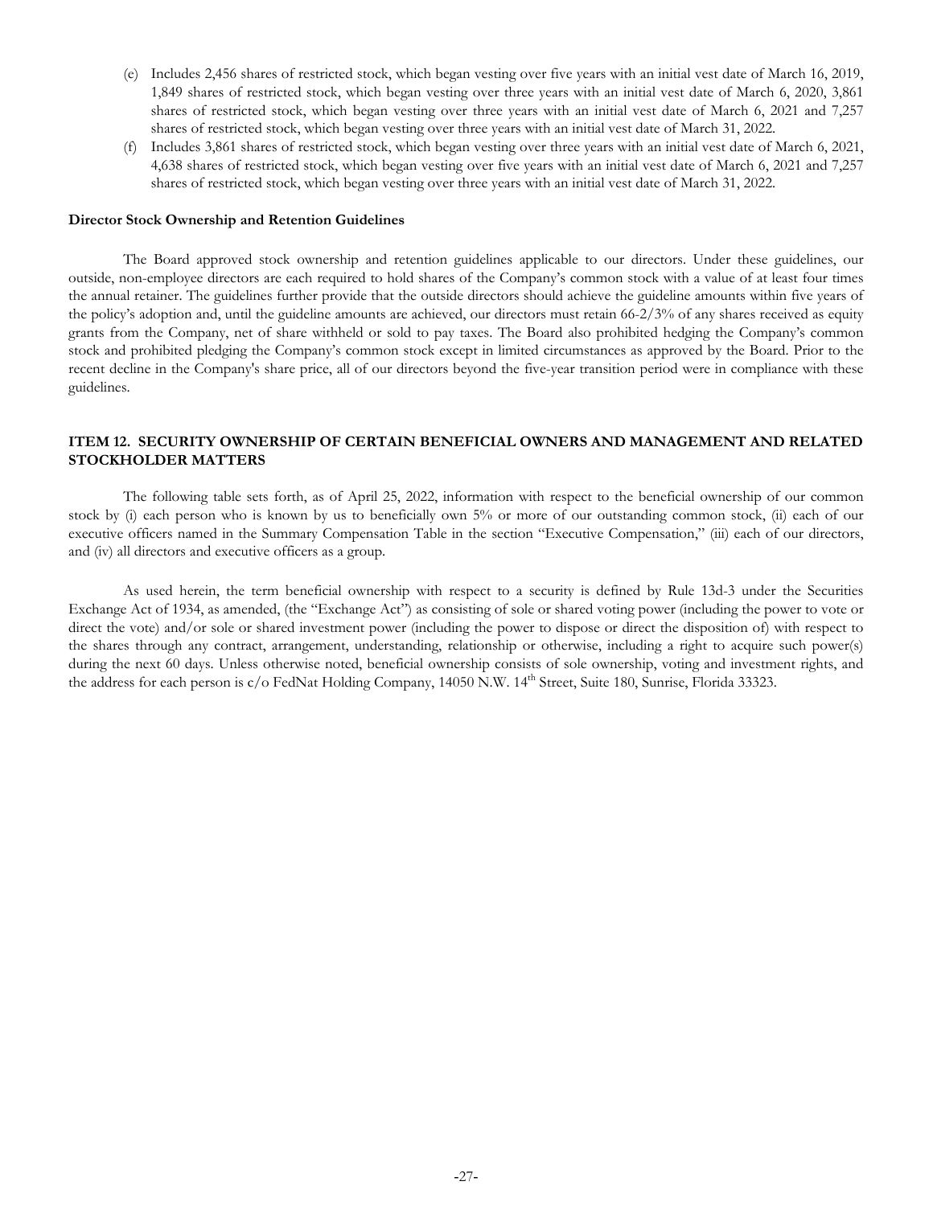(e) Includes 2,456 shares of restricted stock, which began vesting over five years with an initial vest date of March 16, 2019, 1,849 shares of restricted stock, which began vesting over three years with an initial vest date of March 6, 2020, 3,861 shares of restricted stock, which began vesting over three years with an initial vest date of March 6, 2021 and 7,257 shares of restricted stock, which began vesting over three years with an initial vest date of March 31, 2022.

(f) Includes 3,861 shares of restricted stock, which began vesting over three years with an initial vest date of March 6, 2021, 4,638 shares of restricted stock, which began vesting over five years with an initial vest date of March 6, 2021 and 7,257 shares of restricted stock, which began vesting over three years with an initial vest date of March 31, 2022.

**Director Stock Ownership and Retention Guidelines**

The Board approved stock ownership and retention guidelines applicable to our directors. Under these guidelines, our outside, non-employee directors are each required to hold shares of the Company's common stock with a value of at least four times the annual retainer. The guidelines further provide that the outside directors should achieve the guideline amounts within five years of the policy's adoption and, until the guideline amounts are achieved, our directors must retain 66-2/3% of any shares received as equity grants from the Company, net of share withheld or sold to pay taxes. The Board also prohibited hedging the Company's common stock and prohibited pledging the Company's common stock except in limited circumstances as approved by the Board. Prior to the recent decline in the Company's share price, all of our directors beyond the five-year transition period were in compliance with these guidelines.

## ITEM 12. SECURITY OWNERSHIP OF CERTAIN BENEFICIAL OWNERS AND MANAGEMENT AND RELATED STOCKHOLDER MATTERS

The following table sets forth, as of April 25, 2022, information with respect to the beneficial ownership of our common stock by (i) each person who is known by us to beneficially own 5% or more of our outstanding common stock, (ii) each of our executive officers named in the Summary Compensation Table in the section "Executive Compensation," (iii) each of our directors, and (iv) all directors and executive officers as a group.

As used herein, the term beneficial ownership with respect to a security is defined by Rule 13d-3 under the Securities Exchange Act of 1934, as amended, (the "Exchange Act") as consisting of sole or shared voting power (including the power to vote or direct the vote) and/or sole or shared investment power (including the power to dispose or direct the disposition of) with respect to the shares through any contract, arrangement, understanding, relationship or otherwise, including a right to acquire such power(s) during the next 60 days. Unless otherwise noted, beneficial ownership consists of sole ownership, voting and investment rights, and the address for each person is c/o FedNat Holding Company, 14050 N.W. 14th Street, Suite 180, Sunrise, Florida 33323.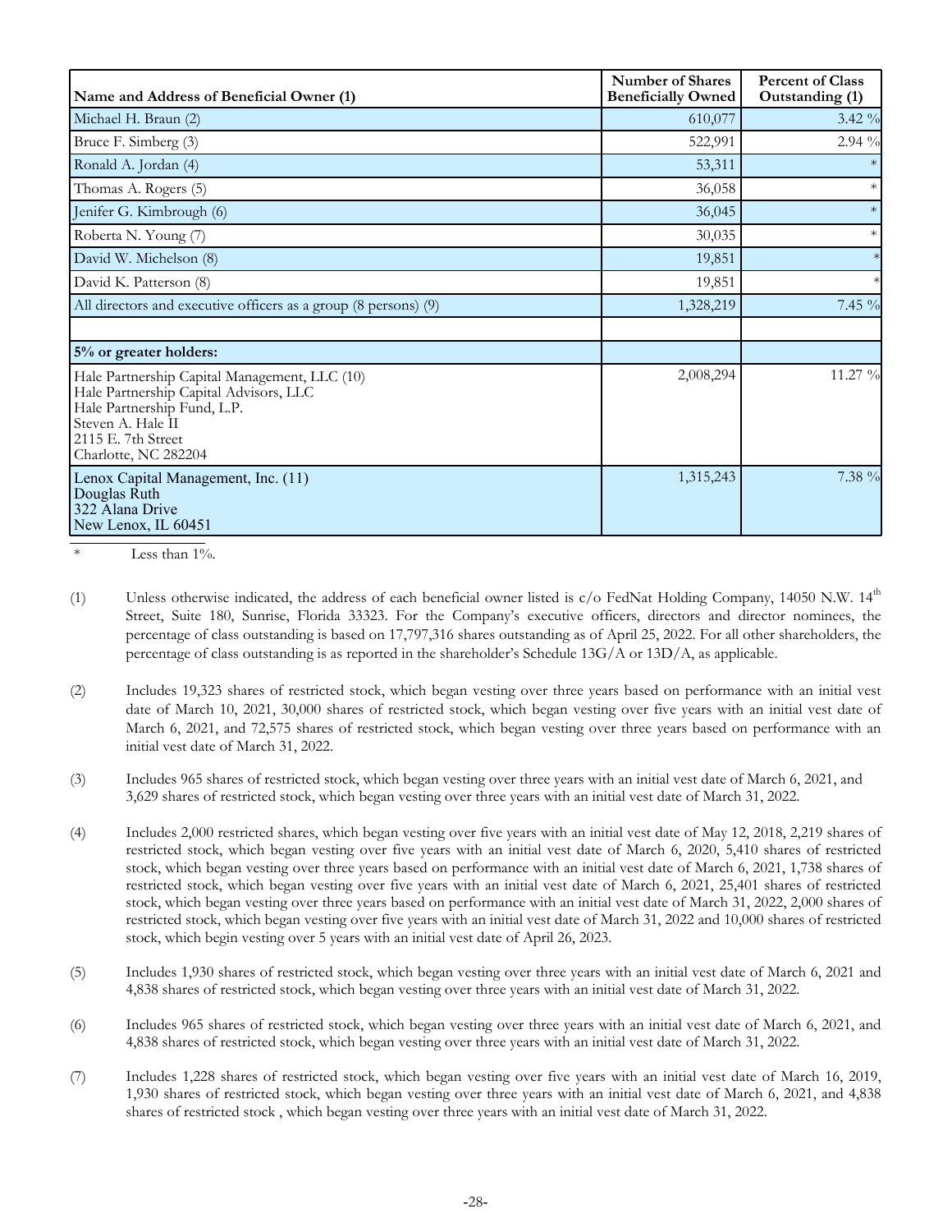| Name and Address of Beneficial Owner (1) | Number of Shares Beneficially Owned | Percent of Class Outstanding (1) |
|---|---|---|
| Michael H. Braun (2) | 610,077 | 3.42 % |
| Bruce F. Simberg (3) | 522,991 | 2.94 % |
| Ronald A. Jordan (4) | 53,311 | * |
| Thomas A. Rogers (5) | 36,058 | * |
| Jenifer G. Kimbrough (6) | 36,045 | * |
| Roberta N. Young (7) | 30,035 | * |
| David W. Michelson (8) | 19,851 | * |
| David K. Patterson (8) | 19,851 | * |
| All directors and executive officers as a group (8 persons) (9) | 1,328,219 | 7.45 % |
| | | |
| **5% or greater holders:** | | |
| Hale Partnership Capital Management, LLC (10)<br>Hale Partnership Capital Advisors, LLC<br>Hale Partnership Fund, L.P.<br>Steven A. Hale II<br>2115 E. 7th Street<br>Charlotte, NC 282204 | 2,008,294 | 11.27 % |
| Lenox Capital Management, Inc. (11)<br>Douglas Ruth<br>322 Alana Drive<br>New Lenox, IL 60451 | 1,315,243 | 7.38 % |

\* Less than 1%.

(1) Unless otherwise indicated, the address of each beneficial owner listed is c/o FedNat Holding Company, 14050 N.W. 14th Street, Suite 180, Sunrise, Florida 33323. For the Company's executive officers, directors and director nominees, the percentage of class outstanding is based on 17,797,316 shares outstanding as of April 25, 2022. For all other shareholders, the percentage of class outstanding is as reported in the shareholder's Schedule 13G/A or 13D/A, as applicable.

(2) Includes 19,323 shares of restricted stock, which began vesting over three years based on performance with an initial vest date of March 10, 2021, 30,000 shares of restricted stock, which began vesting over five years with an initial vest date of March 6, 2021, and 72,575 shares of restricted stock, which began vesting over three years based on performance with an initial vest date of March 31, 2022.

(3) Includes 965 shares of restricted stock, which began vesting over three years with an initial vest date of March 6, 2021, and 3,629 shares of restricted stock, which began vesting over three years with an initial vest date of March 31, 2022.

(4) Includes 2,000 restricted shares, which began vesting over five years with an initial vest date of May 12, 2018, 2,219 shares of restricted stock, which began vesting over five years with an initial vest date of March 6, 2020, 5,410 shares of restricted stock, which began vesting over three years based on performance with an initial vest date of March 6, 2021, 1,738 shares of restricted stock, which began vesting over five years with an initial vest date of March 6, 2021, 25,401 shares of restricted stock, which began vesting over three years based on performance with an initial vest date of March 31, 2022, 2,000 shares of restricted stock, which began vesting over five years with an initial vest date of March 31, 2022 and 10,000 shares of restricted stock, which begin vesting over 5 years with an initial vest date of April 26, 2023.

(5) Includes 1,930 shares of restricted stock, which began vesting over three years with an initial vest date of March 6, 2021 and 4,838 shares of restricted stock, which began vesting over three years with an initial vest date of March 31, 2022.

(6) Includes 965 shares of restricted stock, which began vesting over three years with an initial vest date of March 6, 2021, and 4,838 shares of restricted stock, which began vesting over three years with an initial vest date of March 31, 2022.

(7) Includes 1,228 shares of restricted stock, which began vesting over five years with an initial vest date of March 16, 2019, 1,930 shares of restricted stock, which began vesting over three years with an initial vest date of March 6, 2021, and 4,838 shares of restricted stock , which began vesting over three years with an initial vest date of March 31, 2022.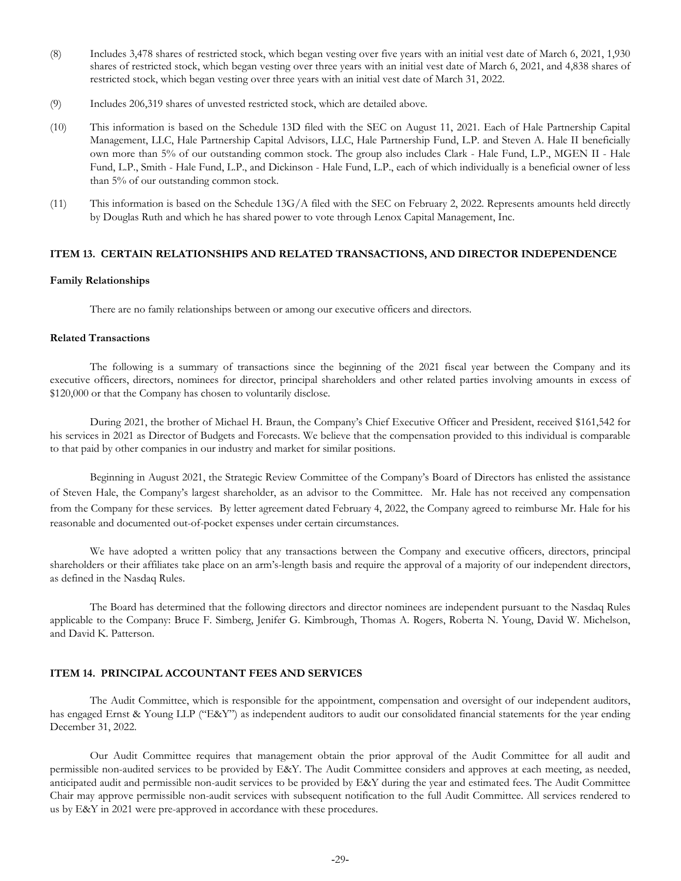(8) Includes 3,478 shares of restricted stock, which began vesting over five years with an initial vest date of March 6, 2021, 1,930 shares of restricted stock, which began vesting over three years with an initial vest date of March 6, 2021, and 4,838 shares of restricted stock, which began vesting over three years with an initial vest date of March 31, 2022.

(9) Includes 206,319 shares of unvested restricted stock, which are detailed above.

(10) This information is based on the Schedule 13D filed with the SEC on August 11, 2021. Each of Hale Partnership Capital Management, LLC, Hale Partnership Capital Advisors, LLC, Hale Partnership Fund, L.P. and Steven A. Hale II beneficially own more than 5% of our outstanding common stock. The group also includes Clark - Hale Fund, L.P., MGEN II - Hale Fund, L.P., Smith - Hale Fund, L.P., and Dickinson - Hale Fund, L.P., each of which individually is a beneficial owner of less than 5% of our outstanding common stock.

(11) This information is based on the Schedule 13G/A filed with the SEC on February 2, 2022. Represents amounts held directly by Douglas Ruth and which he has shared power to vote through Lenox Capital Management, Inc.

## ITEM 13. CERTAIN RELATIONSHIPS AND RELATED TRANSACTIONS, AND DIRECTOR INDEPENDENCE

### Family Relationships

There are no family relationships between or among our executive officers and directors.

### Related Transactions

The following is a summary of transactions since the beginning of the 2021 fiscal year between the Company and its executive officers, directors, nominees for director, principal shareholders and other related parties involving amounts in excess of $120,000 or that the Company has chosen to voluntarily disclose.

During 2021, the brother of Michael H. Braun, the Company's Chief Executive Officer and President, received $161,542 for his services in 2021 as Director of Budgets and Forecasts. We believe that the compensation provided to this individual is comparable to that paid by other companies in our industry and market for similar positions.

Beginning in August 2021, the Strategic Review Committee of the Company's Board of Directors has enlisted the assistance of Steven Hale, the Company's largest shareholder, as an advisor to the Committee. Mr. Hale has not received any compensation from the Company for these services. By letter agreement dated February 4, 2022, the Company agreed to reimburse Mr. Hale for his reasonable and documented out-of-pocket expenses under certain circumstances.

We have adopted a written policy that any transactions between the Company and executive officers, directors, principal shareholders or their affiliates take place on an arm's-length basis and require the approval of a majority of our independent directors, as defined in the Nasdaq Rules.

The Board has determined that the following directors and director nominees are independent pursuant to the Nasdaq Rules applicable to the Company: Bruce F. Simberg, Jenifer G. Kimbrough, Thomas A. Rogers, Roberta N. Young, David W. Michelson, and David K. Patterson.

## ITEM 14. PRINCIPAL ACCOUNTANT FEES AND SERVICES

The Audit Committee, which is responsible for the appointment, compensation and oversight of our independent auditors, has engaged Ernst & Young LLP ("E&Y") as independent auditors to audit our consolidated financial statements for the year ending December 31, 2022.

Our Audit Committee requires that management obtain the prior approval of the Audit Committee for all audit and permissible non-audited services to be provided by E&Y. The Audit Committee considers and approves at each meeting, as needed, anticipated audit and permissible non-audit services to be provided by E&Y during the year and estimated fees. The Audit Committee Chair may approve permissible non-audit services with subsequent notification to the full Audit Committee. All services rendered to us by E&Y in 2021 were pre-approved in accordance with these procedures.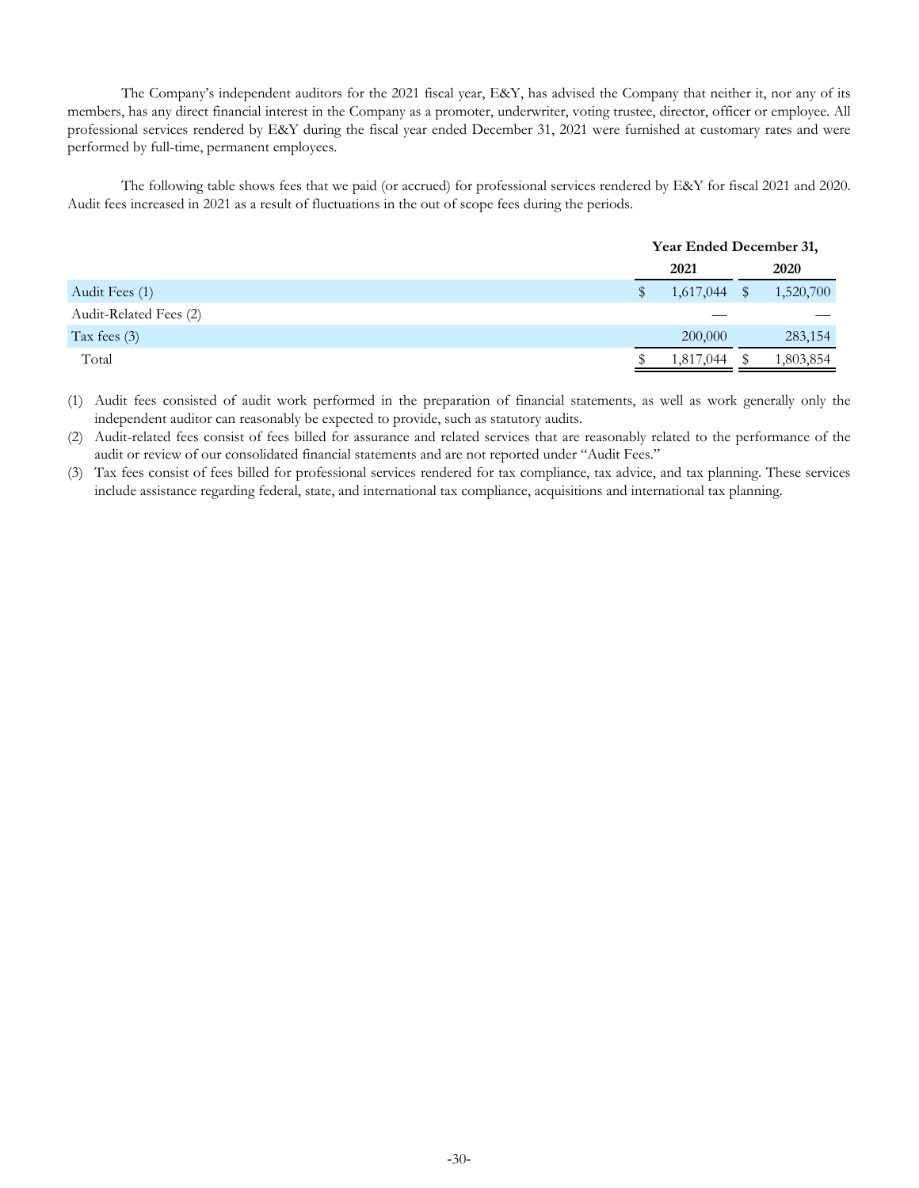The Company's independent auditors for the 2021 fiscal year, E&Y, has advised the Company that neither it, nor any of its members, has any direct financial interest in the Company as a promoter, underwriter, voting trustee, director, officer or employee. All professional services rendered by E&Y during the fiscal year ended December 31, 2021 were furnished at customary rates and were performed by full-time, permanent employees.

The following table shows fees that we paid (or accrued) for professional services rendered by E&Y for fiscal 2021 and 2020. Audit fees increased in 2021 as a result of fluctuations in the out of scope fees during the periods.

| | Year Ended December 31, | |
|---|---|---|
| | **2021** | **2020** |
| Audit Fees (1) | $ 1,617,044 | $ 1,520,700 |
| Audit-Related Fees (2) | — | — |
| Tax fees (3) | 200,000 | 283,154 |
| Total | $ 1,817,044 | $ 1,803,854 |

(1) Audit fees consisted of audit work performed in the preparation of financial statements, as well as work generally only the independent auditor can reasonably be expected to provide, such as statutory audits.

(2) Audit-related fees consist of fees billed for assurance and related services that are reasonably related to the performance of the audit or review of our consolidated financial statements and are not reported under "Audit Fees."

(3) Tax fees consist of fees billed for professional services rendered for tax compliance, tax advice, and tax planning. These services include assistance regarding federal, state, and international tax compliance, acquisitions and international tax planning.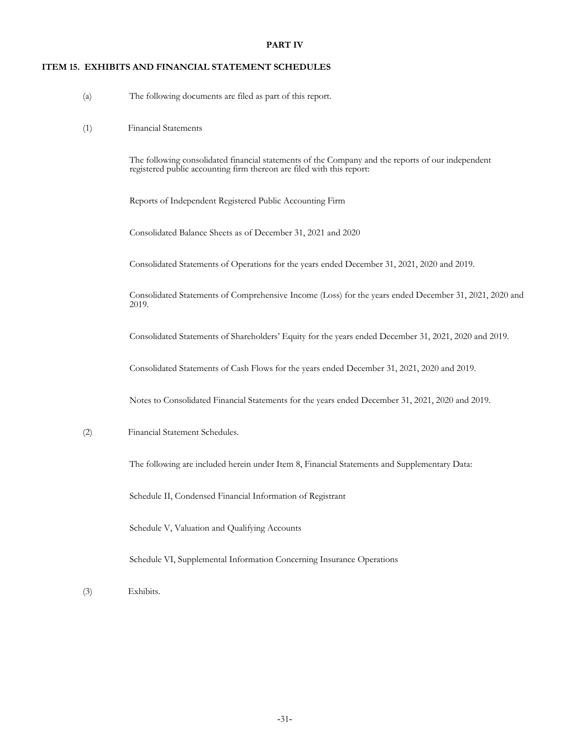**PART IV**

## ITEM 15. EXHIBITS AND FINANCIAL STATEMENT SCHEDULES

(a) The following documents are filed as part of this report.

(1) Financial Statements

The following consolidated financial statements of the Company and the reports of our independent registered public accounting firm thereon are filed with this report:

Reports of Independent Registered Public Accounting Firm

Consolidated Balance Sheets as of December 31, 2021 and 2020

Consolidated Statements of Operations for the years ended December 31, 2021, 2020 and 2019.

Consolidated Statements of Comprehensive Income (Loss) for the years ended December 31, 2021, 2020 and 2019.

Consolidated Statements of Shareholders' Equity for the years ended December 31, 2021, 2020 and 2019.

Consolidated Statements of Cash Flows for the years ended December 31, 2021, 2020 and 2019.

Notes to Consolidated Financial Statements for the years ended December 31, 2021, 2020 and 2019.

(2) Financial Statement Schedules.

The following are included herein under Item 8, Financial Statements and Supplementary Data:

Schedule II, Condensed Financial Information of Registrant

Schedule V, Valuation and Qualifying Accounts

Schedule VI, Supplemental Information Concerning Insurance Operations

(3) Exhibits.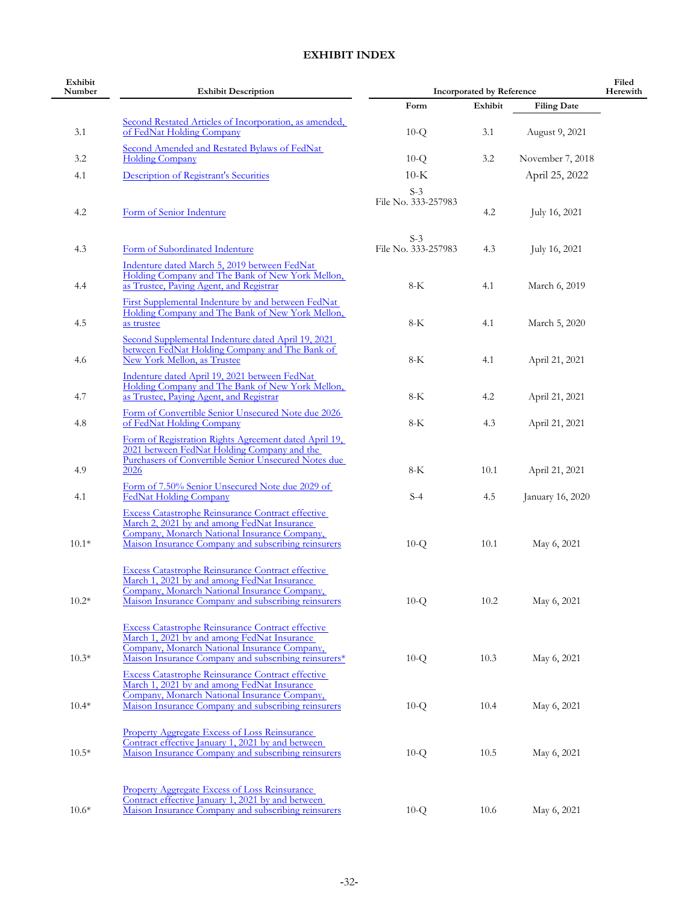# EXHIBIT INDEX

| Exhibit Number | Exhibit Description | Incorporated by Reference | | | Filed Herewith |
|---|---|---|---|---|---|
| | | Form | Exhibit | Filing Date | |
| 3.1 | Second Restated Articles of Incorporation, as amended, of FedNat Holding Company | 10-Q | 3.1 | August 9, 2021 | |
| 3.2 | Second Amended and Restated Bylaws of FedNat Holding Company | 10-Q | 3.2 | November 7, 2018 | |
| 4.1 | Description of Registrant's Securities | 10-K | | April 25, 2022 | |
| 4.2 | Form of Senior Indenture | S-3 File No. 333-257983 | 4.2 | July 16, 2021 | |
| 4.3 | Form of Subordinated Indenture | S-3 File No. 333-257983 | 4.3 | July 16, 2021 | |
| 4.4 | Indenture dated March 5, 2019 between FedNat Holding Company and The Bank of New York Mellon, as Trustee, Paying Agent, and Registrar | 8-K | 4.1 | March 6, 2019 | |
| 4.5 | First Supplemental Indenture by and between FedNat Holding Company and The Bank of New York Mellon, as trustee | 8-K | 4.1 | March 5, 2020 | |
| 4.6 | Second Supplemental Indenture dated April 19, 2021 between FedNat Holding Company and The Bank of New York Mellon, as Trustee | 8-K | 4.1 | April 21, 2021 | |
| 4.7 | Indenture dated April 19, 2021 between FedNat Holding Company and The Bank of New York Mellon, as Trustee, Paying Agent, and Registrar | 8-K | 4.2 | April 21, 2021 | |
| 4.8 | Form of Convertible Senior Unsecured Note due 2026 of FedNat Holding Company | 8-K | 4.3 | April 21, 2021 | |
| 4.9 | Form of Registration Rights Agreement dated April 19, 2021 between FedNat Holding Company and the Purchasers of Convertible Senior Unsecured Notes due 2026 | 8-K | 10.1 | April 21, 2021 | |
| 4.1 | Form of 7.50% Senior Unsecured Note due 2029 of FedNat Holding Company | S-4 | 4.5 | January 16, 2020 | |
| 10.1* | Excess Catastrophe Reinsurance Contract effective March 2, 2021 by and among FedNat Insurance Company, Monarch National Insurance Company, Maison Insurance Company and subscribing reinsurers | 10-Q | 10.1 | May 6, 2021 | |
| 10.2* | Excess Catastrophe Reinsurance Contract effective March 1, 2021 by and among FedNat Insurance Company, Monarch National Insurance Company, Maison Insurance Company and subscribing reinsurers | 10-Q | 10.2 | May 6, 2021 | |
| 10.3* | Excess Catastrophe Reinsurance Contract effective March 1, 2021 by and among FedNat Insurance Company, Monarch National Insurance Company, Maison Insurance Company and subscribing reinsurers* | 10-Q | 10.3 | May 6, 2021 | |
| 10.4* | Excess Catastrophe Reinsurance Contract effective March 1, 2021 by and among FedNat Insurance Company, Monarch National Insurance Company, Maison Insurance Company and subscribing reinsurers | 10-Q | 10.4 | May 6, 2021 | |
| 10.5* | Property Aggregate Excess of Loss Reinsurance Contract effective January 1, 2021 by and between Maison Insurance Company and subscribing reinsurers | 10-Q | 10.5 | May 6, 2021 | |
| 10.6* | Property Aggregate Excess of Loss Reinsurance Contract effective January 1, 2021 by and between Maison Insurance Company and subscribing reinsurers | 10-Q | 10.6 | May 6, 2021 | |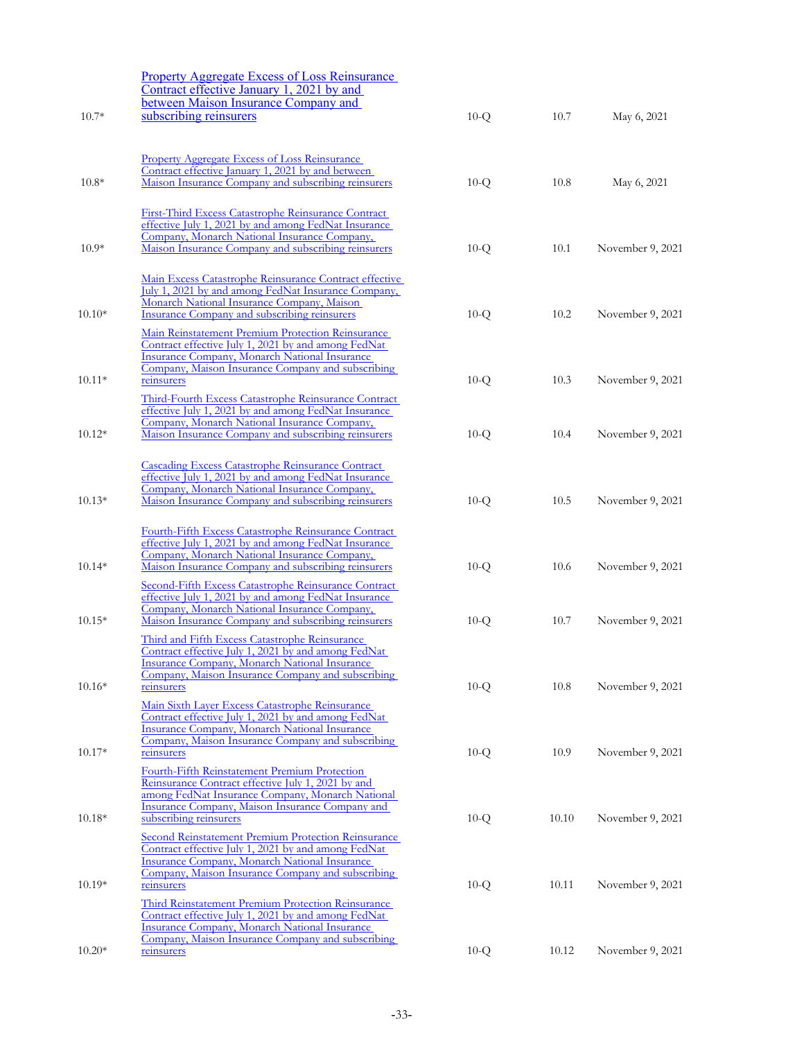| | | | | |
|---|---|---|---|---|
| 10.7* | Property Aggregate Excess of Loss Reinsurance Contract effective January 1, 2021 by and between Maison Insurance Company and subscribing reinsurers | 10-Q | 10.7 | May 6, 2021 |
| 10.8* | Property Aggregate Excess of Loss Reinsurance Contract effective January 1, 2021 by and between Maison Insurance Company and subscribing reinsurers | 10-Q | 10.8 | May 6, 2021 |
| 10.9* | First-Third Excess Catastrophe Reinsurance Contract effective July 1, 2021 by and among FedNat Insurance Company, Monarch National Insurance Company, Maison Insurance Company and subscribing reinsurers | 10-Q | 10.1 | November 9, 2021 |
| 10.10* | Main Excess Catastrophe Reinsurance Contract effective July 1, 2021 by and among FedNat Insurance Company, Monarch National Insurance Company, Maison Insurance Company and subscribing reinsurers | 10-Q | 10.2 | November 9, 2021 |
| 10.11* | Main Reinstatement Premium Protection Reinsurance Contract effective July 1, 2021 by and among FedNat Insurance Company, Monarch National Insurance Company, Maison Insurance Company and subscribing reinsurers | 10-Q | 10.3 | November 9, 2021 |
| 10.12* | Third-Fourth Excess Catastrophe Reinsurance Contract effective July 1, 2021 by and among FedNat Insurance Company, Monarch National Insurance Company, Maison Insurance Company and subscribing reinsurers | 10-Q | 10.4 | November 9, 2021 |
| 10.13* | Cascading Excess Catastrophe Reinsurance Contract effective July 1, 2021 by and among FedNat Insurance Company, Monarch National Insurance Company, Maison Insurance Company and subscribing reinsurers | 10-Q | 10.5 | November 9, 2021 |
| 10.14* | Fourth-Fifth Excess Catastrophe Reinsurance Contract effective July 1, 2021 by and among FedNat Insurance Company, Monarch National Insurance Company, Maison Insurance Company and subscribing reinsurers | 10-Q | 10.6 | November 9, 2021 |
| 10.15* | Second-Fifth Excess Catastrophe Reinsurance Contract effective July 1, 2021 by and among FedNat Insurance Company, Monarch National Insurance Company, Maison Insurance Company and subscribing reinsurers | 10-Q | 10.7 | November 9, 2021 |
| 10.16* | Third and Fifth Excess Catastrophe Reinsurance Contract effective July 1, 2021 by and among FedNat Insurance Company, Monarch National Insurance Company, Maison Insurance Company and subscribing reinsurers | 10-Q | 10.8 | November 9, 2021 |
| 10.17* | Main Sixth Layer Excess Catastrophe Reinsurance Contract effective July 1, 2021 by and among FedNat Insurance Company, Monarch National Insurance Company, Maison Insurance Company and subscribing reinsurers | 10-Q | 10.9 | November 9, 2021 |
| 10.18* | Fourth-Fifth Reinstatement Premium Protection Reinsurance Contract effective July 1, 2021 by and among FedNat Insurance Company, Monarch National Insurance Company, Maison Insurance Company and subscribing reinsurers | 10-Q | 10.10 | November 9, 2021 |
| 10.19* | Second Reinstatement Premium Protection Reinsurance Contract effective July 1, 2021 by and among FedNat Insurance Company, Monarch National Insurance Company, Maison Insurance Company and subscribing reinsurers | 10-Q | 10.11 | November 9, 2021 |
| 10.20* | Third Reinstatement Premium Protection Reinsurance Contract effective July 1, 2021 by and among FedNat Insurance Company, Monarch National Insurance Company, Maison Insurance Company and subscribing reinsurers | 10-Q | 10.12 | November 9, 2021 |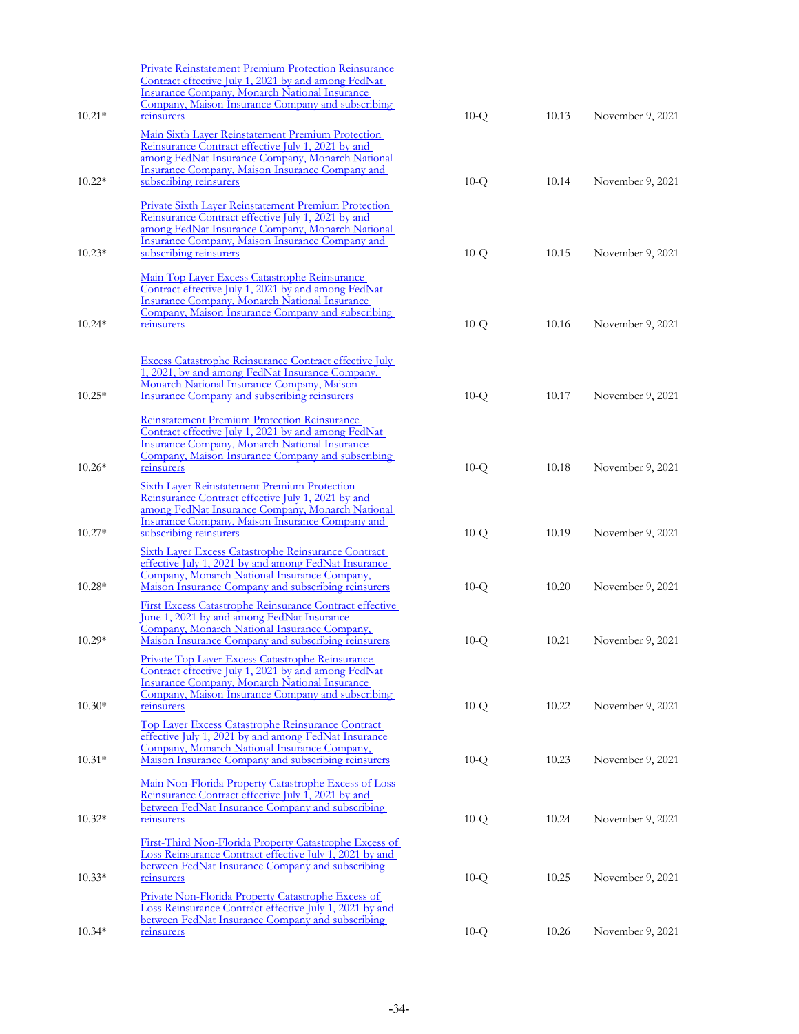| | | | | |
|---|---|---|---|---|
| 10.21* | Private Reinstatement Premium Protection Reinsurance Contract effective July 1, 2021 by and among FedNat Insurance Company, Monarch National Insurance Company, Maison Insurance Company and subscribing reinsurers | 10-Q | 10.13 | November 9, 2021 |
| 10.22* | Main Sixth Layer Reinstatement Premium Protection Reinsurance Contract effective July 1, 2021 by and among FedNat Insurance Company, Monarch National Insurance Company, Maison Insurance Company and subscribing reinsurers | 10-Q | 10.14 | November 9, 2021 |
| 10.23* | Private Sixth Layer Reinstatement Premium Protection Reinsurance Contract effective July 1, 2021 by and among FedNat Insurance Company, Monarch National Insurance Company, Maison Insurance Company and subscribing reinsurers | 10-Q | 10.15 | November 9, 2021 |
| 10.24* | Main Top Layer Excess Catastrophe Reinsurance Contract effective July 1, 2021 by and among FedNat Insurance Company, Monarch National Insurance Company, Maison Insurance Company and subscribing reinsurers | 10-Q | 10.16 | November 9, 2021 |
| 10.25* | Excess Catastrophe Reinsurance Contract effective July 1, 2021, by and among FedNat Insurance Company, Monarch National Insurance Company, Maison Insurance Company and subscribing reinsurers | 10-Q | 10.17 | November 9, 2021 |
| 10.26* | Reinstatement Premium Protection Reinsurance Contract effective July 1, 2021 by and among FedNat Insurance Company, Monarch National Insurance Company, Maison Insurance Company and subscribing reinsurers | 10-Q | 10.18 | November 9, 2021 |
| 10.27* | Sixth Layer Reinstatement Premium Protection Reinsurance Contract effective July 1, 2021 by and among FedNat Insurance Company, Monarch National Insurance Company, Maison Insurance Company and subscribing reinsurers | 10-Q | 10.19 | November 9, 2021 |
| 10.28* | Sixth Layer Excess Catastrophe Reinsurance Contract effective July 1, 2021 by and among FedNat Insurance Company, Monarch National Insurance Company, Maison Insurance Company and subscribing reinsurers | 10-Q | 10.20 | November 9, 2021 |
| 10.29* | First Excess Catastrophe Reinsurance Contract effective June 1, 2021 by and among FedNat Insurance Company, Monarch National Insurance Company, Maison Insurance Company and subscribing reinsurers | 10-Q | 10.21 | November 9, 2021 |
| 10.30* | Private Top Layer Excess Catastrophe Reinsurance Contract effective July 1, 2021 by and among FedNat Insurance Company, Monarch National Insurance Company, Maison Insurance Company and subscribing reinsurers | 10-Q | 10.22 | November 9, 2021 |
| 10.31* | Top Layer Excess Catastrophe Reinsurance Contract effective July 1, 2021 by and among FedNat Insurance Company, Monarch National Insurance Company, Maison Insurance Company and subscribing reinsurers | 10-Q | 10.23 | November 9, 2021 |
| 10.32* | Main Non-Florida Property Catastrophe Excess of Loss Reinsurance Contract effective July 1, 2021 by and between FedNat Insurance Company and subscribing reinsurers | 10-Q | 10.24 | November 9, 2021 |
| 10.33* | First-Third Non-Florida Property Catastrophe Excess of Loss Reinsurance Contract effective July 1, 2021 by and between FedNat Insurance Company and subscribing reinsurers | 10-Q | 10.25 | November 9, 2021 |
| 10.34* | Private Non-Florida Property Catastrophe Excess of Loss Reinsurance Contract effective July 1, 2021 by and between FedNat Insurance Company and subscribing reinsurers | 10-Q | 10.26 | November 9, 2021 |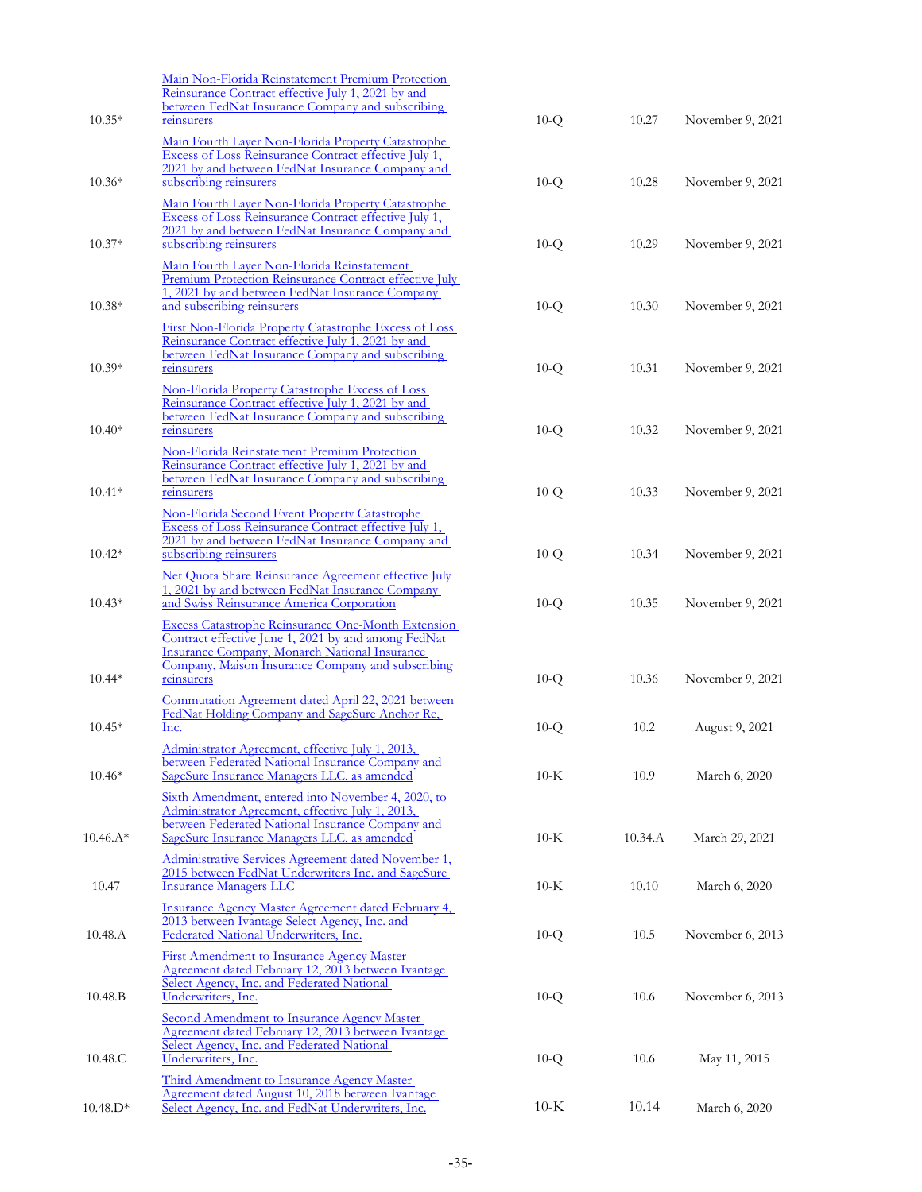| | | | | |
|---|---|---|---|---|
| 10.35* | Main Non-Florida Reinstatement Premium Protection Reinsurance Contract effective July 1, 2021 by and between FedNat Insurance Company and subscribing reinsurers | 10-Q | 10.27 | November 9, 2021 |
| 10.36* | Main Fourth Layer Non-Florida Property Catastrophe Excess of Loss Reinsurance Contract effective July 1, 2021 by and between FedNat Insurance Company and subscribing reinsurers | 10-Q | 10.28 | November 9, 2021 |
| 10.37* | Main Fourth Layer Non-Florida Property Catastrophe Excess of Loss Reinsurance Contract effective July 1, 2021 by and between FedNat Insurance Company and subscribing reinsurers | 10-Q | 10.29 | November 9, 2021 |
| 10.38* | Main Fourth Layer Non-Florida Reinstatement Premium Protection Reinsurance Contract effective July 1, 2021 by and between FedNat Insurance Company and subscribing reinsurers | 10-Q | 10.30 | November 9, 2021 |
| 10.39* | First Non-Florida Property Catastrophe Excess of Loss Reinsurance Contract effective July 1, 2021 by and between FedNat Insurance Company and subscribing reinsurers | 10-Q | 10.31 | November 9, 2021 |
| 10.40* | Non-Florida Property Catastrophe Excess of Loss Reinsurance Contract effective July 1, 2021 by and between FedNat Insurance Company and subscribing reinsurers | 10-Q | 10.32 | November 9, 2021 |
| 10.41* | Non-Florida Reinstatement Premium Protection Reinsurance Contract effective July 1, 2021 by and between FedNat Insurance Company and subscribing reinsurers | 10-Q | 10.33 | November 9, 2021 |
| 10.42* | Non-Florida Second Event Property Catastrophe Excess of Loss Reinsurance Contract effective July 1, 2021 by and between FedNat Insurance Company and subscribing reinsurers | 10-Q | 10.34 | November 9, 2021 |
| 10.43* | Net Quota Share Reinsurance Agreement effective July 1, 2021 by and between FedNat Insurance Company and Swiss Reinsurance America Corporation | 10-Q | 10.35 | November 9, 2021 |
| 10.44* | Excess Catastrophe Reinsurance One-Month Extension Contract effective June 1, 2021 by and among FedNat Insurance Company, Monarch National Insurance Company, Maison Insurance Company and subscribing reinsurers | 10-Q | 10.36 | November 9, 2021 |
| 10.45* | Commutation Agreement dated April 22, 2021 between FedNat Holding Company and SageSure Anchor Re, Inc. | 10-Q | 10.2 | August 9, 2021 |
| 10.46* | Administrator Agreement, effective July 1, 2013, between Federated National Insurance Company and SageSure Insurance Managers LLC, as amended | 10-K | 10.9 | March 6, 2020 |
| 10.46.A* | Sixth Amendment, entered into November 4, 2020, to Administrator Agreement, effective July 1, 2013, between Federated National Insurance Company and SageSure Insurance Managers LLC, as amended | 10-K | 10.34.A | March 29, 2021 |
| 10.47 | Administrative Services Agreement dated November 1, 2015 between FedNat Underwriters Inc. and SageSure Insurance Managers LLC | 10-K | 10.10 | March 6, 2020 |
| 10.48.A | Insurance Agency Master Agreement dated February 4, 2013 between Ivantage Select Agency, Inc. and Federated National Underwriters, Inc. | 10-Q | 10.5 | November 6, 2013 |
| 10.48.B | First Amendment to Insurance Agency Master Agreement dated February 12, 2013 between Ivantage Select Agency, Inc. and Federated National Underwriters, Inc. | 10-Q | 10.6 | November 6, 2013 |
| 10.48.C | Second Amendment to Insurance Agency Master Agreement dated February 12, 2013 between Ivantage Select Agency, Inc. and Federated National Underwriters, Inc. | 10-Q | 10.6 | May 11, 2015 |
| 10.48.D* | Third Amendment to Insurance Agency Master Agreement dated August 10, 2018 between Ivantage Select Agency, Inc. and FedNat Underwriters, Inc. | 10-K | 10.14 | March 6, 2020 |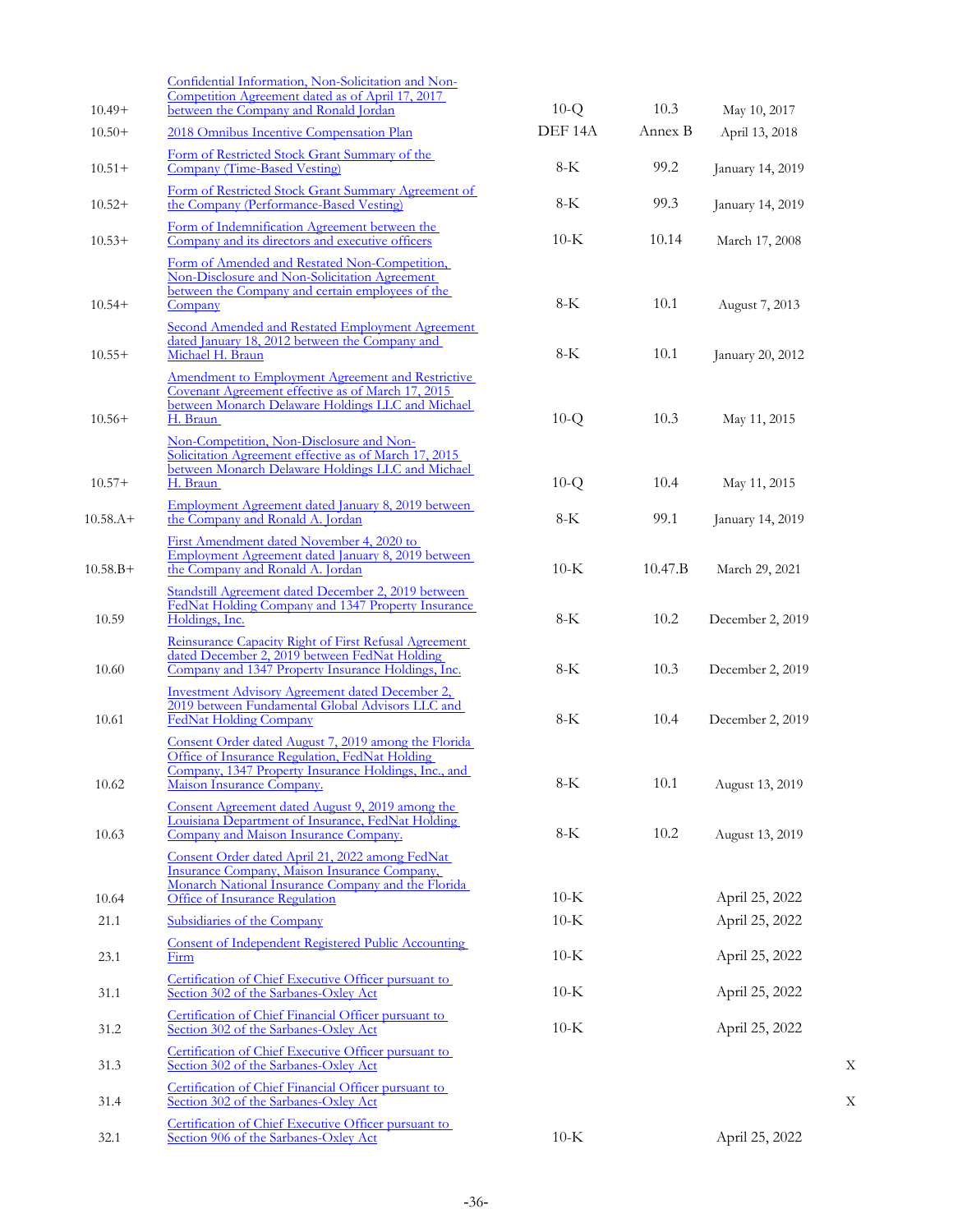| | | | | | |
|---|---|---|---|---|---|
| 10.49+ | Confidential Information, Non-Solicitation and Non-Competition Agreement dated as of April 17, 2017 between the Company and Ronald Jordan | 10-Q | 10.3 | May 10, 2017 | |
| 10.50+ | 2018 Omnibus Incentive Compensation Plan | DEF 14A | Annex B | April 13, 2018 | |
| 10.51+ | Form of Restricted Stock Grant Summary of the Company (Time-Based Vesting) | 8-K | 99.2 | January 14, 2019 | |
| 10.52+ | Form of Restricted Stock Grant Summary Agreement of the Company (Performance-Based Vesting) | 8-K | 99.3 | January 14, 2019 | |
| 10.53+ | Form of Indemnification Agreement between the Company and its directors and executive officers | 10-K | 10.14 | March 17, 2008 | |
| 10.54+ | Form of Amended and Restated Non-Competition, Non-Disclosure and Non-Solicitation Agreement between the Company and certain employees of the Company | 8-K | 10.1 | August 7, 2013 | |
| 10.55+ | Second Amended and Restated Employment Agreement dated January 18, 2012 between the Company and Michael H. Braun | 8-K | 10.1 | January 20, 2012 | |
| 10.56+ | Amendment to Employment Agreement and Restrictive Covenant Agreement effective as of March 17, 2015 between Monarch Delaware Holdings LLC and Michael H. Braun | 10-Q | 10.3 | May 11, 2015 | |
| 10.57+ | Non-Competition, Non-Disclosure and Non-Solicitation Agreement effective as of March 17, 2015 between Monarch Delaware Holdings LLC and Michael H. Braun | 10-Q | 10.4 | May 11, 2015 | |
| 10.58.A+ | Employment Agreement dated January 8, 2019 between the Company and Ronald A. Jordan | 8-K | 99.1 | January 14, 2019 | |
| 10.58.B+ | First Amendment dated November 4, 2020 to Employment Agreement dated January 8, 2019 between the Company and Ronald A. Jordan | 10-K | 10.47.B | March 29, 2021 | |
| 10.59 | Standstill Agreement dated December 2, 2019 between FedNat Holding Company and 1347 Property Insurance Holdings, Inc. | 8-K | 10.2 | December 2, 2019 | |
| 10.60 | Reinsurance Capacity Right of First Refusal Agreement dated December 2, 2019 between FedNat Holding Company and 1347 Property Insurance Holdings, Inc. | 8-K | 10.3 | December 2, 2019 | |
| 10.61 | Investment Advisory Agreement dated December 2, 2019 between Fundamental Global Advisors LLC and FedNat Holding Company | 8-K | 10.4 | December 2, 2019 | |
| 10.62 | Consent Order dated August 7, 2019 among the Florida Office of Insurance Regulation, FedNat Holding Company, 1347 Property Insurance Holdings, Inc., and Maison Insurance Company. | 8-K | 10.1 | August 13, 2019 | |
| 10.63 | Consent Agreement dated August 9, 2019 among the Louisiana Department of Insurance, FedNat Holding Company and Maison Insurance Company. | 8-K | 10.2 | August 13, 2019 | |
| 10.64 | Consent Order dated April 21, 2022 among FedNat Insurance Company, Maison Insurance Company, Monarch National Insurance Company and the Florida Office of Insurance Regulation | 10-K | | April 25, 2022 | |
| 21.1 | Subsidiaries of the Company | 10-K | | April 25, 2022 | |
| 23.1 | Consent of Independent Registered Public Accounting Firm | 10-K | | April 25, 2022 | |
| 31.1 | Certification of Chief Executive Officer pursuant to Section 302 of the Sarbanes-Oxley Act | 10-K | | April 25, 2022 | |
| 31.2 | Certification of Chief Financial Officer pursuant to Section 302 of the Sarbanes-Oxley Act | 10-K | | April 25, 2022 | |
| 31.3 | Certification of Chief Executive Officer pursuant to Section 302 of the Sarbanes-Oxley Act | | | | X |
| 31.4 | Certification of Chief Financial Officer pursuant to Section 302 of the Sarbanes-Oxley Act | | | | X |
| 32.1 | Certification of Chief Executive Officer pursuant to Section 906 of the Sarbanes-Oxley Act | 10-K | | April 25, 2022 | |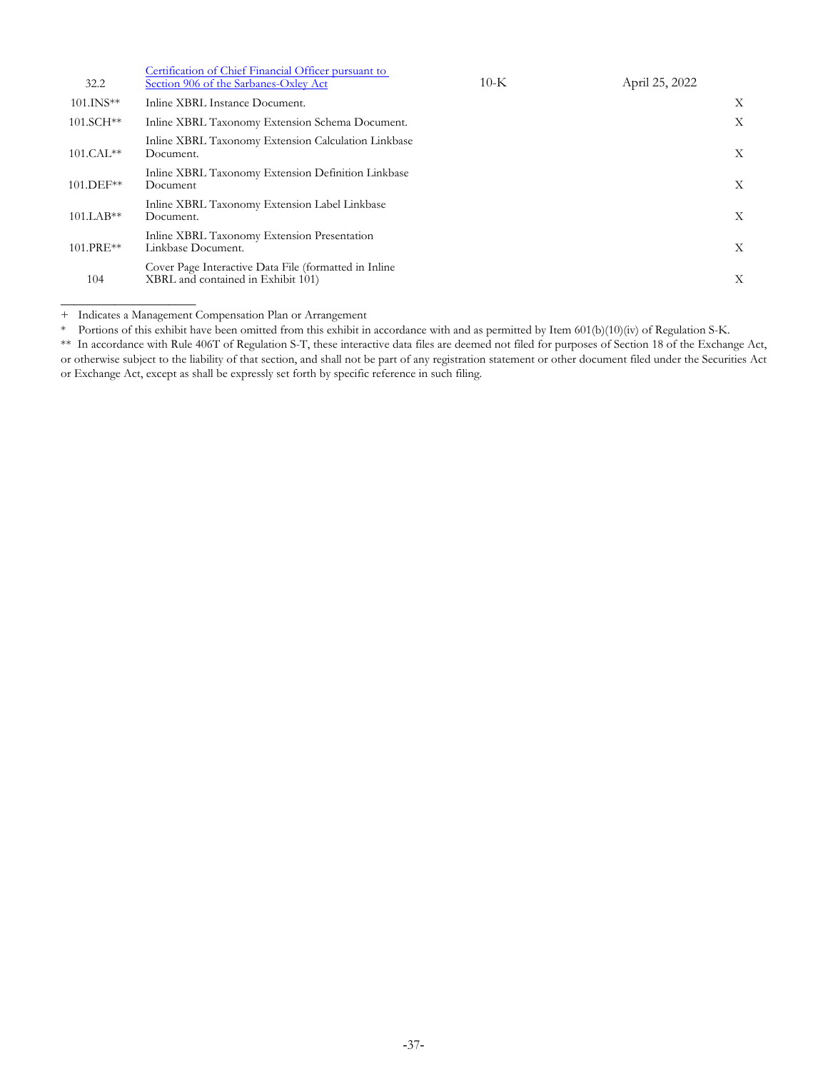| | | | | |
|---|---|---|---|---|
| 32.2 | [Certification of Chief Financial Officer pursuant to Section 906 of the Sarbanes-Oxley Act](#) | 10-K | April 25, 2022 | |
| 101.INS** | Inline XBRL Instance Document. | | | X |
| 101.SCH** | Inline XBRL Taxonomy Extension Schema Document. | | | X |
| 101.CAL** | Inline XBRL Taxonomy Extension Calculation Linkbase Document. | | | X |
| 101.DEF** | Inline XBRL Taxonomy Extension Definition Linkbase Document | | | X |
| 101.LAB** | Inline XBRL Taxonomy Extension Label Linkbase Document. | | | X |
| 101.PRE** | Inline XBRL Taxonomy Extension Presentation Linkbase Document. | | | X |
| 104 | Cover Page Interactive Data File (formatted in Inline XBRL and contained in Exhibit 101) | | | X |

\+ Indicates a Management Compensation Plan or Arrangement

\* Portions of this exhibit have been omitted from this exhibit in accordance with and as permitted by Item 601(b)(10)(iv) of Regulation S-K.

** In accordance with Rule 406T of Regulation S-T, these interactive data files are deemed not filed for purposes of Section 18 of the Exchange Act, or otherwise subject to the liability of that section, and shall not be part of any registration statement or other document filed under the Securities Act or Exchange Act, except as shall be expressly set forth by specific reference in such filing.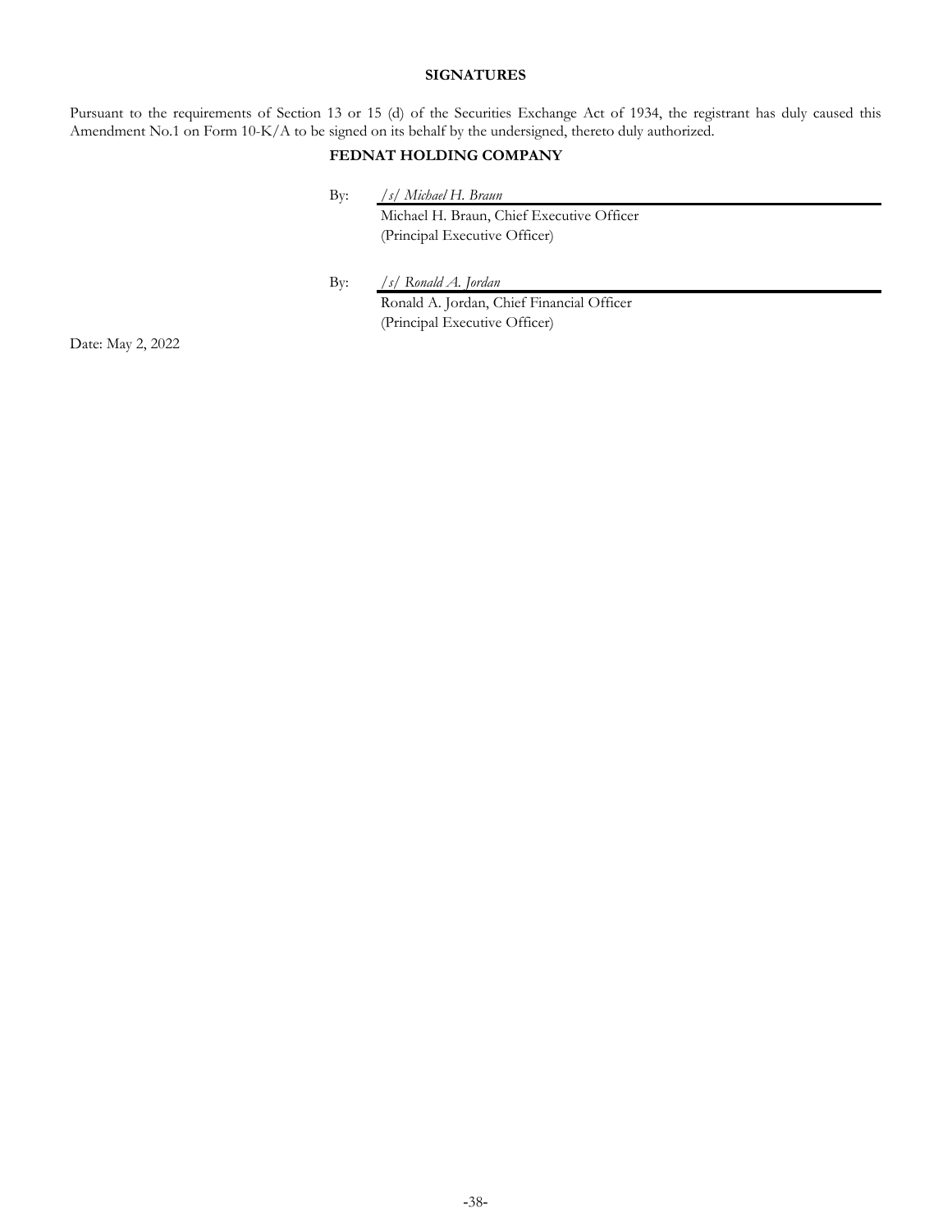## SIGNATURES

Pursuant to the requirements of Section 13 or 15 (d) of the Securities Exchange Act of 1934, the registrant has duly caused this Amendment No.1 on Form 10-K/A to be signed on its behalf by the undersigned, thereto duly authorized.

**FEDNAT HOLDING COMPANY**

By: */s/ Michael H. Braun*
Michael H. Braun, Chief Executive Officer
(Principal Executive Officer)

By: */s/ Ronald A. Jordan*
Ronald A. Jordan, Chief Financial Officer
(Principal Executive Officer)

Date: May 2, 2022